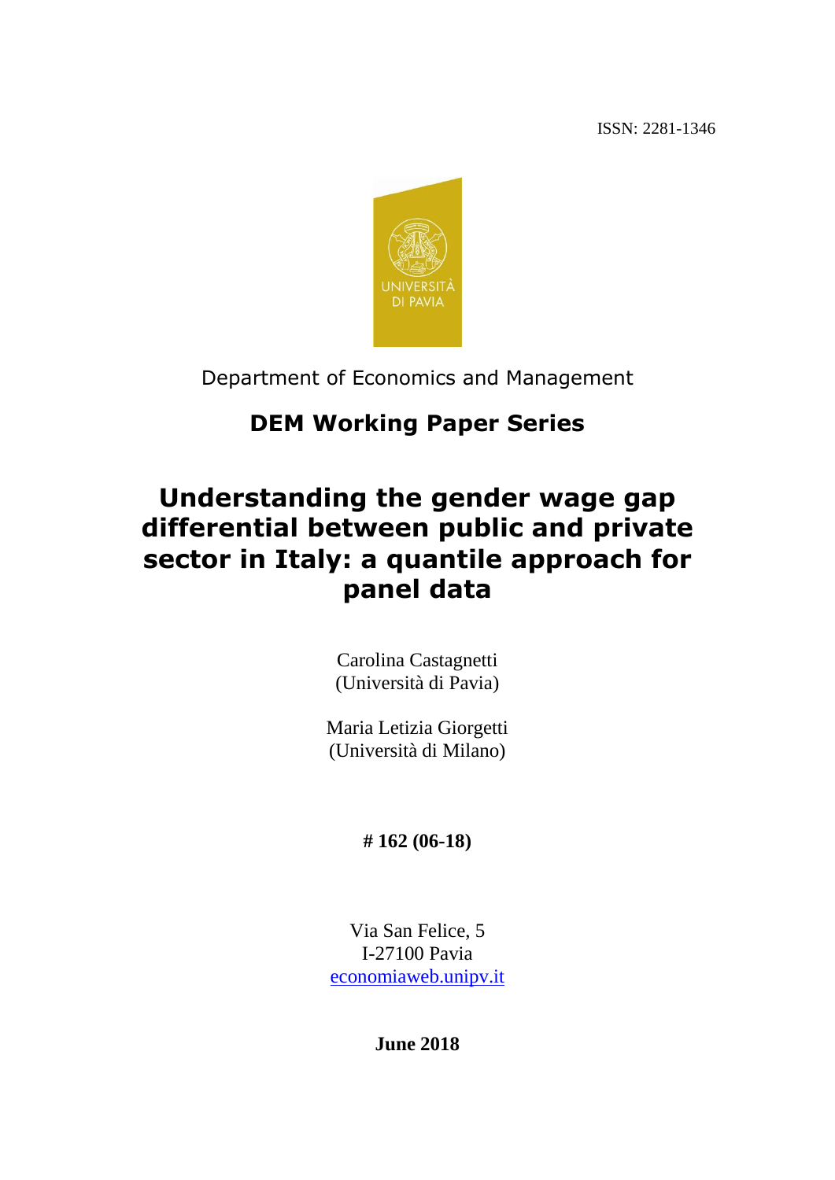ISSN: 2281-1346

Department of Economics and Management

**DEM Working Paper Series**

# Understanding the gender wage gap differential between public and private sector in Italy: a quantile approach for panel data

Carolina Castagnetti
(Università di Pavia)

Maria Letizia Giorgetti
(Università di Milano)

**# 162 (06-18)**

Via San Felice, 5
I-27100 Pavia
[economiaweb.unipv.it](economiaweb.unipv.it)

**June 2018**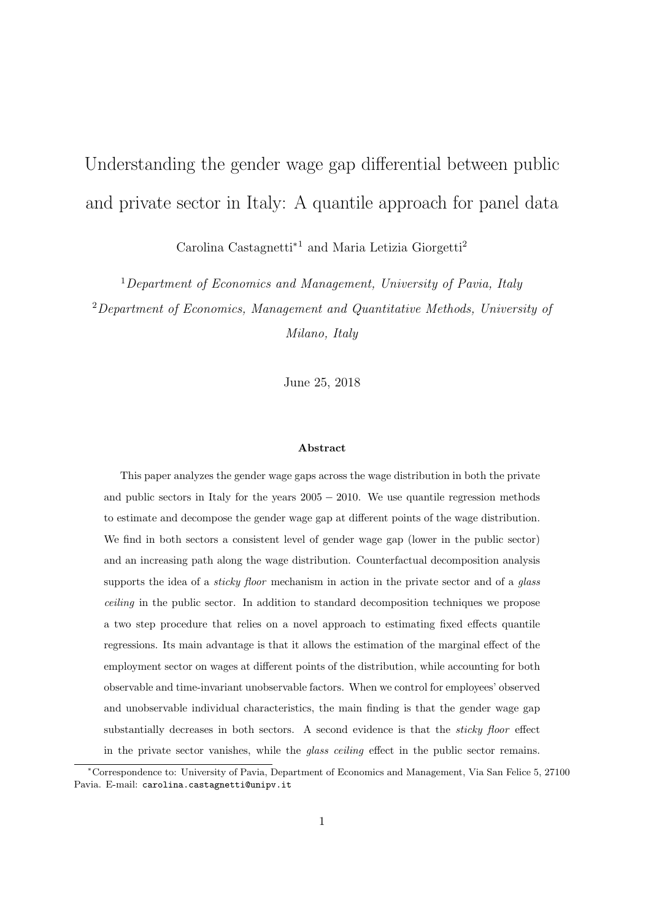# Understanding the gender wage gap differential between public and private sector in Italy: A quantile approach for panel data

Carolina Castagnetti*[1] and Maria Letizia Giorgetti[2]

[1] *Department of Economics and Management, University of Pavia, Italy*

[2] *Department of Economics, Management and Quantitative Methods, University of Milano, Italy*

June 25, 2018

**Abstract**

This paper analyzes the gender wage gaps across the wage distribution in both the private and public sectors in Italy for the years $2005-2010$. We use quantile regression methods to estimate and decompose the gender wage gap at different points of the wage distribution. We find in both sectors a consistent level of gender wage gap (lower in the public sector) and an increasing path along the wage distribution. Counterfactual decomposition analysis supports the idea of a *sticky floor* mechanism in action in the private sector and of a *glass ceiling* in the public sector. In addition to standard decomposition techniques we propose a two step procedure that relies on a novel approach to estimating fixed effects quantile regressions. Its main advantage is that it allows the estimation of the marginal effect of the employment sector on wages at different points of the distribution, while accounting for both observable and time-invariant unobservable factors. When we control for employees' observed and unobservable individual characteristics, the main finding is that the gender wage gap substantially decreases in both sectors. A second evidence is that the *sticky floor* effect in the private sector vanishes, while the *glass ceiling* effect in the public sector remains.

*Correspondence to: University of Pavia, Department of Economics and Management, Via San Felice 5, 27100 Pavia. E-mail: carolina.castagnetti@unipv.it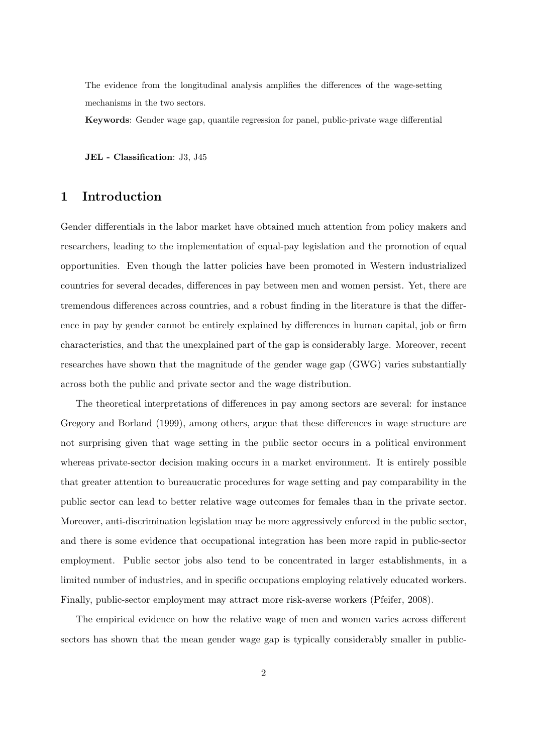The evidence from the longitudinal analysis amplifies the differences of the wage-setting mechanisms in the two sectors.

**Keywords**: Gender wage gap, quantile regression for panel, public-private wage differential

**JEL - Classification**: J3, J45

# 1 Introduction

Gender differentials in the labor market have obtained much attention from policy makers and researchers, leading to the implementation of equal-pay legislation and the promotion of equal opportunities. Even though the latter policies have been promoted in Western industrialized countries for several decades, differences in pay between men and women persist. Yet, there are tremendous differences across countries, and a robust finding in the literature is that the difference in pay by gender cannot be entirely explained by differences in human capital, job or firm characteristics, and that the unexplained part of the gap is considerably large. Moreover, recent researches have shown that the magnitude of the gender wage gap (GWG) varies substantially across both the public and private sector and the wage distribution.

The theoretical interpretations of differences in pay among sectors are several: for instance Gregory and Borland (1999), among others, argue that these differences in wage structure are not surprising given that wage setting in the public sector occurs in a political environment whereas private-sector decision making occurs in a market environment. It is entirely possible that greater attention to bureaucratic procedures for wage setting and pay comparability in the public sector can lead to better relative wage outcomes for females than in the private sector. Moreover, anti-discrimination legislation may be more aggressively enforced in the public sector, and there is some evidence that occupational integration has been more rapid in public-sector employment. Public sector jobs also tend to be concentrated in larger establishments, in a limited number of industries, and in specific occupations employing relatively educated workers. Finally, public-sector employment may attract more risk-averse workers (Pfeifer, 2008).

The empirical evidence on how the relative wage of men and women varies across different sectors has shown that the mean gender wage gap is typically considerably smaller in public-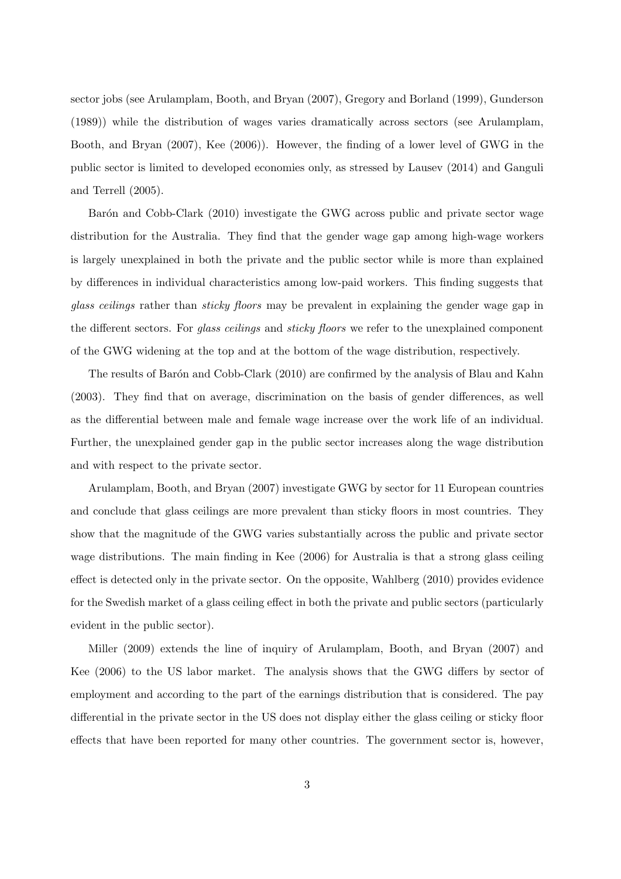sector jobs (see Arulamplam, Booth, and Bryan (2007), Gregory and Borland (1999), Gunderson (1989)) while the distribution of wages varies dramatically across sectors (see Arulamplam, Booth, and Bryan (2007), Kee (2006)). However, the finding of a lower level of GWG in the public sector is limited to developed economies only, as stressed by Lausev (2014) and Ganguli and Terrell (2005).

Barón and Cobb-Clark (2010) investigate the GWG across public and private sector wage distribution for the Australia. They find that the gender wage gap among high-wage workers is largely unexplained in both the private and the public sector while is more than explained by differences in individual characteristics among low-paid workers. This finding suggests that *glass ceilings* rather than *sticky floors* may be prevalent in explaining the gender wage gap in the different sectors. For *glass ceilings* and *sticky floors* we refer to the unexplained component of the GWG widening at the top and at the bottom of the wage distribution, respectively.

The results of Barón and Cobb-Clark (2010) are confirmed by the analysis of Blau and Kahn (2003). They find that on average, discrimination on the basis of gender differences, as well as the differential between male and female wage increase over the work life of an individual. Further, the unexplained gender gap in the public sector increases along the wage distribution and with respect to the private sector.

Arulamplam, Booth, and Bryan (2007) investigate GWG by sector for 11 European countries and conclude that glass ceilings are more prevalent than sticky floors in most countries. They show that the magnitude of the GWG varies substantially across the public and private sector wage distributions. The main finding in Kee (2006) for Australia is that a strong glass ceiling effect is detected only in the private sector. On the opposite, Wahlberg (2010) provides evidence for the Swedish market of a glass ceiling effect in both the private and public sectors (particularly evident in the public sector).

Miller (2009) extends the line of inquiry of Arulamplam, Booth, and Bryan (2007) and Kee (2006) to the US labor market. The analysis shows that the GWG differs by sector of employment and according to the part of the earnings distribution that is considered. The pay differential in the private sector in the US does not display either the glass ceiling or sticky floor effects that have been reported for many other countries. The government sector is, however,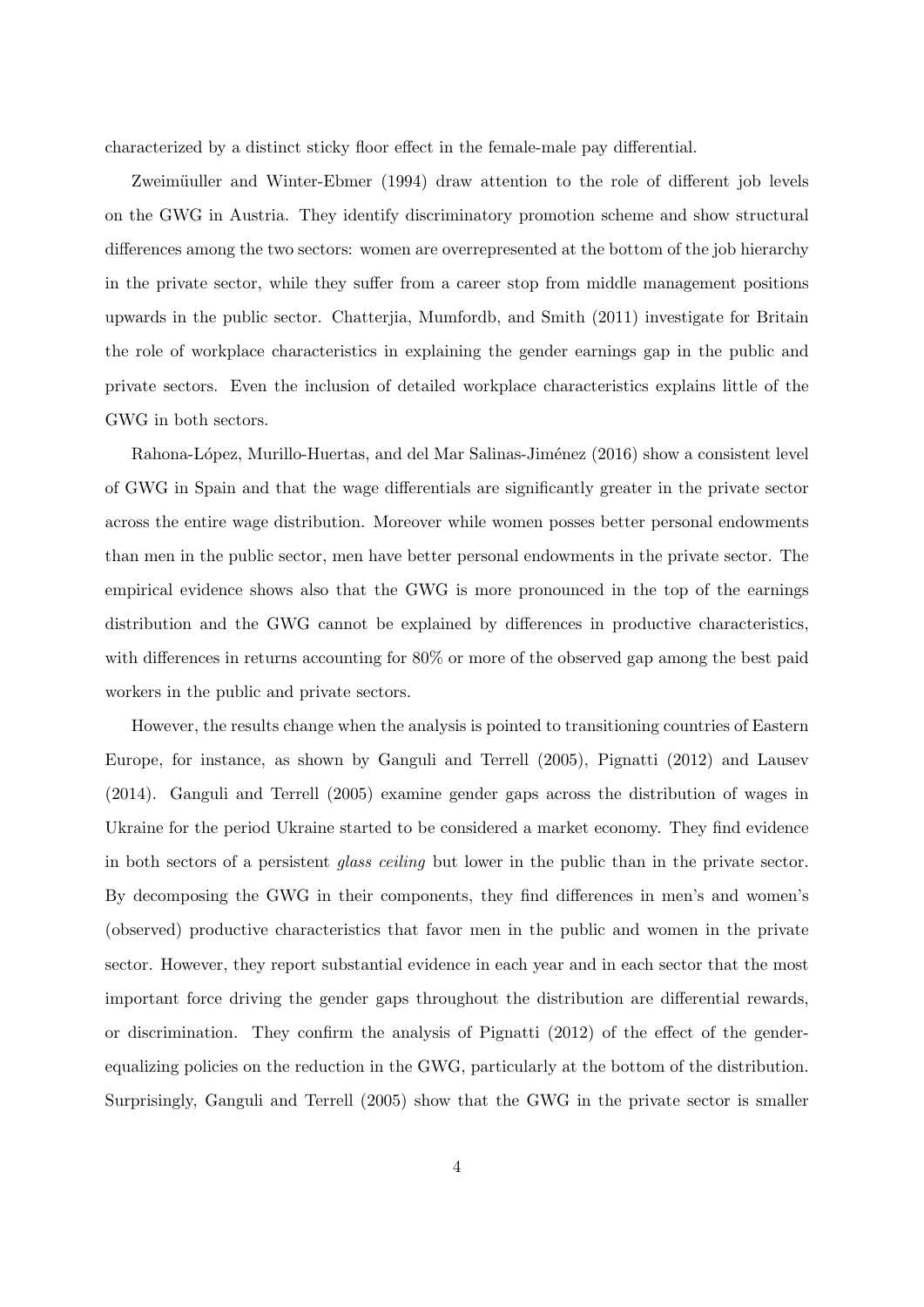characterized by a distinct sticky floor effect in the female-male pay differential.

Zweimüuller and Winter-Ebmer (1994) draw attention to the role of different job levels on the GWG in Austria. They identify discriminatory promotion scheme and show structural differences among the two sectors: women are overrepresented at the bottom of the job hierarchy in the private sector, while they suffer from a career stop from middle management positions upwards in the public sector. Chatterjia, Mumfordb, and Smith (2011) investigate for Britain the role of workplace characteristics in explaining the gender earnings gap in the public and private sectors. Even the inclusion of detailed workplace characteristics explains little of the GWG in both sectors.

Rahona-López, Murillo-Huertas, and del Mar Salinas-Jiménez (2016) show a consistent level of GWG in Spain and that the wage differentials are significantly greater in the private sector across the entire wage distribution. Moreover while women posses better personal endowments than men in the public sector, men have better personal endowments in the private sector. The empirical evidence shows also that the GWG is more pronounced in the top of the earnings distribution and the GWG cannot be explained by differences in productive characteristics, with differences in returns accounting for 80% or more of the observed gap among the best paid workers in the public and private sectors.

However, the results change when the analysis is pointed to transitioning countries of Eastern Europe, for instance, as shown by Ganguli and Terrell (2005), Pignatti (2012) and Lausev (2014). Ganguli and Terrell (2005) examine gender gaps across the distribution of wages in Ukraine for the period Ukraine started to be considered a market economy. They find evidence in both sectors of a persistent *glass ceiling* but lower in the public than in the private sector. By decomposing the GWG in their components, they find differences in men's and women's (observed) productive characteristics that favor men in the public and women in the private sector. However, they report substantial evidence in each year and in each sector that the most important force driving the gender gaps throughout the distribution are differential rewards, or discrimination. They confirm the analysis of Pignatti (2012) of the effect of the gender-equalizing policies on the reduction in the GWG, particularly at the bottom of the distribution. Surprisingly, Ganguli and Terrell (2005) show that the GWG in the private sector is smaller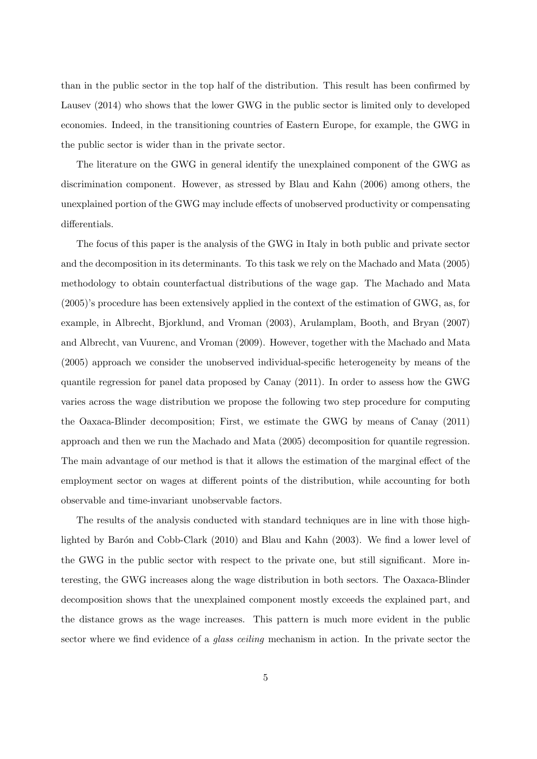than in the public sector in the top half of the distribution. This result has been confirmed by Lausev (2014) who shows that the lower GWG in the public sector is limited only to developed economies. Indeed, in the transitioning countries of Eastern Europe, for example, the GWG in the public sector is wider than in the private sector.

The literature on the GWG in general identify the unexplained component of the GWG as discrimination component. However, as stressed by Blau and Kahn (2006) among others, the unexplained portion of the GWG may include effects of unobserved productivity or compensating differentials.

The focus of this paper is the analysis of the GWG in Italy in both public and private sector and the decomposition in its determinants. To this task we rely on the Machado and Mata (2005) methodology to obtain counterfactual distributions of the wage gap. The Machado and Mata (2005)'s procedure has been extensively applied in the context of the estimation of GWG, as, for example, in Albrecht, Bjorklund, and Vroman (2003), Arulamplam, Booth, and Bryan (2007) and Albrecht, van Vuurenc, and Vroman (2009). However, together with the Machado and Mata (2005) approach we consider the unobserved individual-specific heterogeneity by means of the quantile regression for panel data proposed by Canay (2011). In order to assess how the GWG varies across the wage distribution we propose the following two step procedure for computing the Oaxaca-Blinder decomposition; First, we estimate the GWG by means of Canay (2011) approach and then we run the Machado and Mata (2005) decomposition for quantile regression. The main advantage of our method is that it allows the estimation of the marginal effect of the employment sector on wages at different points of the distribution, while accounting for both observable and time-invariant unobservable factors.

The results of the analysis conducted with standard techniques are in line with those highlighted by Barón and Cobb-Clark (2010) and Blau and Kahn (2003). We find a lower level of the GWG in the public sector with respect to the private one, but still significant. More interesting, the GWG increases along the wage distribution in both sectors. The Oaxaca-Blinder decomposition shows that the unexplained component mostly exceeds the explained part, and the distance grows as the wage increases. This pattern is much more evident in the public sector where we find evidence of a *glass ceiling* mechanism in action. In the private sector the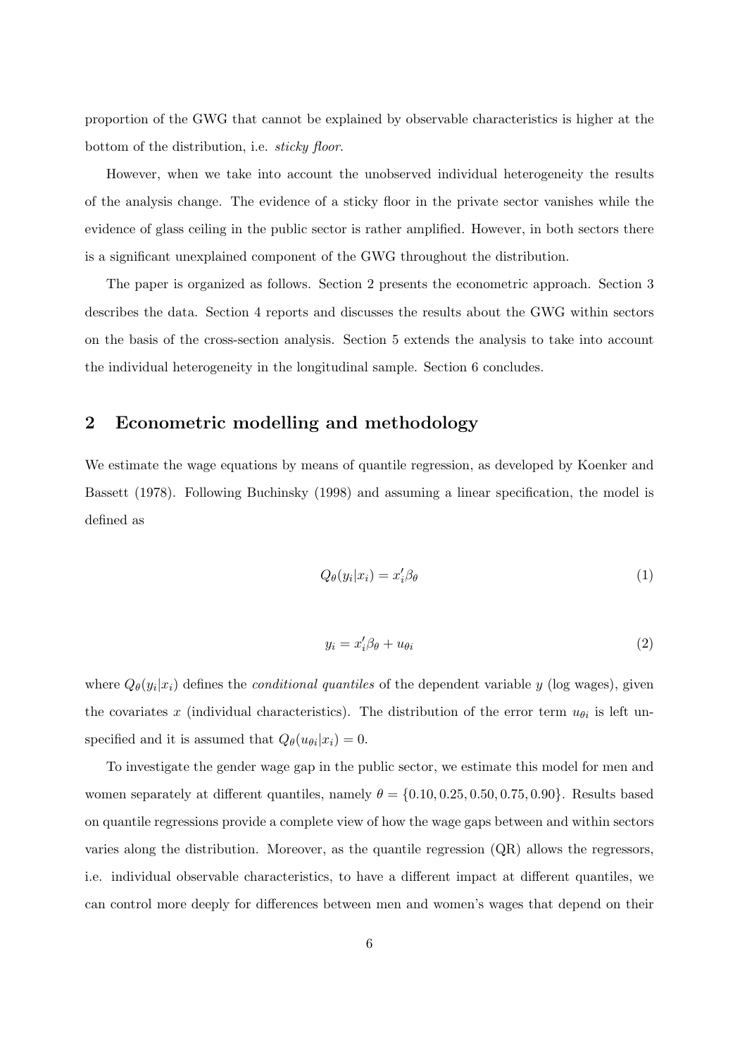proportion of the GWG that cannot be explained by observable characteristics is higher at the bottom of the distribution, i.e. *sticky floor*.

However, when we take into account the unobserved individual heterogeneity the results of the analysis change. The evidence of a sticky floor in the private sector vanishes while the evidence of glass ceiling in the public sector is rather amplified. However, in both sectors there is a significant unexplained component of the GWG throughout the distribution.

The paper is organized as follows. Section 2 presents the econometric approach. Section 3 describes the data. Section 4 reports and discusses the results about the GWG within sectors on the basis of the cross-section analysis. Section 5 extends the analysis to take into account the individual heterogeneity in the longitudinal sample. Section 6 concludes.

## 2 Econometric modelling and methodology

We estimate the wage equations by means of quantile regression, as developed by Koenker and Bassett (1978). Following Buchinsky (1998) and assuming a linear specification, the model is defined as

$$Q_\theta(y_i|x_i) = x_i'\beta_\theta \tag{1}$$

$$y_i = x_i'\beta_\theta + u_{\theta i} \tag{2}$$

where $Q_\theta(y_i|x_i)$ defines the *conditional quantiles* of the dependent variable $y$ (log wages), given the covariates $x$ (individual characteristics). The distribution of the error term $u_{\theta i}$ is left unspecified and it is assumed that $Q_\theta(u_{\theta i}|x_i) = 0$.

To investigate the gender wage gap in the public sector, we estimate this model for men and women separately at different quantiles, namely $\theta = \{0.10, 0.25, 0.50, 0.75, 0.90\}$. Results based on quantile regressions provide a complete view of how the wage gaps between and within sectors varies along the distribution. Moreover, as the quantile regression (QR) allows the regressors, i.e. individual observable characteristics, to have a different impact at different quantiles, we can control more deeply for differences between men and women's wages that depend on their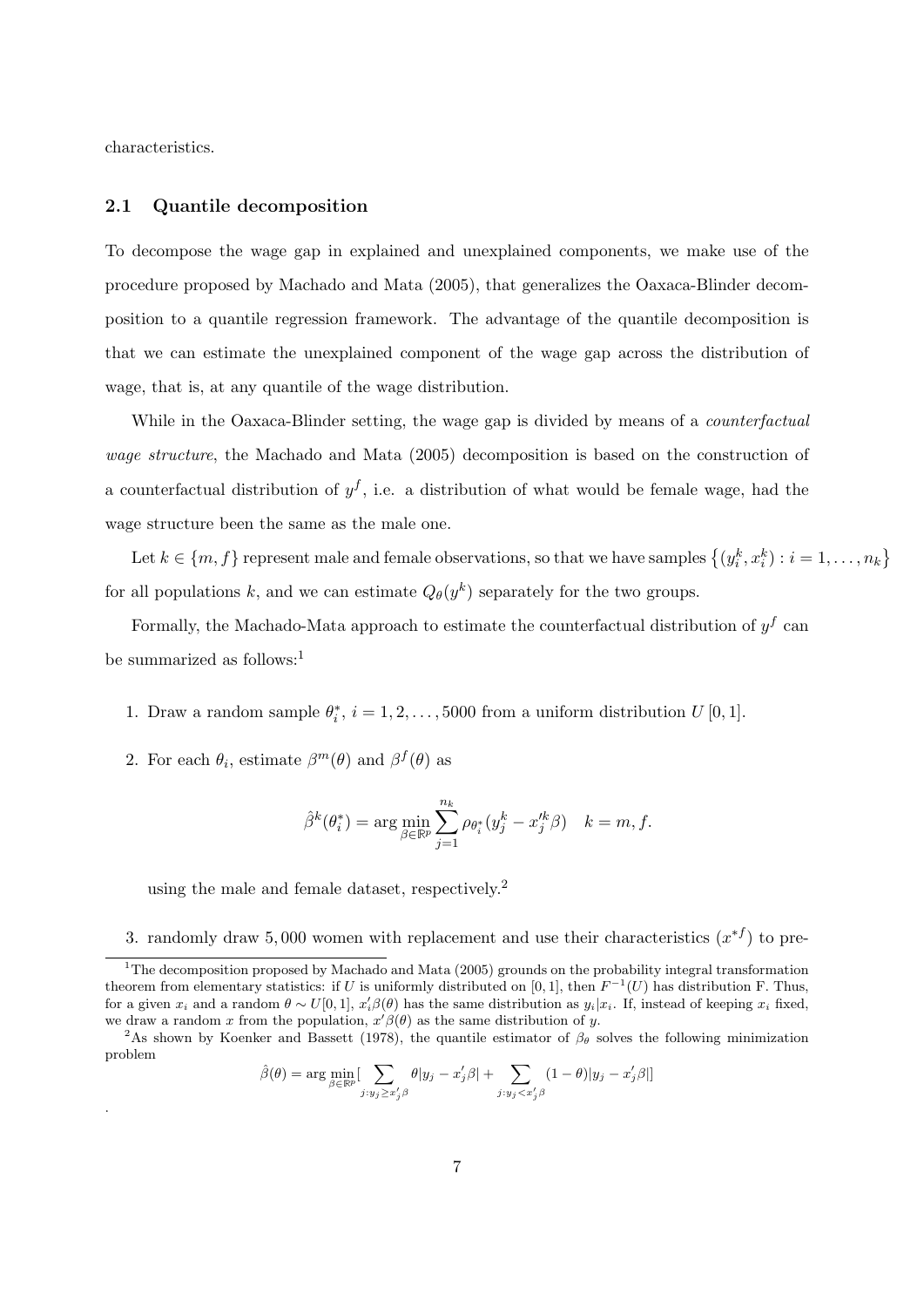characteristics.

### 2.1 Quantile decomposition

To decompose the wage gap in explained and unexplained components, we make use of the procedure proposed by Machado and Mata (2005), that generalizes the Oaxaca-Blinder decomposition to a quantile regression framework. The advantage of the quantile decomposition is that we can estimate the unexplained component of the wage gap across the distribution of wage, that is, at any quantile of the wage distribution.

While in the Oaxaca-Blinder setting, the wage gap is divided by means of a *counterfactual wage structure*, the Machado and Mata (2005) decomposition is based on the construction of a counterfactual distribution of $y^f$, i.e. a distribution of what would be female wage, had the wage structure been the same as the male one.

Let $k \in \{m, f\}$ represent male and female observations, so that we have samples $\{(y_i^k, x_i^k) : i = 1, \ldots, n_k\}$ for all populations $k$, and we can estimate $Q_\theta(y^k)$ separately for the two groups.

Formally, the Machado-Mata approach to estimate the counterfactual distribution of $y^f$ can be summarized as follows:[1]

1. Draw a random sample $\theta_i^*$, $i = 1, 2, \ldots, 5000$ from a uniform distribution $U[0, 1]$.

2. For each $\theta_i$, estimate $\beta^m(\theta)$ and $\beta^f(\theta)$ as

$$\hat{\beta}^k(\theta_i^*) = \arg\min_{\beta \in \mathbb{R}^p} \sum_{j=1}^{n_k} \rho_{\theta_i^*}(y_j^k - x_j'^k \beta) \quad k = m, f.$$

   using the male and female dataset, respectively.[2]

3. randomly draw 5,000 women with replacement and use their characteristics ($x^{*f}$) to pre-

[1] The decomposition proposed by Machado and Mata (2005) grounds on the probability integral transformation theorem from elementary statistics: if $U$ is uniformly distributed on $[0, 1]$, then $F^{-1}(U)$ has distribution F. Thus, for a given $x_i$ and a random $\theta \sim U[0, 1]$, $x_i'\beta(\theta)$ has the same distribution as $y_i|x_i$. If, instead of keeping $x_i$ fixed, we draw a random $x$ from the population, $x'\beta(\theta)$ as the same distribution of $y$.

[2] As shown by Koenker and Bassett (1978), the quantile estimator of $\beta_\theta$ solves the following minimization problem

$$\hat{\beta}(\theta) = \arg\min_{\beta \in \mathbb{R}^p} [\sum_{j: y_j \geq x_j'\beta} \theta|y_j - x_j'\beta| + \sum_{j: y_j < x_j'\beta} (1 - \theta)|y_j - x_j'\beta|]$$

.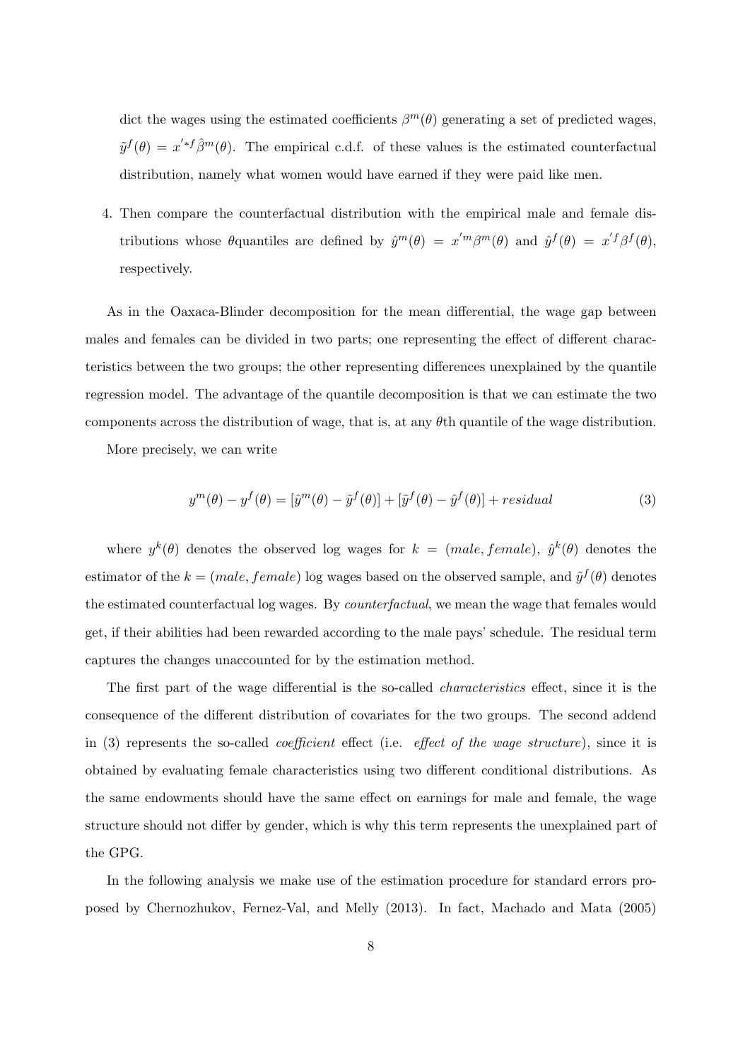dict the wages using the estimated coefficients $\beta^m(\theta)$ generating a set of predicted wages, $\tilde{y}^f(\theta) = x'^{*f}\hat{\beta}^m(\theta)$. The empirical c.d.f. of these values is the estimated counterfactual distribution, namely what women would have earned if they were paid like men.

4. Then compare the counterfactual distribution with the empirical male and female distributions whose $\theta$quantiles are defined by $\hat{y}^m(\theta) = x'^m\beta^m(\theta)$ and $\hat{y}^f(\theta) = x'^f\beta^f(\theta)$, respectively.

As in the Oaxaca-Blinder decomposition for the mean differential, the wage gap between males and females can be divided in two parts; one representing the effect of different characteristics between the two groups; the other representing differences unexplained by the quantile regression model. The advantage of the quantile decomposition is that we can estimate the two components across the distribution of wage, that is, at any $\theta$th quantile of the wage distribution.

More precisely, we can write

$$y^m(\theta) - y^f(\theta) = [\hat{y}^m(\theta) - \tilde{y}^f(\theta)] + [\tilde{y}^f(\theta) - \hat{y}^f(\theta)] + residual \tag{3}$$

where $y^k(\theta)$ denotes the observed log wages for $k = (male, female)$, $\hat{y}^k(\theta)$ denotes the estimator of the $k = (male, female)$ log wages based on the observed sample, and $\tilde{y}^f(\theta)$ denotes the estimated counterfactual log wages. By *counterfactual*, we mean the wage that females would get, if their abilities had been rewarded according to the male pays' schedule. The residual term captures the changes unaccounted for by the estimation method.

The first part of the wage differential is the so-called *characteristics* effect, since it is the consequence of the different distribution of covariates for the two groups. The second addend in (3) represents the so-called *coefficient* effect (i.e. *effect of the wage structure*), since it is obtained by evaluating female characteristics using two different conditional distributions. As the same endowments should have the same effect on earnings for male and female, the wage structure should not differ by gender, which is why this term represents the unexplained part of the GPG.

In the following analysis we make use of the estimation procedure for standard errors proposed by Chernozhukov, Fernez-Val, and Melly (2013). In fact, Machado and Mata (2005)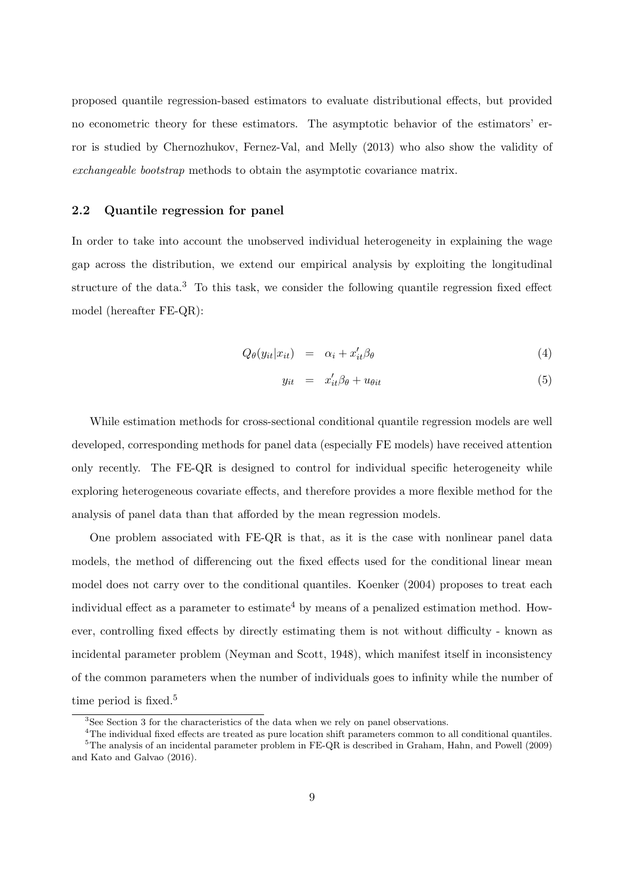proposed quantile regression-based estimators to evaluate distributional effects, but provided no econometric theory for these estimators. The asymptotic behavior of the estimators' error is studied by Chernozhukov, Fernez-Val, and Melly (2013) who also show the validity of *exchangeable bootstrap* methods to obtain the asymptotic covariance matrix.

### 2.2 Quantile regression for panel

In order to take into account the unobserved individual heterogeneity in explaining the wage gap across the distribution, we extend our empirical analysis by exploiting the longitudinal structure of the data.[3] To this task, we consider the following quantile regression fixed effect model (hereafter FE-QR):

$$Q_\theta(y_{it}|x_{it}) = \alpha_i + x'_{it}\beta_\theta \quad (4)$$

$$y_{it} = x'_{it}\beta_\theta + u_{\theta it} \quad (5)$$

While estimation methods for cross-sectional conditional quantile regression models are well developed, corresponding methods for panel data (especially FE models) have received attention only recently. The FE-QR is designed to control for individual specific heterogeneity while exploring heterogeneous covariate effects, and therefore provides a more flexible method for the analysis of panel data than that afforded by the mean regression models.

One problem associated with FE-QR is that, as it is the case with nonlinear panel data models, the method of differencing out the fixed effects used for the conditional linear mean model does not carry over to the conditional quantiles. Koenker (2004) proposes to treat each individual effect as a parameter to estimate[4] by means of a penalized estimation method. However, controlling fixed effects by directly estimating them is not without difficulty - known as incidental parameter problem (Neyman and Scott, 1948), which manifest itself in inconsistency of the common parameters when the number of individuals goes to infinity while the number of time period is fixed.[5]

---

[3] See Section 3 for the characteristics of the data when we rely on panel observations.

[4] The individual fixed effects are treated as pure location shift parameters common to all conditional quantiles.

[5] The analysis of an incidental parameter problem in FE-QR is described in Graham, Hahn, and Powell (2009) and Kato and Galvao (2016).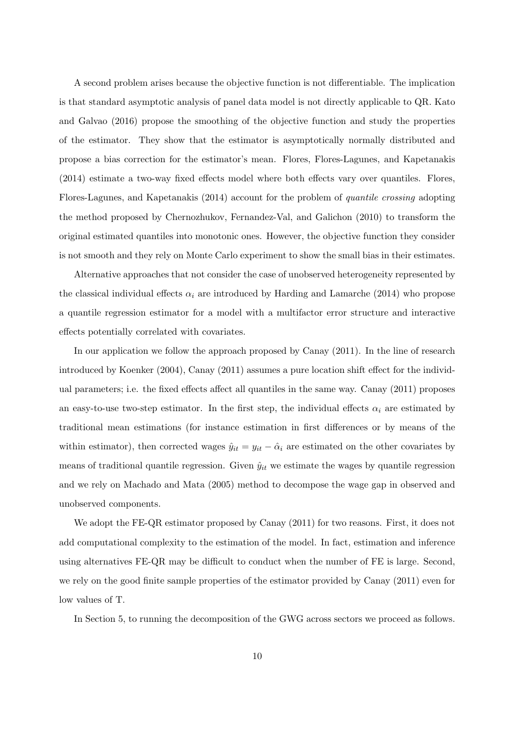A second problem arises because the objective function is not differentiable. The implication is that standard asymptotic analysis of panel data model is not directly applicable to QR. Kato and Galvao (2016) propose the smoothing of the objective function and study the properties of the estimator. They show that the estimator is asymptotically normally distributed and propose a bias correction for the estimator's mean. Flores, Flores-Lagunes, and Kapetanakis (2014) estimate a two-way fixed effects model where both effects vary over quantiles. Flores, Flores-Lagunes, and Kapetanakis (2014) account for the problem of *quantile crossing* adopting the method proposed by Chernozhukov, Fernandez-Val, and Galichon (2010) to transform the original estimated quantiles into monotonic ones. However, the objective function they consider is not smooth and they rely on Monte Carlo experiment to show the small bias in their estimates.

Alternative approaches that not consider the case of unobserved heterogeneity represented by the classical individual effects $\alpha_i$ are introduced by Harding and Lamarche (2014) who propose a quantile regression estimator for a model with a multifactor error structure and interactive effects potentially correlated with covariates.

In our application we follow the approach proposed by Canay (2011). In the line of research introduced by Koenker (2004), Canay (2011) assumes a pure location shift effect for the individual parameters; i.e. the fixed effects affect all quantiles in the same way. Canay (2011) proposes an easy-to-use two-step estimator. In the first step, the individual effects $\alpha_i$ are estimated by traditional mean estimations (for instance estimation in first differences or by means of the within estimator), then corrected wages $\hat{y}_{it} = y_{it} - \hat{\alpha}_i$ are estimated on the other covariates by means of traditional quantile regression. Given $\hat{y}_{it}$ we estimate the wages by quantile regression and we rely on Machado and Mata (2005) method to decompose the wage gap in observed and unobserved components.

We adopt the FE-QR estimator proposed by Canay (2011) for two reasons. First, it does not add computational complexity to the estimation of the model. In fact, estimation and inference using alternatives FE-QR may be difficult to conduct when the number of FE is large. Second, we rely on the good finite sample properties of the estimator provided by Canay (2011) even for low values of T.

In Section 5, to running the decomposition of the GWG across sectors we proceed as follows.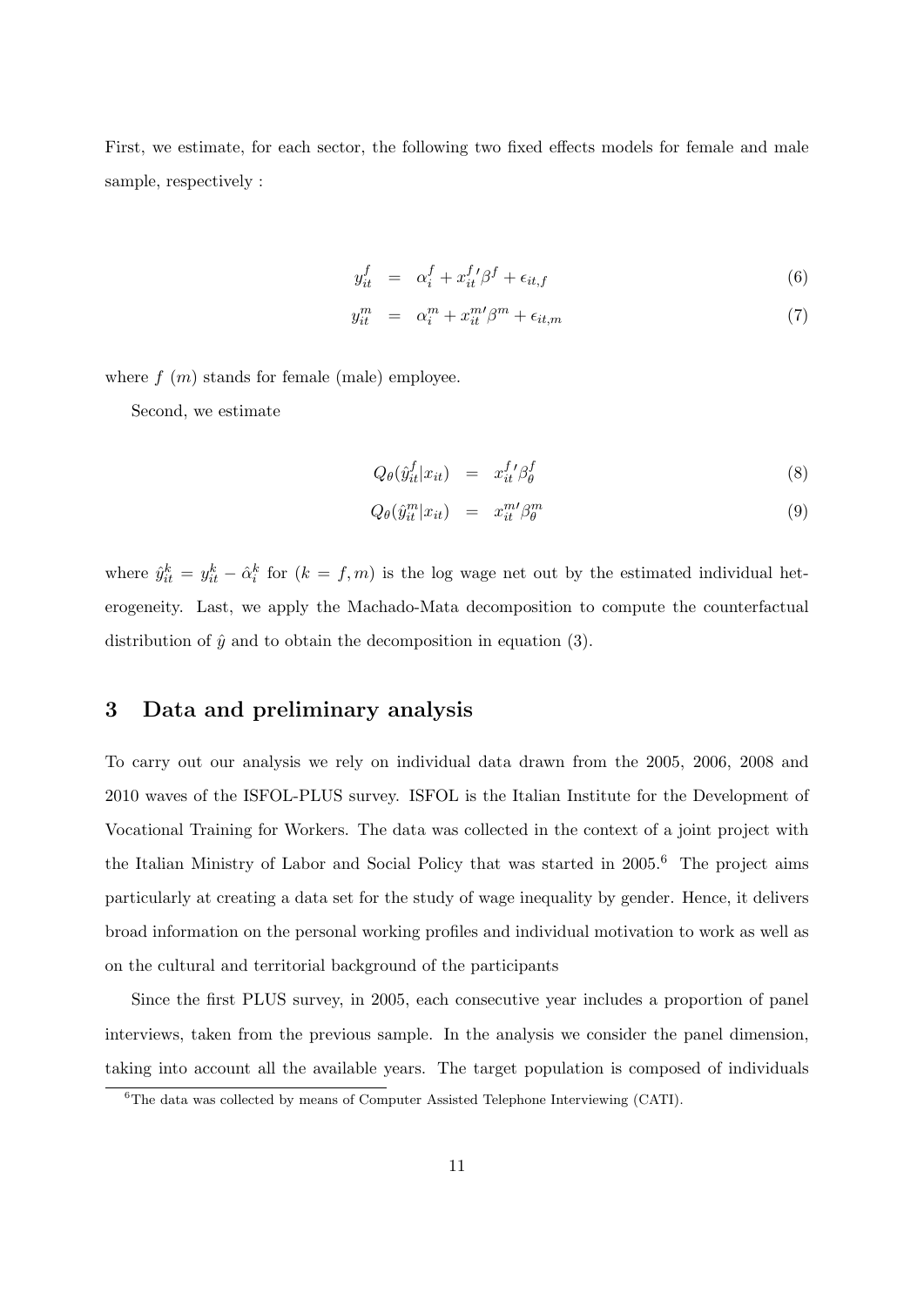First, we estimate, for each sector, the following two fixed effects models for female and male sample, respectively :

$$
\begin{aligned}
y_{it}^{f} &= \alpha_i^f + x_{it}^{f\prime}\beta^f + \epsilon_{it,f} \qquad (6)\\
y_{it}^{m} &= \alpha_i^m + x_{it}^{m\prime}\beta^m + \epsilon_{it,m} \qquad (7)
\end{aligned}
$$

where $f$ ($m$) stands for female (male) employee.

Second, we estimate

$$
\begin{aligned}
Q_\theta(\hat{y}_{it}^f|x_{it}) &= x_{it}^{f\prime}\beta_\theta^f \qquad (8)\\
Q_\theta(\hat{y}_{it}^m|x_{it}) &= x_{it}^{m\prime}\beta_\theta^m \qquad (9)
\end{aligned}
$$

where $\hat{y}_{it}^k = y_{it}^k - \hat{\alpha}_i^k$ for $(k = f, m)$ is the log wage net out by the estimated individual heterogeneity. Last, we apply the Machado-Mata decomposition to compute the counterfactual distribution of $\hat{y}$ and to obtain the decomposition in equation (3).

## 3 Data and preliminary analysis

To carry out our analysis we rely on individual data drawn from the 2005, 2006, 2008 and 2010 waves of the ISFOL-PLUS survey. ISFOL is the Italian Institute for the Development of Vocational Training for Workers. The data was collected in the context of a joint project with the Italian Ministry of Labor and Social Policy that was started in 2005.[6] The project aims particularly at creating a data set for the study of wage inequality by gender. Hence, it delivers broad information on the personal working profiles and individual motivation to work as well as on the cultural and territorial background of the participants

Since the first PLUS survey, in 2005, each consecutive year includes a proportion of panel interviews, taken from the previous sample. In the analysis we consider the panel dimension, taking into account all the available years. The target population is composed of individuals

[6] The data was collected by means of Computer Assisted Telephone Interviewing (CATI).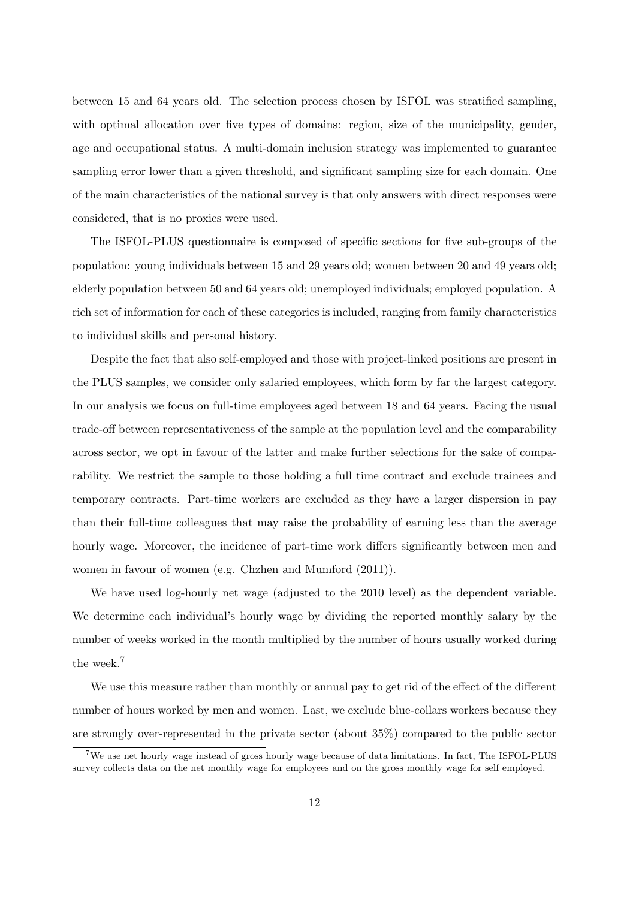between 15 and 64 years old. The selection process chosen by ISFOL was stratified sampling, with optimal allocation over five types of domains: region, size of the municipality, gender, age and occupational status. A multi-domain inclusion strategy was implemented to guarantee sampling error lower than a given threshold, and significant sampling size for each domain. One of the main characteristics of the national survey is that only answers with direct responses were considered, that is no proxies were used.

The ISFOL-PLUS questionnaire is composed of specific sections for five sub-groups of the population: young individuals between 15 and 29 years old; women between 20 and 49 years old; elderly population between 50 and 64 years old; unemployed individuals; employed population. A rich set of information for each of these categories is included, ranging from family characteristics to individual skills and personal history.

Despite the fact that also self-employed and those with project-linked positions are present in the PLUS samples, we consider only salaried employees, which form by far the largest category. In our analysis we focus on full-time employees aged between 18 and 64 years. Facing the usual trade-off between representativeness of the sample at the population level and the comparability across sector, we opt in favour of the latter and make further selections for the sake of comparability. We restrict the sample to those holding a full time contract and exclude trainees and temporary contracts. Part-time workers are excluded as they have a larger dispersion in pay than their full-time colleagues that may raise the probability of earning less than the average hourly wage. Moreover, the incidence of part-time work differs significantly between men and women in favour of women (e.g. Chzhen and Mumford (2011)).

We have used log-hourly net wage (adjusted to the 2010 level) as the dependent variable. We determine each individual's hourly wage by dividing the reported monthly salary by the number of weeks worked in the month multiplied by the number of hours usually worked during the week.[7]

We use this measure rather than monthly or annual pay to get rid of the effect of the different number of hours worked by men and women. Last, we exclude blue-collars workers because they are strongly over-represented in the private sector (about 35%) compared to the public sector

[7] We use net hourly wage instead of gross hourly wage because of data limitations. In fact, The ISFOL-PLUS survey collects data on the net monthly wage for employees and on the gross monthly wage for self employed.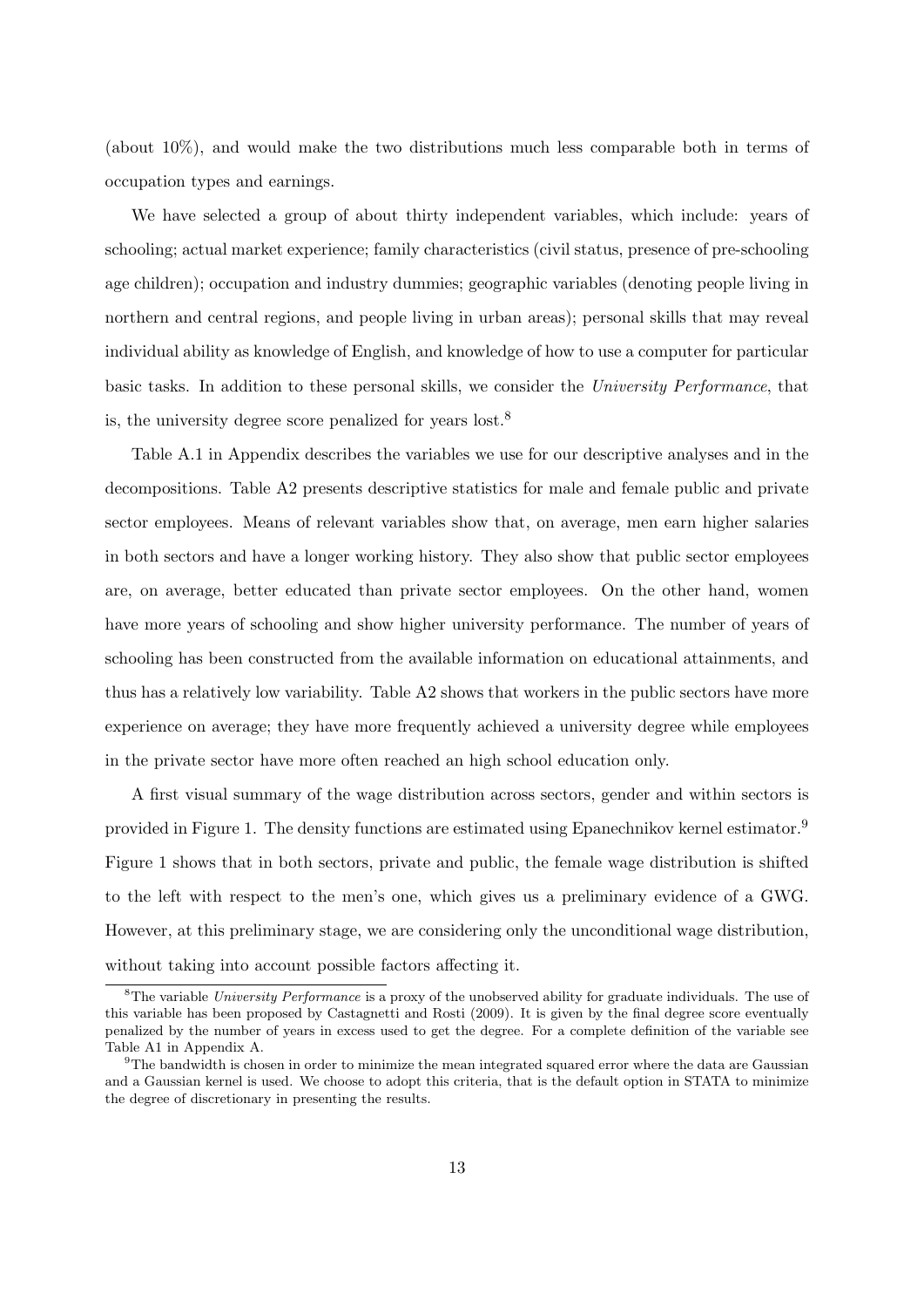(about 10%), and would make the two distributions much less comparable both in terms of occupation types and earnings.

We have selected a group of about thirty independent variables, which include: years of schooling; actual market experience; family characteristics (civil status, presence of pre-schooling age children); occupation and industry dummies; geographic variables (denoting people living in northern and central regions, and people living in urban areas); personal skills that may reveal individual ability as knowledge of English, and knowledge of how to use a computer for particular basic tasks. In addition to these personal skills, we consider the *University Performance*, that is, the university degree score penalized for years lost.[8]

Table A.1 in Appendix describes the variables we use for our descriptive analyses and in the decompositions. Table A2 presents descriptive statistics for male and female public and private sector employees. Means of relevant variables show that, on average, men earn higher salaries in both sectors and have a longer working history. They also show that public sector employees are, on average, better educated than private sector employees. On the other hand, women have more years of schooling and show higher university performance. The number of years of schooling has been constructed from the available information on educational attainments, and thus has a relatively low variability. Table A2 shows that workers in the public sectors have more experience on average; they have more frequently achieved a university degree while employees in the private sector have more often reached an high school education only.

A first visual summary of the wage distribution across sectors, gender and within sectors is provided in Figure 1. The density functions are estimated using Epanechnikov kernel estimator.[9] Figure 1 shows that in both sectors, private and public, the female wage distribution is shifted to the left with respect to the men's one, which gives us a preliminary evidence of a GWG. However, at this preliminary stage, we are considering only the unconditional wage distribution, without taking into account possible factors affecting it.

[8] The variable *University Performance* is a proxy of the unobserved ability for graduate individuals. The use of this variable has been proposed by Castagnetti and Rosti (2009). It is given by the final degree score eventually penalized by the number of years in excess used to get the degree. For a complete definition of the variable see Table A1 in Appendix A.

[9] The bandwidth is chosen in order to minimize the mean integrated squared error where the data are Gaussian and a Gaussian kernel is used. We choose to adopt this criteria, that is the default option in STATA to minimize the degree of discretionary in presenting the results.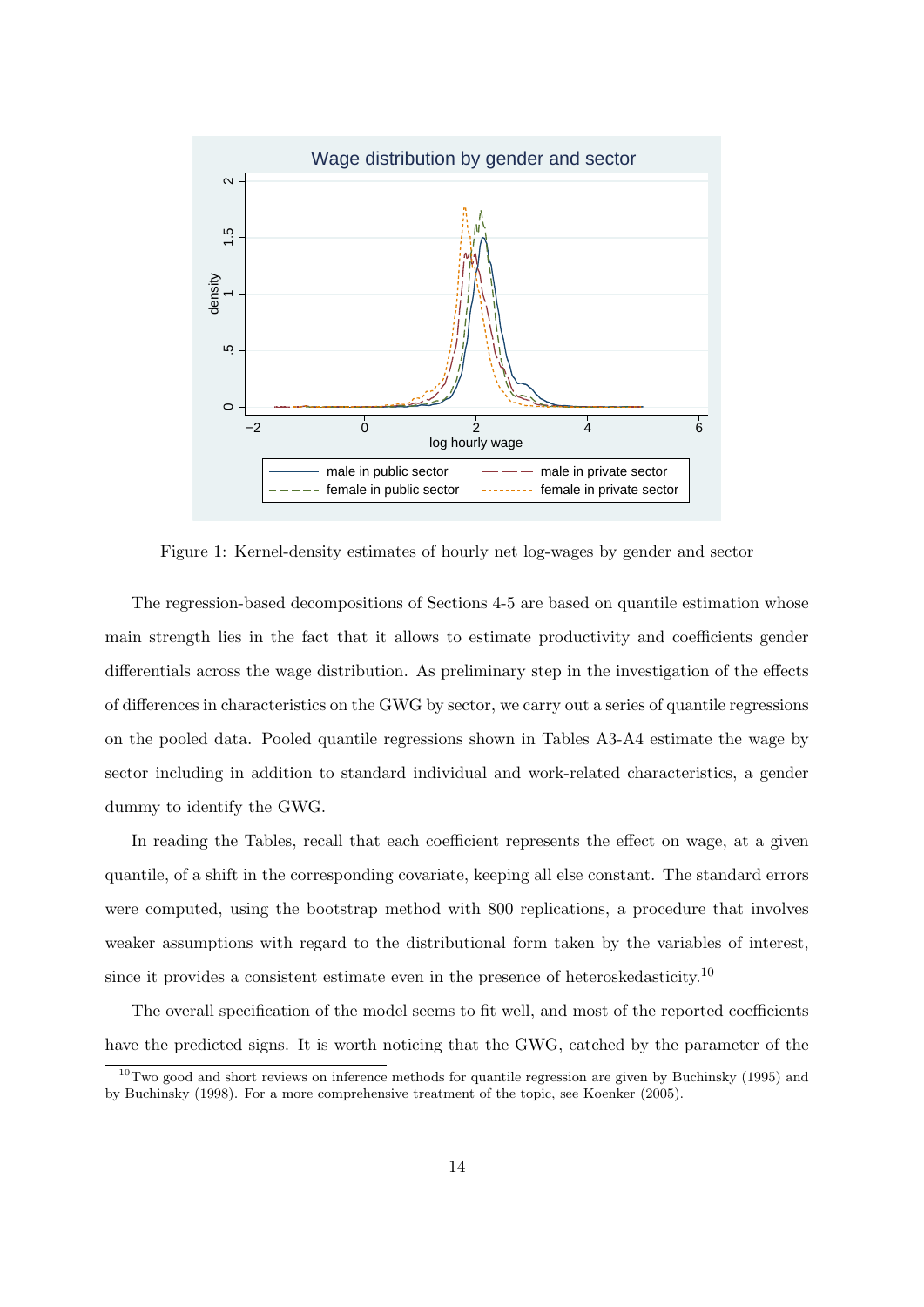Figure 1: Kernel-density estimates of hourly net log-wages by gender and sector

The regression-based decompositions of Sections 4-5 are based on quantile estimation whose main strength lies in the fact that it allows to estimate productivity and coefficients gender differentials across the wage distribution. As preliminary step in the investigation of the effects of differences in characteristics on the GWG by sector, we carry out a series of quantile regressions on the pooled data. Pooled quantile regressions shown in Tables A3-A4 estimate the wage by sector including in addition to standard individual and work-related characteristics, a gender dummy to identify the GWG.

In reading the Tables, recall that each coefficient represents the effect on wage, at a given quantile, of a shift in the corresponding covariate, keeping all else constant. The standard errors were computed, using the bootstrap method with 800 replications, a procedure that involves weaker assumptions with regard to the distributional form taken by the variables of interest, since it provides a consistent estimate even in the presence of heteroskedasticity.[10]

The overall specification of the model seems to fit well, and most of the reported coefficients have the predicted signs. It is worth noticing that the GWG, catched by the parameter of the

[10] Two good and short reviews on inference methods for quantile regression are given by Buchinsky (1995) and by Buchinsky (1998). For a more comprehensive treatment of the topic, see Koenker (2005).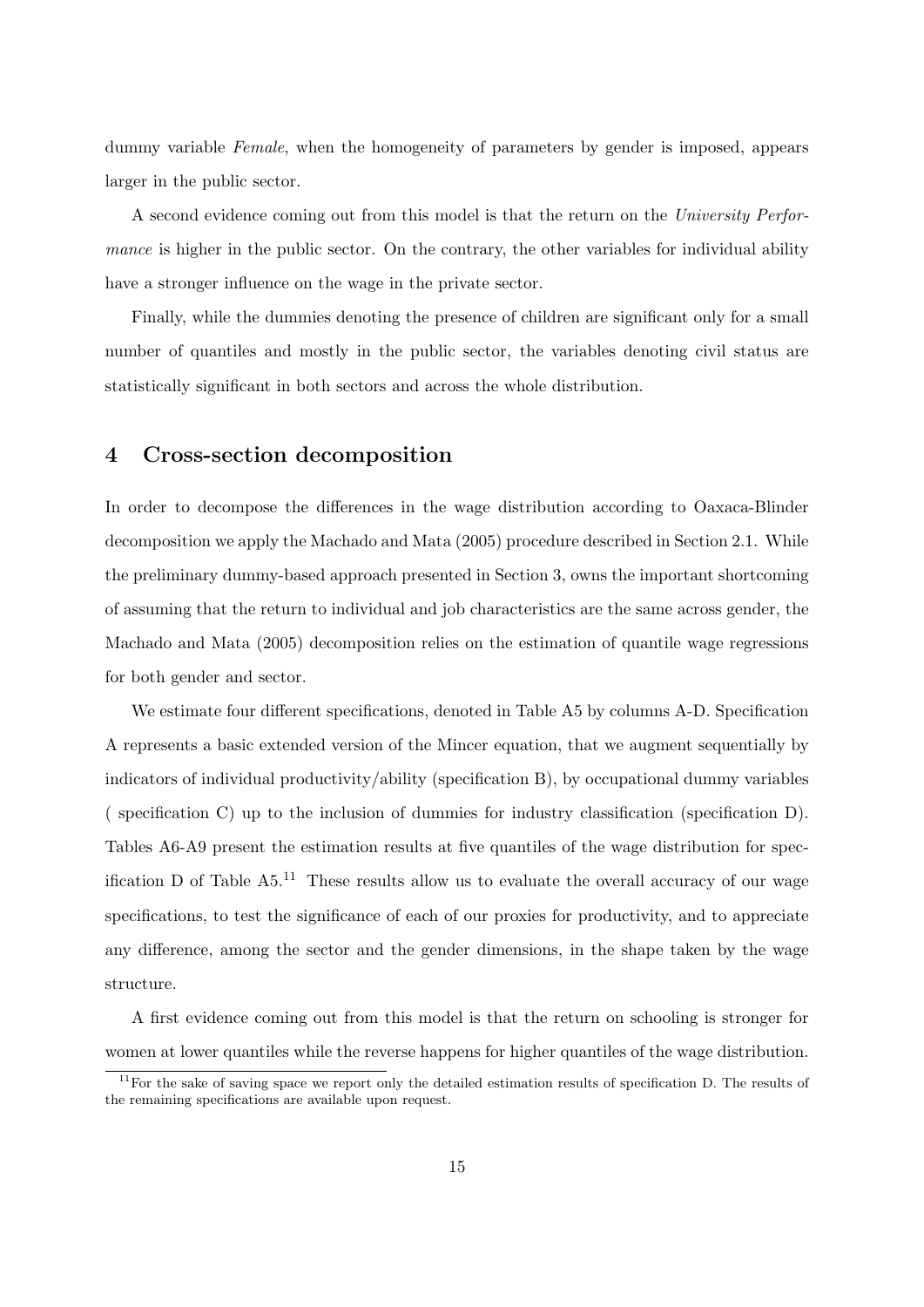dummy variable *Female*, when the homogeneity of parameters by gender is imposed, appears larger in the public sector.

A second evidence coming out from this model is that the return on the *University Performance* is higher in the public sector. On the contrary, the other variables for individual ability have a stronger influence on the wage in the private sector.

Finally, while the dummies denoting the presence of children are significant only for a small number of quantiles and mostly in the public sector, the variables denoting civil status are statistically significant in both sectors and across the whole distribution.

## 4 Cross-section decomposition

In order to decompose the differences in the wage distribution according to Oaxaca-Blinder decomposition we apply the Machado and Mata (2005) procedure described in Section 2.1. While the preliminary dummy-based approach presented in Section 3, owns the important shortcoming of assuming that the return to individual and job characteristics are the same across gender, the Machado and Mata (2005) decomposition relies on the estimation of quantile wage regressions for both gender and sector.

We estimate four different specifications, denoted in Table A5 by columns A-D. Specification A represents a basic extended version of the Mincer equation, that we augment sequentially by indicators of individual productivity/ability (specification B), by occupational dummy variables ( specification C) up to the inclusion of dummies for industry classification (specification D). Tables A6-A9 present the estimation results at five quantiles of the wage distribution for specification D of Table A5.[11] These results allow us to evaluate the overall accuracy of our wage specifications, to test the significance of each of our proxies for productivity, and to appreciate any difference, among the sector and the gender dimensions, in the shape taken by the wage structure.

A first evidence coming out from this model is that the return on schooling is stronger for women at lower quantiles while the reverse happens for higher quantiles of the wage distribution.

[11] For the sake of saving space we report only the detailed estimation results of specification D. The results of the remaining specifications are available upon request.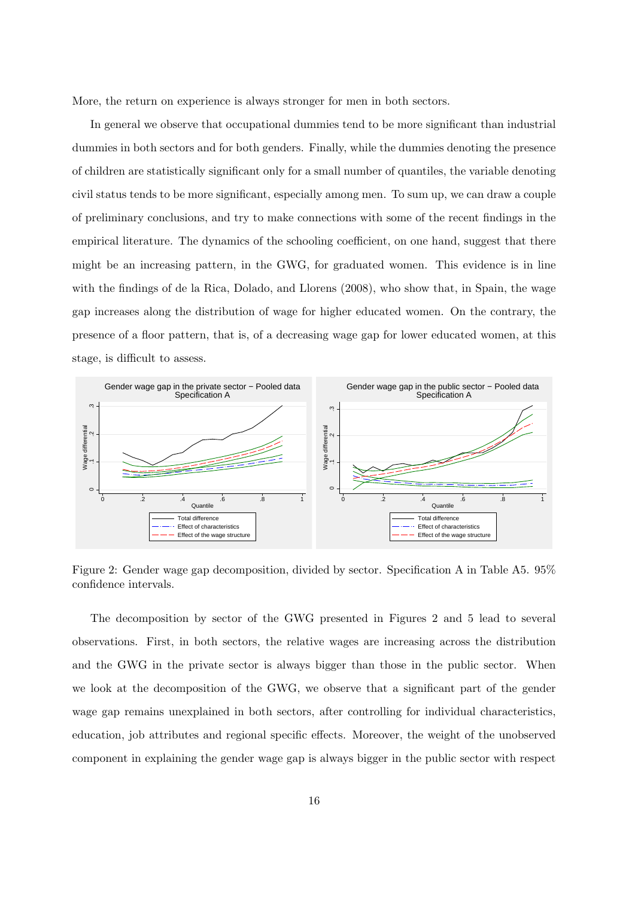More, the return on experience is always stronger for men in both sectors.

In general we observe that occupational dummies tend to be more significant than industrial dummies in both sectors and for both genders. Finally, while the dummies denoting the presence of children are statistically significant only for a small number of quantiles, the variable denoting civil status tends to be more significant, especially among men. To sum up, we can draw a couple of preliminary conclusions, and try to make connections with some of the recent findings in the empirical literature. The dynamics of the schooling coefficient, on one hand, suggest that there might be an increasing pattern, in the GWG, for graduated women. This evidence is in line with the findings of de la Rica, Dolado, and Llorens (2008), who show that, in Spain, the wage gap increases along the distribution of wage for higher educated women. On the contrary, the presence of a floor pattern, that is, of a decreasing wage gap for lower educated women, at this stage, is difficult to assess.

Figure 2: Gender wage gap decomposition, divided by sector. Specification A in Table A5. 95% confidence intervals.

The decomposition by sector of the GWG presented in Figures 2 and 5 lead to several observations. First, in both sectors, the relative wages are increasing across the distribution and the GWG in the private sector is always bigger than those in the public sector. When we look at the decomposition of the GWG, we observe that a significant part of the gender wage gap remains unexplained in both sectors, after controlling for individual characteristics, education, job attributes and regional specific effects. Moreover, the weight of the unobserved component in explaining the gender wage gap is always bigger in the public sector with respect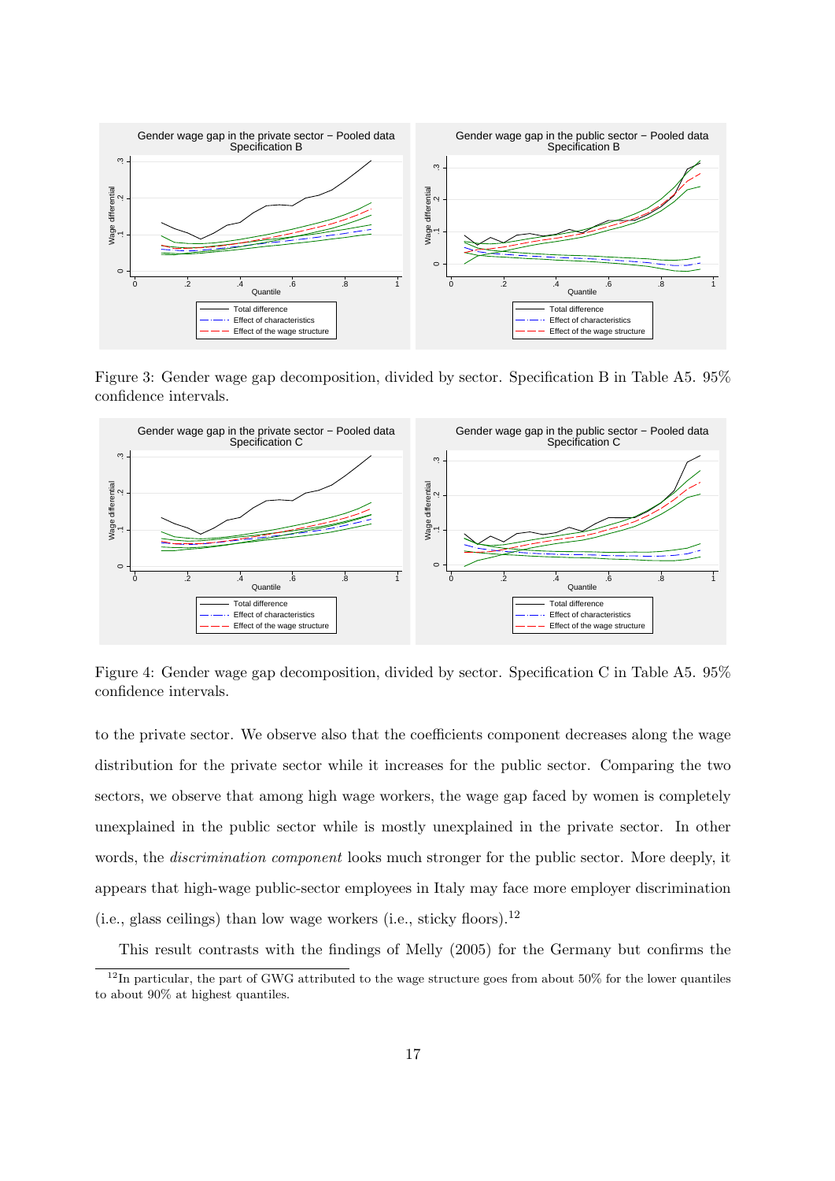Figure 3: Gender wage gap decomposition, divided by sector. Specification B in Table A5. 95% confidence intervals.

Figure 4: Gender wage gap decomposition, divided by sector. Specification C in Table A5. 95% confidence intervals.

to the private sector. We observe also that the coefficients component decreases along the wage distribution for the private sector while it increases for the public sector. Comparing the two sectors, we observe that among high wage workers, the wage gap faced by women is completely unexplained in the public sector while is mostly unexplained in the private sector. In other words, the *discrimination component* looks much stronger for the public sector. More deeply, it appears that high-wage public-sector employees in Italy may face more employer discrimination (i.e., glass ceilings) than low wage workers (i.e., sticky floors).[12]

This result contrasts with the findings of Melly (2005) for the Germany but confirms the

[12] In particular, the part of GWG attributed to the wage structure goes from about 50% for the lower quantiles to about 90% at highest quantiles.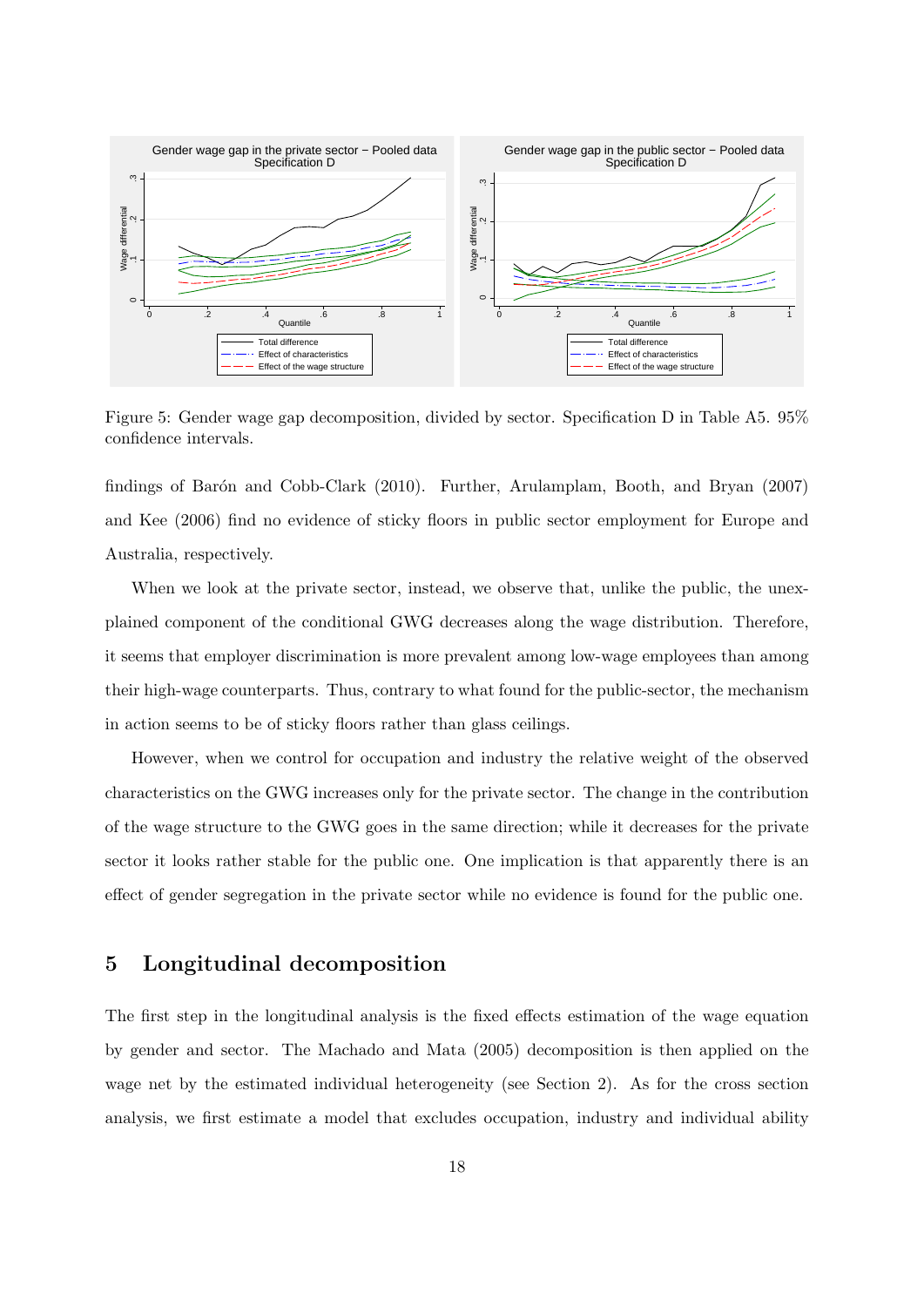Figure 5: Gender wage gap decomposition, divided by sector. Specification D in Table A5. 95% confidence intervals.

findings of Barón and Cobb-Clark (2010). Further, Arulamplam, Booth, and Bryan (2007) and Kee (2006) find no evidence of sticky floors in public sector employment for Europe and Australia, respectively.

When we look at the private sector, instead, we observe that, unlike the public, the unexplained component of the conditional GWG decreases along the wage distribution. Therefore, it seems that employer discrimination is more prevalent among low-wage employees than among their high-wage counterparts. Thus, contrary to what found for the public-sector, the mechanism in action seems to be of sticky floors rather than glass ceilings.

However, when we control for occupation and industry the relative weight of the observed characteristics on the GWG increases only for the private sector. The change in the contribution of the wage structure to the GWG goes in the same direction; while it decreases for the private sector it looks rather stable for the public one. One implication is that apparently there is an effect of gender segregation in the private sector while no evidence is found for the public one.

## 5 Longitudinal decomposition

The first step in the longitudinal analysis is the fixed effects estimation of the wage equation by gender and sector. The Machado and Mata (2005) decomposition is then applied on the wage net by the estimated individual heterogeneity (see Section 2). As for the cross section analysis, we first estimate a model that excludes occupation, industry and individual ability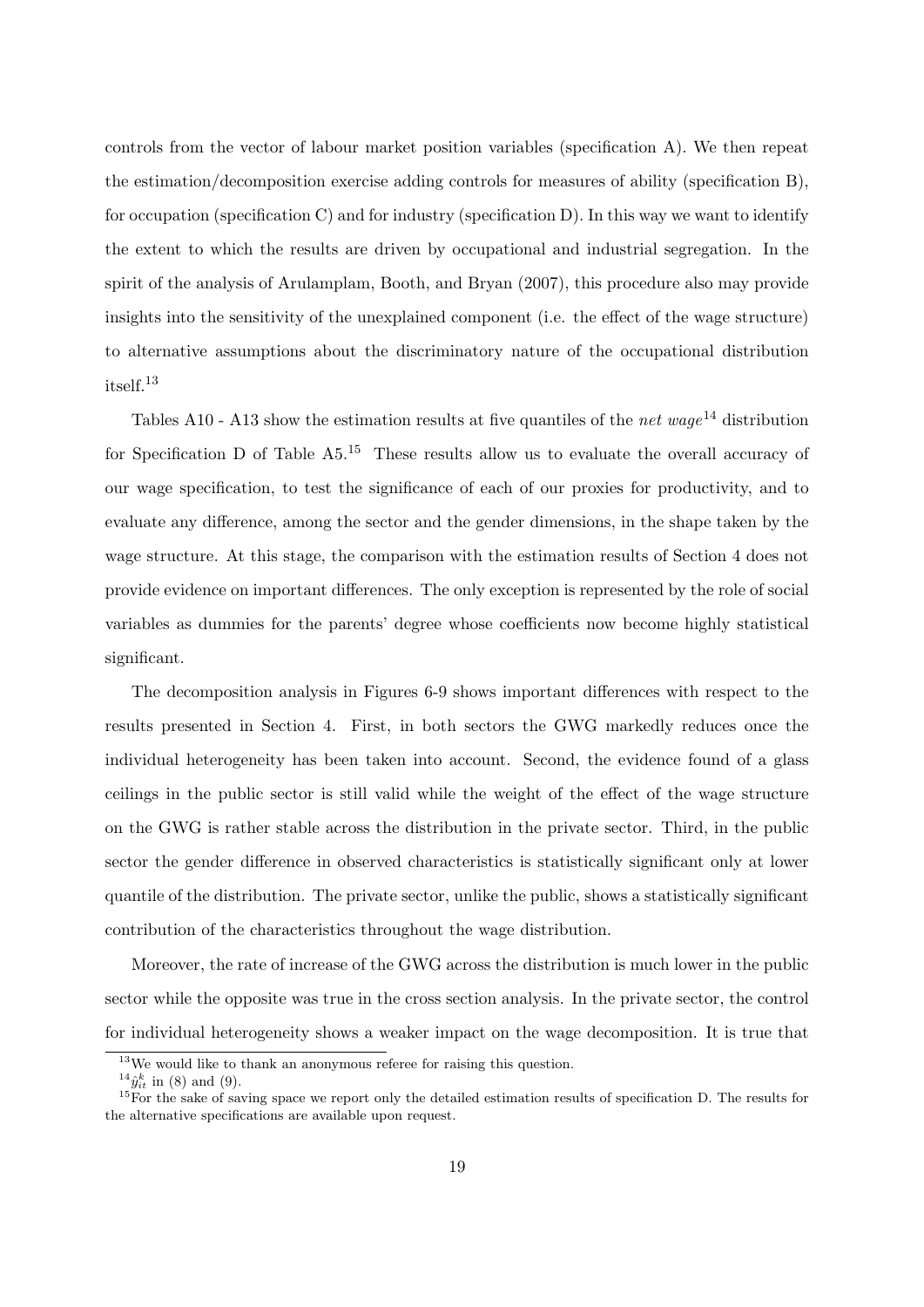controls from the vector of labour market position variables (specification A). We then repeat the estimation/decomposition exercise adding controls for measures of ability (specification B), for occupation (specification C) and for industry (specification D). In this way we want to identify the extent to which the results are driven by occupational and industrial segregation. In the spirit of the analysis of Arulamplam, Booth, and Bryan (2007), this procedure also may provide insights into the sensitivity of the unexplained component (i.e. the effect of the wage structure) to alternative assumptions about the discriminatory nature of the occupational distribution itself.[13]

Tables A10 - A13 show the estimation results at five quantiles of the *net wage*[14] distribution for Specification D of Table A5.[15] These results allow us to evaluate the overall accuracy of our wage specification, to test the significance of each of our proxies for productivity, and to evaluate any difference, among the sector and the gender dimensions, in the shape taken by the wage structure. At this stage, the comparison with the estimation results of Section 4 does not provide evidence on important differences. The only exception is represented by the role of social variables as dummies for the parents' degree whose coefficients now become highly statistical significant.

The decomposition analysis in Figures 6-9 shows important differences with respect to the results presented in Section 4. First, in both sectors the GWG markedly reduces once the individual heterogeneity has been taken into account. Second, the evidence found of a glass ceilings in the public sector is still valid while the weight of the effect of the wage structure on the GWG is rather stable across the distribution in the private sector. Third, in the public sector the gender difference in observed characteristics is statistically significant only at lower quantile of the distribution. The private sector, unlike the public, shows a statistically significant contribution of the characteristics throughout the wage distribution.

Moreover, the rate of increase of the GWG across the distribution is much lower in the public sector while the opposite was true in the cross section analysis. In the private sector, the control for individual heterogeneity shows a weaker impact on the wage decomposition. It is true that

[13] We would like to thank an anonymous referee for raising this question.

[14] $\hat{y}_{it}^{k}$ in (8) and (9).

[15] For the sake of saving space we report only the detailed estimation results of specification D. The results for the alternative specifications are available upon request.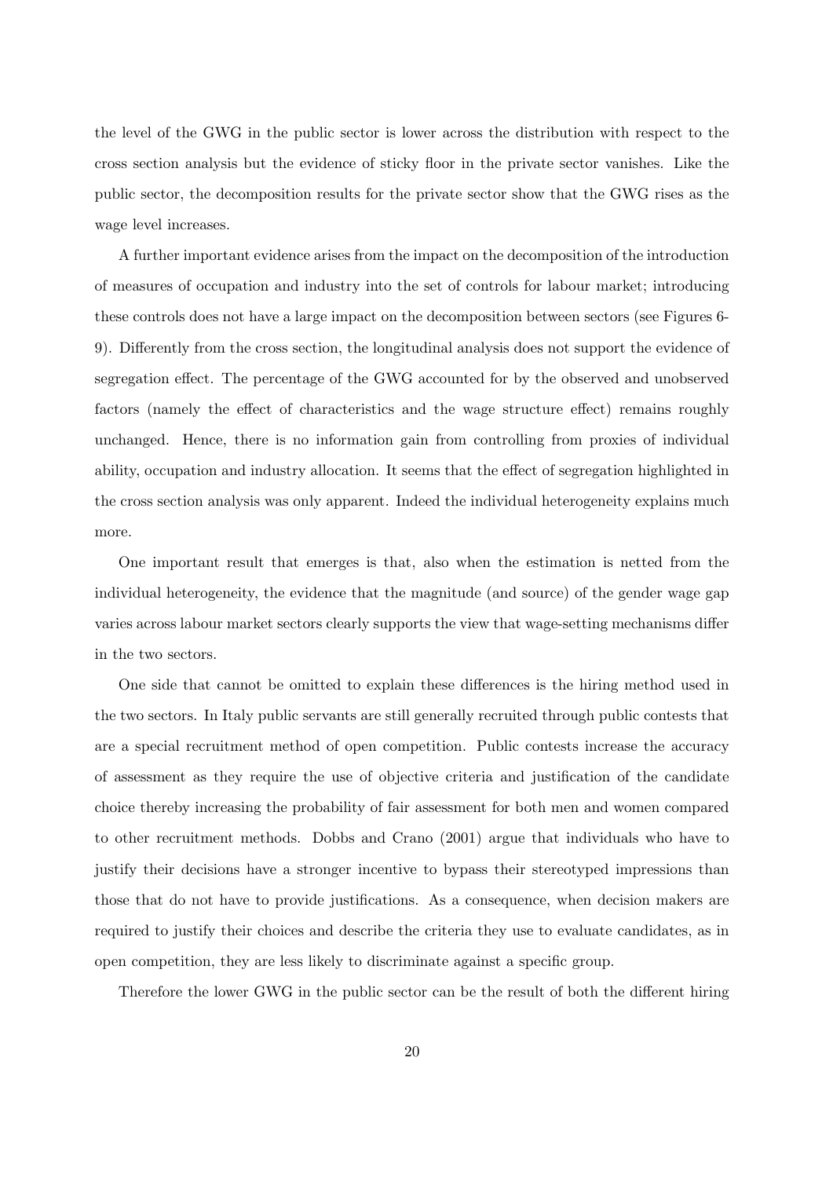the level of the GWG in the public sector is lower across the distribution with respect to the cross section analysis but the evidence of sticky floor in the private sector vanishes. Like the public sector, the decomposition results for the private sector show that the GWG rises as the wage level increases.

A further important evidence arises from the impact on the decomposition of the introduction of measures of occupation and industry into the set of controls for labour market; introducing these controls does not have a large impact on the decomposition between sectors (see Figures 6-9). Differently from the cross section, the longitudinal analysis does not support the evidence of segregation effect. The percentage of the GWG accounted for by the observed and unobserved factors (namely the effect of characteristics and the wage structure effect) remains roughly unchanged. Hence, there is no information gain from controlling from proxies of individual ability, occupation and industry allocation. It seems that the effect of segregation highlighted in the cross section analysis was only apparent. Indeed the individual heterogeneity explains much more.

One important result that emerges is that, also when the estimation is netted from the individual heterogeneity, the evidence that the magnitude (and source) of the gender wage gap varies across labour market sectors clearly supports the view that wage-setting mechanisms differ in the two sectors.

One side that cannot be omitted to explain these differences is the hiring method used in the two sectors. In Italy public servants are still generally recruited through public contests that are a special recruitment method of open competition. Public contests increase the accuracy of assessment as they require the use of objective criteria and justification of the candidate choice thereby increasing the probability of fair assessment for both men and women compared to other recruitment methods. Dobbs and Crano (2001) argue that individuals who have to justify their decisions have a stronger incentive to bypass their stereotyped impressions than those that do not have to provide justifications. As a consequence, when decision makers are required to justify their choices and describe the criteria they use to evaluate candidates, as in open competition, they are less likely to discriminate against a specific group.

Therefore the lower GWG in the public sector can be the result of both the different hiring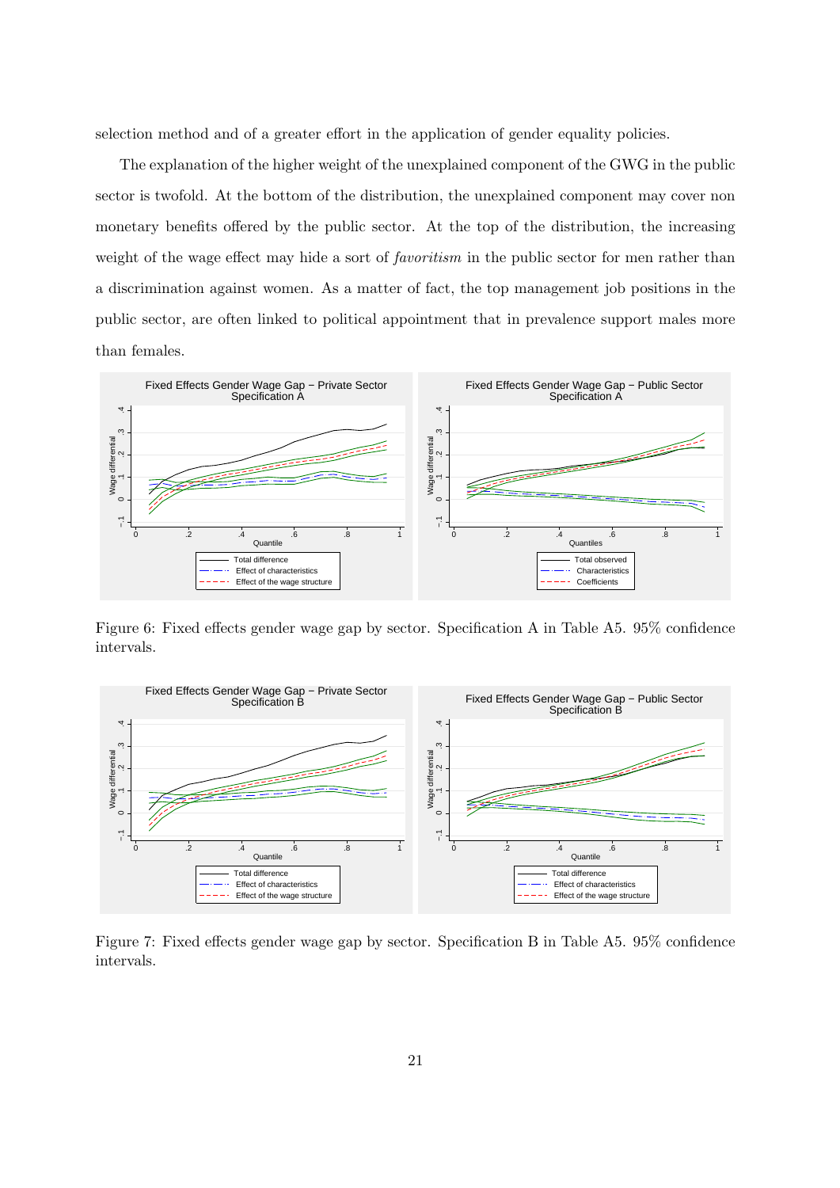selection method and of a greater effort in the application of gender equality policies.

The explanation of the higher weight of the unexplained component of the GWG in the public sector is twofold. At the bottom of the distribution, the unexplained component may cover non monetary benefits offered by the public sector. At the top of the distribution, the increasing weight of the wage effect may hide a sort of *favoritism* in the public sector for men rather than a discrimination against women. As a matter of fact, the top management job positions in the public sector, are often linked to political appointment that in prevalence support males more than females.

Figure 6: Fixed effects gender wage gap by sector. Specification A in Table A5. 95% confidence intervals.

Figure 7: Fixed effects gender wage gap by sector. Specification B in Table A5. 95% confidence intervals.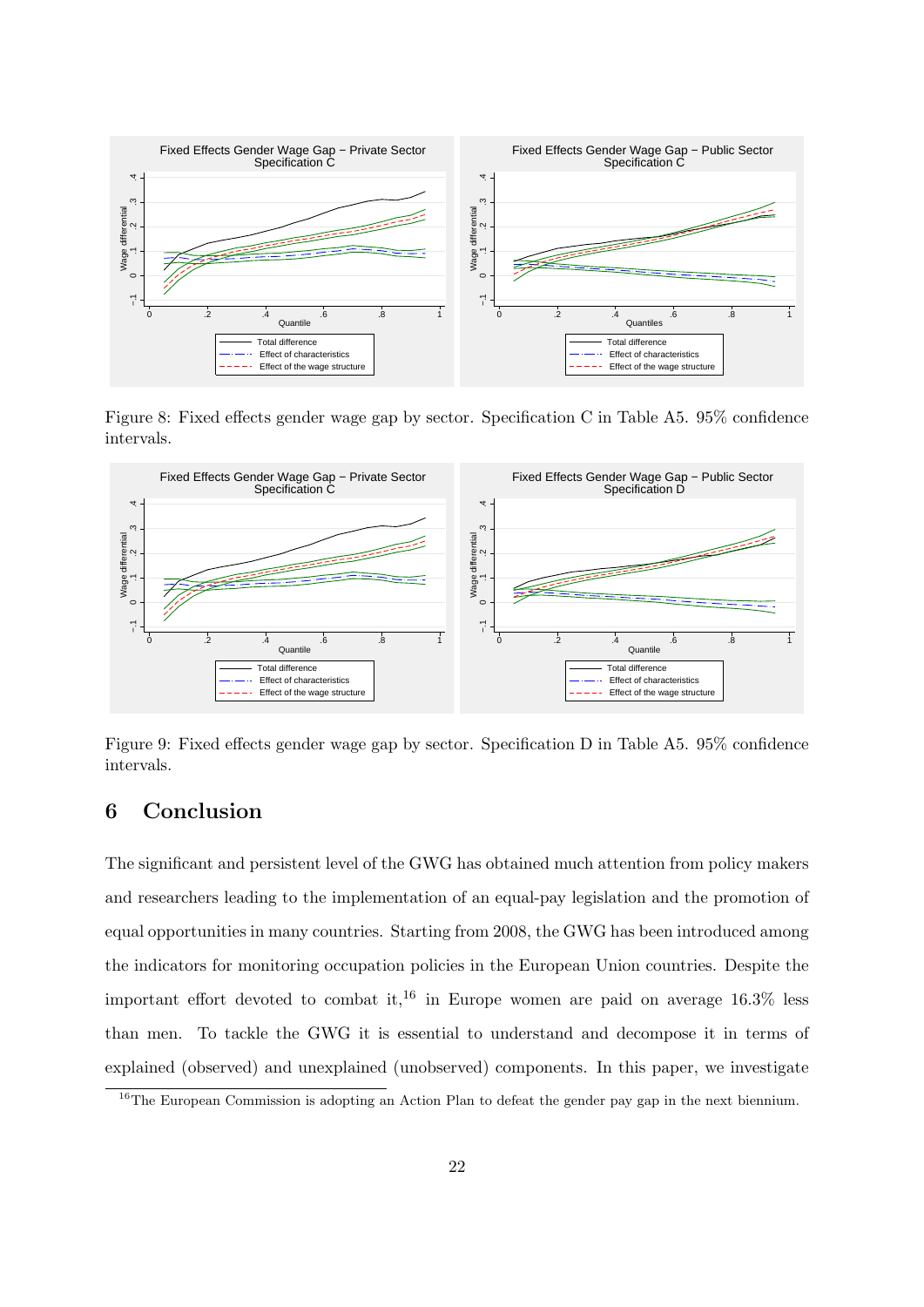Figure 8: Fixed effects gender wage gap by sector. Specification C in Table A5. 95% confidence intervals.

Figure 9: Fixed effects gender wage gap by sector. Specification D in Table A5. 95% confidence intervals.

## 6 Conclusion

The significant and persistent level of the GWG has obtained much attention from policy makers and researchers leading to the implementation of an equal-pay legislation and the promotion of equal opportunities in many countries. Starting from 2008, the GWG has been introduced among the indicators for monitoring occupation policies in the European Union countries. Despite the important effort devoted to combat it,[16] in Europe women are paid on average 16.3% less than men. To tackle the GWG it is essential to understand and decompose it in terms of explained (observed) and unexplained (unobserved) components. In this paper, we investigate

[16] The European Commission is adopting an Action Plan to defeat the gender pay gap in the next biennium.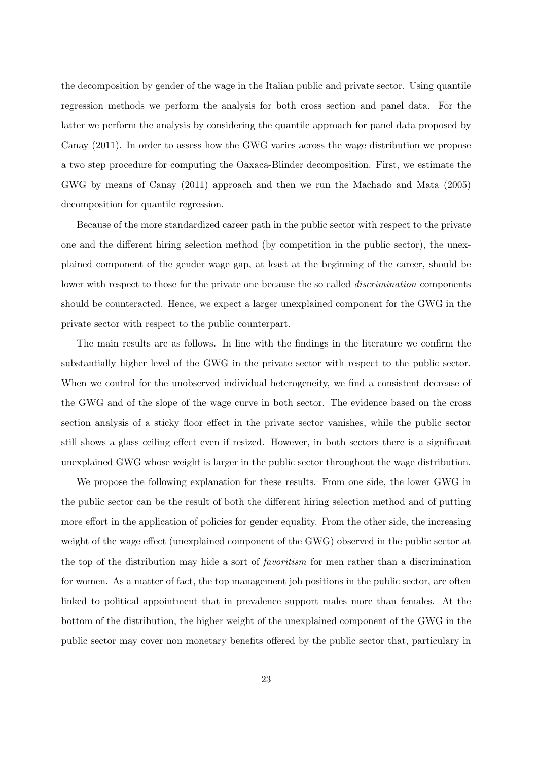the decomposition by gender of the wage in the Italian public and private sector. Using quantile regression methods we perform the analysis for both cross section and panel data. For the latter we perform the analysis by considering the quantile approach for panel data proposed by Canay (2011). In order to assess how the GWG varies across the wage distribution we propose a two step procedure for computing the Oaxaca-Blinder decomposition. First, we estimate the GWG by means of Canay (2011) approach and then we run the Machado and Mata (2005) decomposition for quantile regression.

Because of the more standardized career path in the public sector with respect to the private one and the different hiring selection method (by competition in the public sector), the unexplained component of the gender wage gap, at least at the beginning of the career, should be lower with respect to those for the private one because the so called *discrimination* components should be counteracted. Hence, we expect a larger unexplained component for the GWG in the private sector with respect to the public counterpart.

The main results are as follows. In line with the findings in the literature we confirm the substantially higher level of the GWG in the private sector with respect to the public sector. When we control for the unobserved individual heterogeneity, we find a consistent decrease of the GWG and of the slope of the wage curve in both sector. The evidence based on the cross section analysis of a sticky floor effect in the private sector vanishes, while the public sector still shows a glass ceiling effect even if resized. However, in both sectors there is a significant unexplained GWG whose weight is larger in the public sector throughout the wage distribution.

We propose the following explanation for these results. From one side, the lower GWG in the public sector can be the result of both the different hiring selection method and of putting more effort in the application of policies for gender equality. From the other side, the increasing weight of the wage effect (unexplained component of the GWG) observed in the public sector at the top of the distribution may hide a sort of *favoritism* for men rather than a discrimination for women. As a matter of fact, the top management job positions in the public sector, are often linked to political appointment that in prevalence support males more than females. At the bottom of the distribution, the higher weight of the unexplained component of the GWG in the public sector may cover non monetary benefits offered by the public sector that, particulary in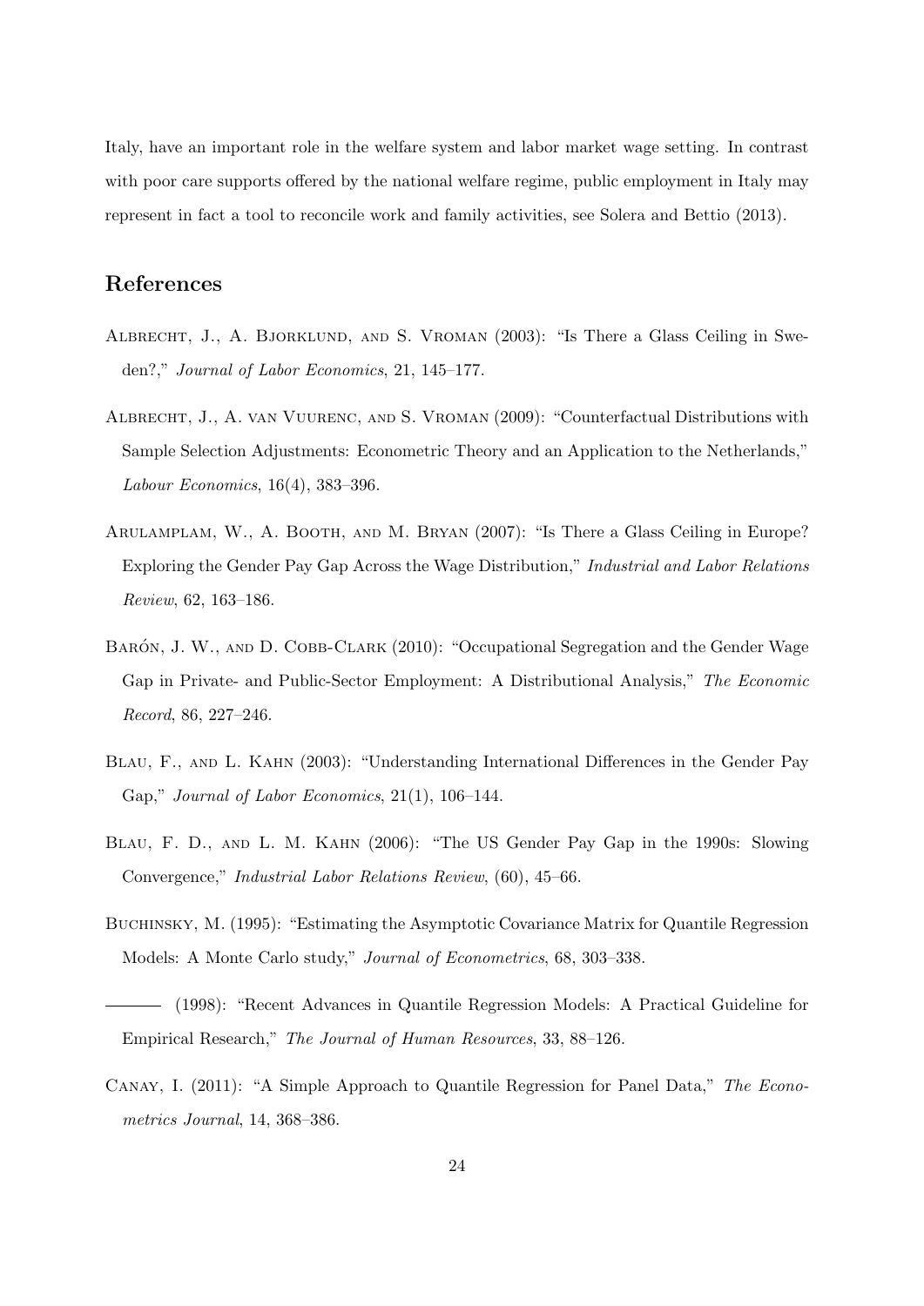Italy, have an important role in the welfare system and labor market wage setting. In contrast with poor care supports offered by the national welfare regime, public employment in Italy may represent in fact a tool to reconcile work and family activities, see Solera and Bettio (2013).

## References

Albrecht, J., A. Bjorklund, and S. Vroman (2003): "Is There a Glass Ceiling in Sweden?," *Journal of Labor Economics*, 21, 145–177.

Albrecht, J., A. van Vuurenc, and S. Vroman (2009): "Counterfactual Distributions with Sample Selection Adjustments: Econometric Theory and an Application to the Netherlands," *Labour Economics*, 16(4), 383–396.

Arulamplam, W., A. Booth, and M. Bryan (2007): "Is There a Glass Ceiling in Europe? Exploring the Gender Pay Gap Across the Wage Distribution," *Industrial and Labor Relations Review*, 62, 163–186.

Barón, J. W., and D. Cobb-Clark (2010): "Occupational Segregation and the Gender Wage Gap in Private- and Public-Sector Employment: A Distributional Analysis," *The Economic Record*, 86, 227–246.

Blau, F., and L. Kahn (2003): "Understanding International Differences in the Gender Pay Gap," *Journal of Labor Economics*, 21(1), 106–144.

Blau, F. D., and L. M. Kahn (2006): "The US Gender Pay Gap in the 1990s: Slowing Convergence," *Industrial Labor Relations Review*, (60), 45–66.

Buchinsky, M. (1995): "Estimating the Asymptotic Covariance Matrix for Quantile Regression Models: A Monte Carlo study," *Journal of Econometrics*, 68, 303–338.

——— (1998): "Recent Advances in Quantile Regression Models: A Practical Guideline for Empirical Research," *The Journal of Human Resources*, 33, 88–126.

Canay, I. (2011): "A Simple Approach to Quantile Regression for Panel Data," *The Econometrics Journal*, 14, 368–386.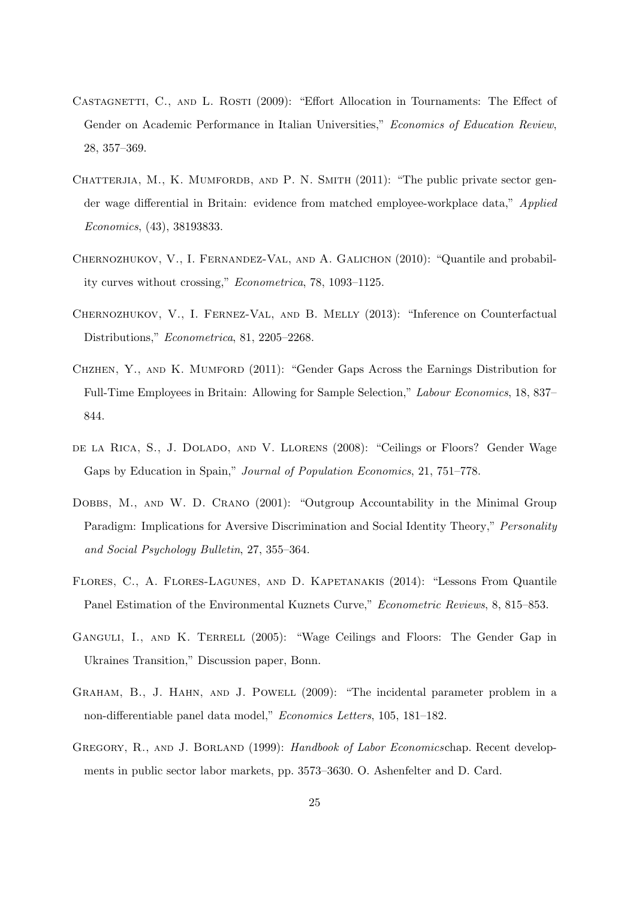Castagnetti, C., and L. Rosti (2009): "Effort Allocation in Tournaments: The Effect of Gender on Academic Performance in Italian Universities," *Economics of Education Review*, 28, 357–369.

Chatterjia, M., K. Mumfordb, and P. N. Smith (2011): "The public private sector gender wage differential in Britain: evidence from matched employee-workplace data," *Applied Economics*, (43), 38193833.

Chernozhukov, V., I. Fernandez-Val, and A. Galichon (2010): "Quantile and probability curves without crossing," *Econometrica*, 78, 1093–1125.

Chernozhukov, V., I. Fernez-Val, and B. Melly (2013): "Inference on Counterfactual Distributions," *Econometrica*, 81, 2205–2268.

Chzhen, Y., and K. Mumford (2011): "Gender Gaps Across the Earnings Distribution for Full-Time Employees in Britain: Allowing for Sample Selection," *Labour Economics*, 18, 837–844.

de la Rica, S., J. Dolado, and V. Llorens (2008): "Ceilings or Floors? Gender Wage Gaps by Education in Spain," *Journal of Population Economics*, 21, 751–778.

Dobbs, M., and W. D. Crano (2001): "Outgroup Accountability in the Minimal Group Paradigm: Implications for Aversive Discrimination and Social Identity Theory," *Personality and Social Psychology Bulletin*, 27, 355–364.

Flores, C., A. Flores-Lagunes, and D. Kapetanakis (2014): "Lessons From Quantile Panel Estimation of the Environmental Kuznets Curve," *Econometric Reviews*, 8, 815–853.

Ganguli, I., and K. Terrell (2005): "Wage Ceilings and Floors: The Gender Gap in Ukraines Transition," Discussion paper, Bonn.

Graham, B., J. Hahn, and J. Powell (2009): "The incidental parameter problem in a non-differentiable panel data model," *Economics Letters*, 105, 181–182.

Gregory, R., and J. Borland (1999): *Handbook of Labor Economics*chap. Recent developments in public sector labor markets, pp. 3573–3630. O. Ashenfelter and D. Card.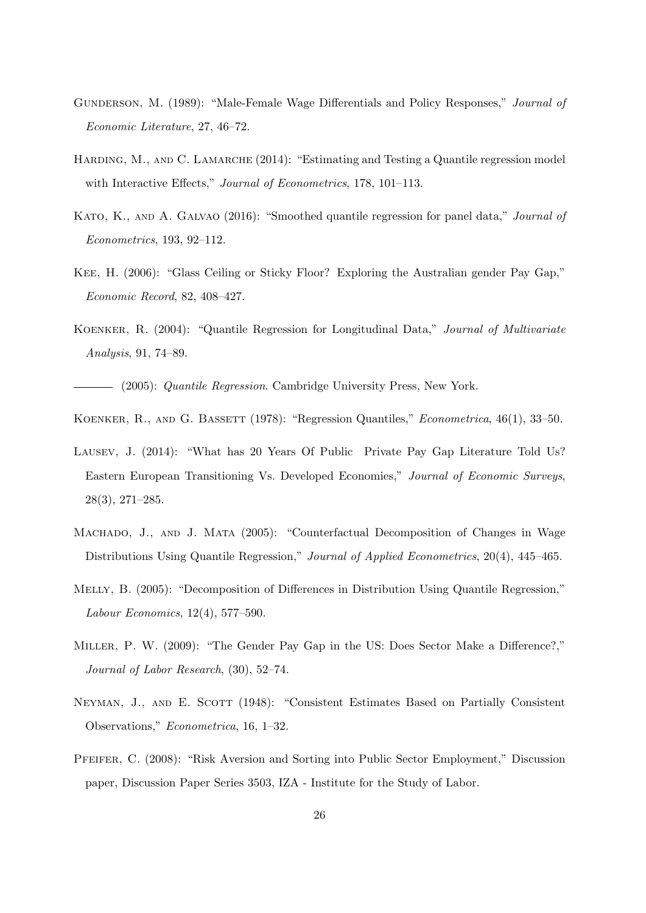Gunderson, M. (1989): "Male-Female Wage Differentials and Policy Responses," *Journal of Economic Literature*, 27, 46–72.

Harding, M., and C. Lamarche (2014): "Estimating and Testing a Quantile regression model with Interactive Effects," *Journal of Econometrics*, 178, 101–113.

Kato, K., and A. Galvao (2016): "Smoothed quantile regression for panel data," *Journal of Econometrics*, 193, 92–112.

Kee, H. (2006): "Glass Ceiling or Sticky Floor? Exploring the Australian gender Pay Gap," *Economic Record*, 82, 408–427.

Koenker, R. (2004): "Quantile Regression for Longitudinal Data," *Journal of Multivariate Analysis*, 91, 74–89.

——— (2005): *Quantile Regression*. Cambridge University Press, New York.

Koenker, R., and G. Bassett (1978): "Regression Quantiles," *Econometrica*, 46(1), 33–50.

Lausev, J. (2014): "What has 20 Years Of Public Private Pay Gap Literature Told Us? Eastern European Transitioning Vs. Developed Economies," *Journal of Economic Surveys*, 28(3), 271–285.

Machado, J., and J. Mata (2005): "Counterfactual Decomposition of Changes in Wage Distributions Using Quantile Regression," *Journal of Applied Econometrics*, 20(4), 445–465.

Melly, B. (2005): "Decomposition of Differences in Distribution Using Quantile Regression," *Labour Economics*, 12(4), 577–590.

Miller, P. W. (2009): "The Gender Pay Gap in the US: Does Sector Make a Difference?," *Journal of Labor Research*, (30), 52–74.

Neyman, J., and E. Scott (1948): "Consistent Estimates Based on Partially Consistent Observations," *Econometrica*, 16, 1–32.

Pfeifer, C. (2008): "Risk Aversion and Sorting into Public Sector Employment," Discussion paper, Discussion Paper Series 3503, IZA - Institute for the Study of Labor.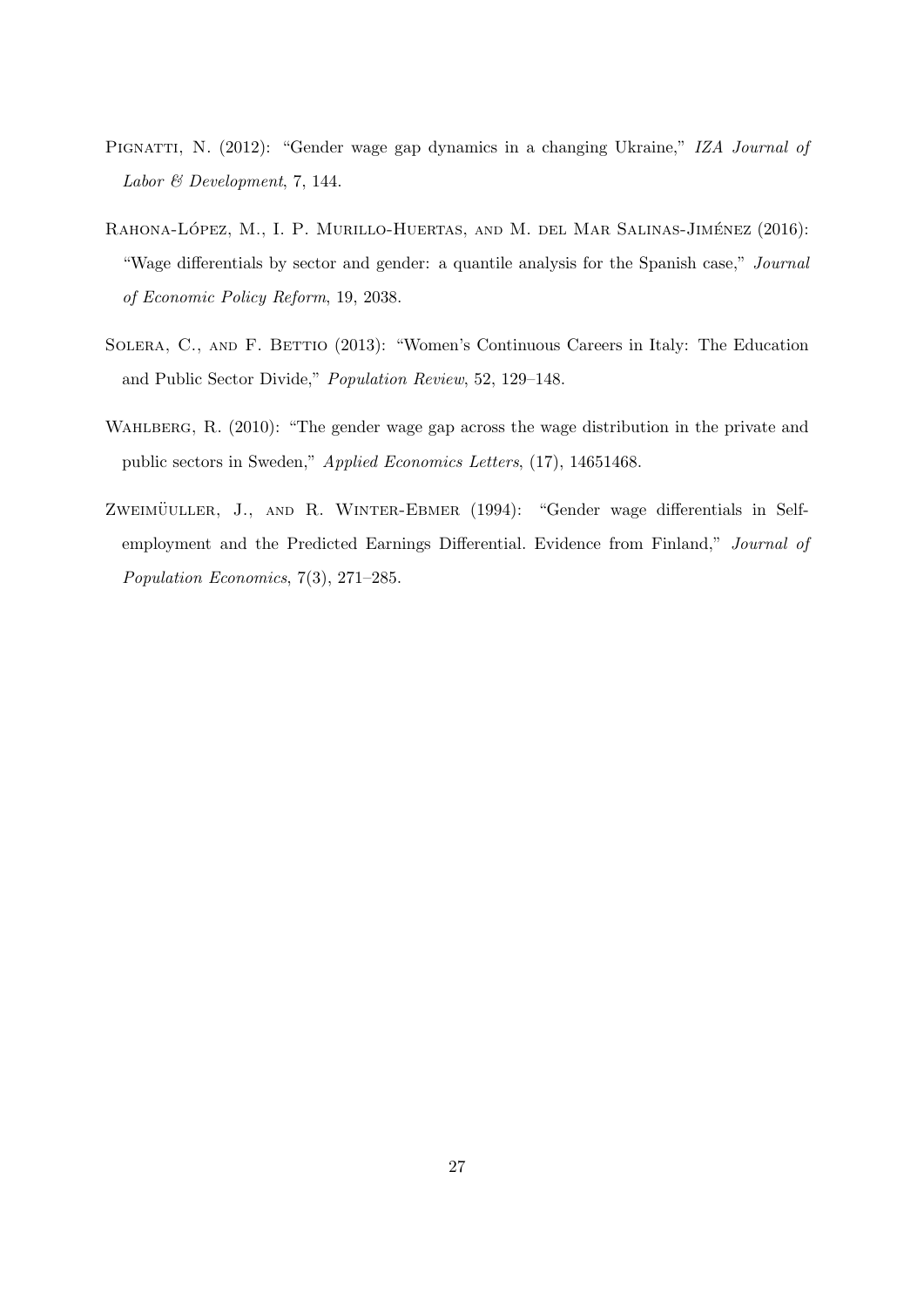Pignatti, N. (2012): "Gender wage gap dynamics in a changing Ukraine," *IZA Journal of Labor & Development*, 7, 144.

Rahona-López, M., I. P. Murillo-Huertas, and M. del Mar Salinas-Jiménez (2016): "Wage differentials by sector and gender: a quantile analysis for the Spanish case," *Journal of Economic Policy Reform*, 19, 2038.

Solera, C., and F. Bettio (2013): "Women's Continuous Careers in Italy: The Education and Public Sector Divide," *Population Review*, 52, 129–148.

Wahlberg, R. (2010): "The gender wage gap across the wage distribution in the private and public sectors in Sweden," *Applied Economics Letters*, (17), 14651468.

Zweimüuller, J., and R. Winter-Ebmer (1994): "Gender wage differentials in Self-employment and the Predicted Earnings Differential. Evidence from Finland," *Journal of Population Economics*, 7(3), 271–285.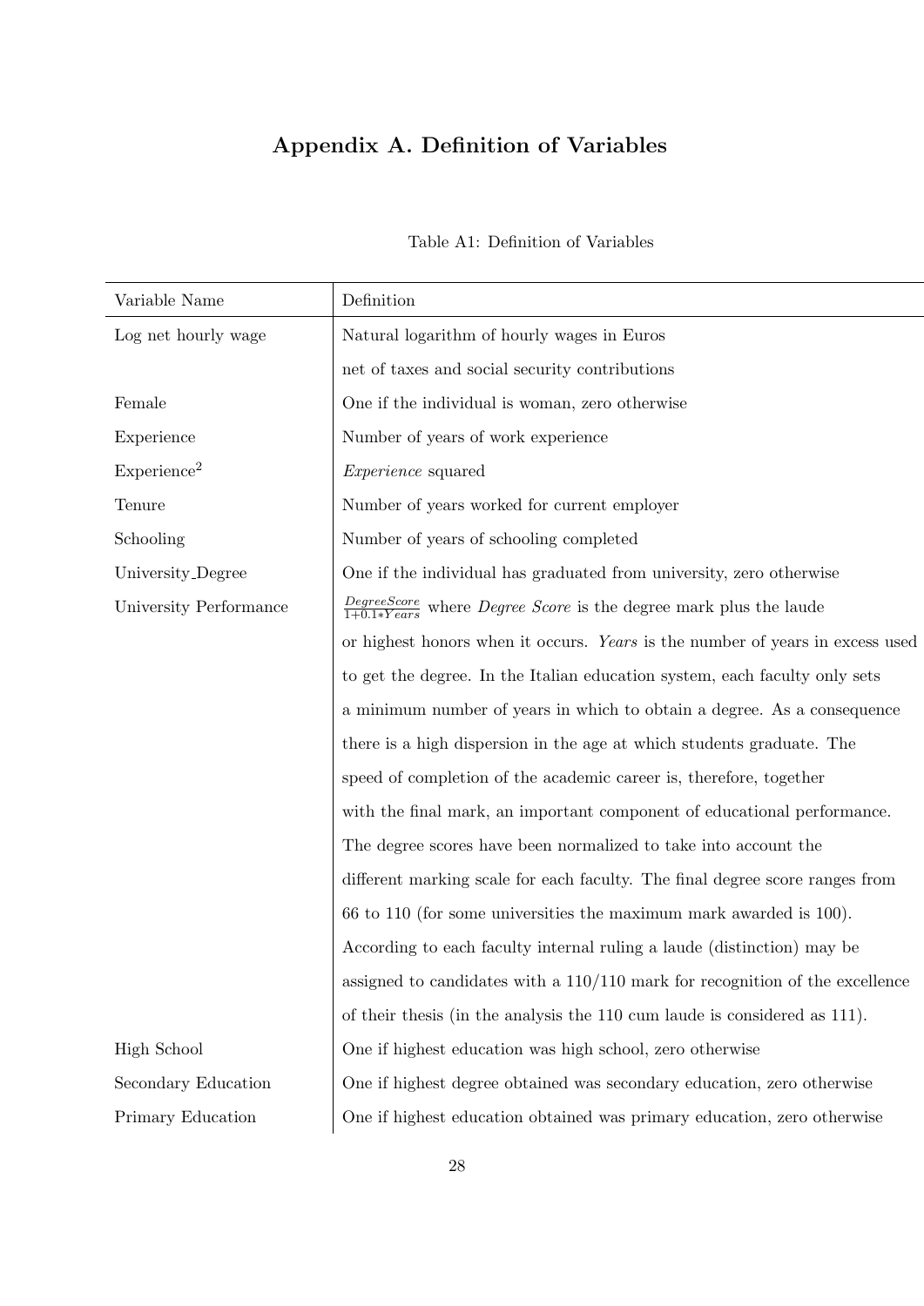# Appendix A. Definition of Variables

Table A1: Definition of Variables

| Variable Name | Definition |
|---|---|
| Log net hourly wage | Natural logarithm of hourly wages in Euros net of taxes and social security contributions |
| Female | One if the individual is woman, zero otherwise |
| Experience | Number of years of work experience |
| Experience$^2$ | *Experience* squared |
| Tenure | Number of years worked for current employer |
| Schooling | Number of years of schooling completed |
| University_Degree | One if the individual has graduated from university, zero otherwise |
| University Performance | $\frac{DegreeScore}{1+0.1*Years}$ where *Degree Score* is the degree mark plus the laude or highest honors when it occurs. *Years* is the number of years in excess used to get the degree. In the Italian education system, each faculty only sets a minimum number of years in which to obtain a degree. As a consequence there is a high dispersion in the age at which students graduate. The speed of completion of the academic career is, therefore, together with the final mark, an important component of educational performance. The degree scores have been normalized to take into account the different marking scale for each faculty. The final degree score ranges from 66 to 110 (for some universities the maximum mark awarded is 100). According to each faculty internal ruling a laude (distinction) may be assigned to candidates with a 110/110 mark for recognition of the excellence of their thesis (in the analysis the 110 cum laude is considered as 111). |
| High School | One if highest education was high school, zero otherwise |
| Secondary Education | One if highest degree obtained was secondary education, zero otherwise |
| Primary Education | One if highest education obtained was primary education, zero otherwise |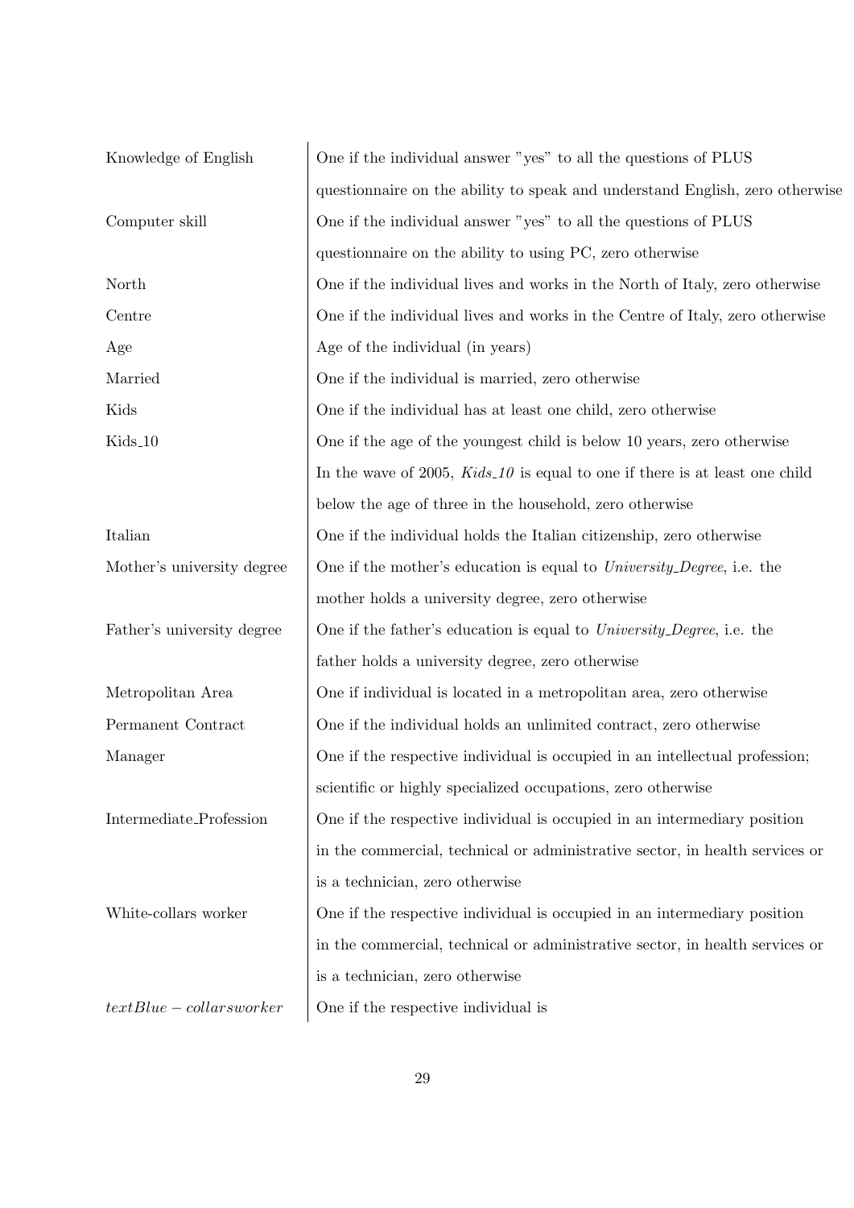| | |
|---|---|
| Knowledge of English | One if the individual answer "yes" to all the questions of PLUS questionnaire on the ability to speak and understand English, zero otherwise |
| Computer skill | One if the individual answer "yes" to all the questions of PLUS questionnaire on the ability to using PC, zero otherwise |
| North | One if the individual lives and works in the North of Italy, zero otherwise |
| Centre | One if the individual lives and works in the Centre of Italy, zero otherwise |
| Age | Age of the individual (in years) |
| Married | One if the individual is married, zero otherwise |
| Kids | One if the individual has at least one child, zero otherwise |
| Kids_10 | One if the age of the youngest child is below 10 years, zero otherwise In the wave of 2005, *Kids_10* is equal to one if there is at least one child below the age of three in the household, zero otherwise |
| Italian | One if the individual holds the Italian citizenship, zero otherwise |
| Mother's university degree | One if the mother's education is equal to *University_Degree*, i.e. the mother holds a university degree, zero otherwise |
| Father's university degree | One if the father's education is equal to *University_Degree*, i.e. the father holds a university degree, zero otherwise |
| Metropolitan Area | One if individual is located in a metropolitan area, zero otherwise |
| Permanent Contract | One if the individual holds an unlimited contract, zero otherwise |
| Manager | One if the respective individual is occupied in an intellectual profession; scientific or highly specialized occupations, zero otherwise |
| Intermediate_Profession | One if the respective individual is occupied in an intermediary position in the commercial, technical or administrative sector, in health services or is a technician, zero otherwise |
| White-collars worker | One if the respective individual is occupied in an intermediary position in the commercial, technical or administrative sector, in health services or is a technician, zero otherwise |
| $textBlue - collarsworker$ | One if the respective individual is |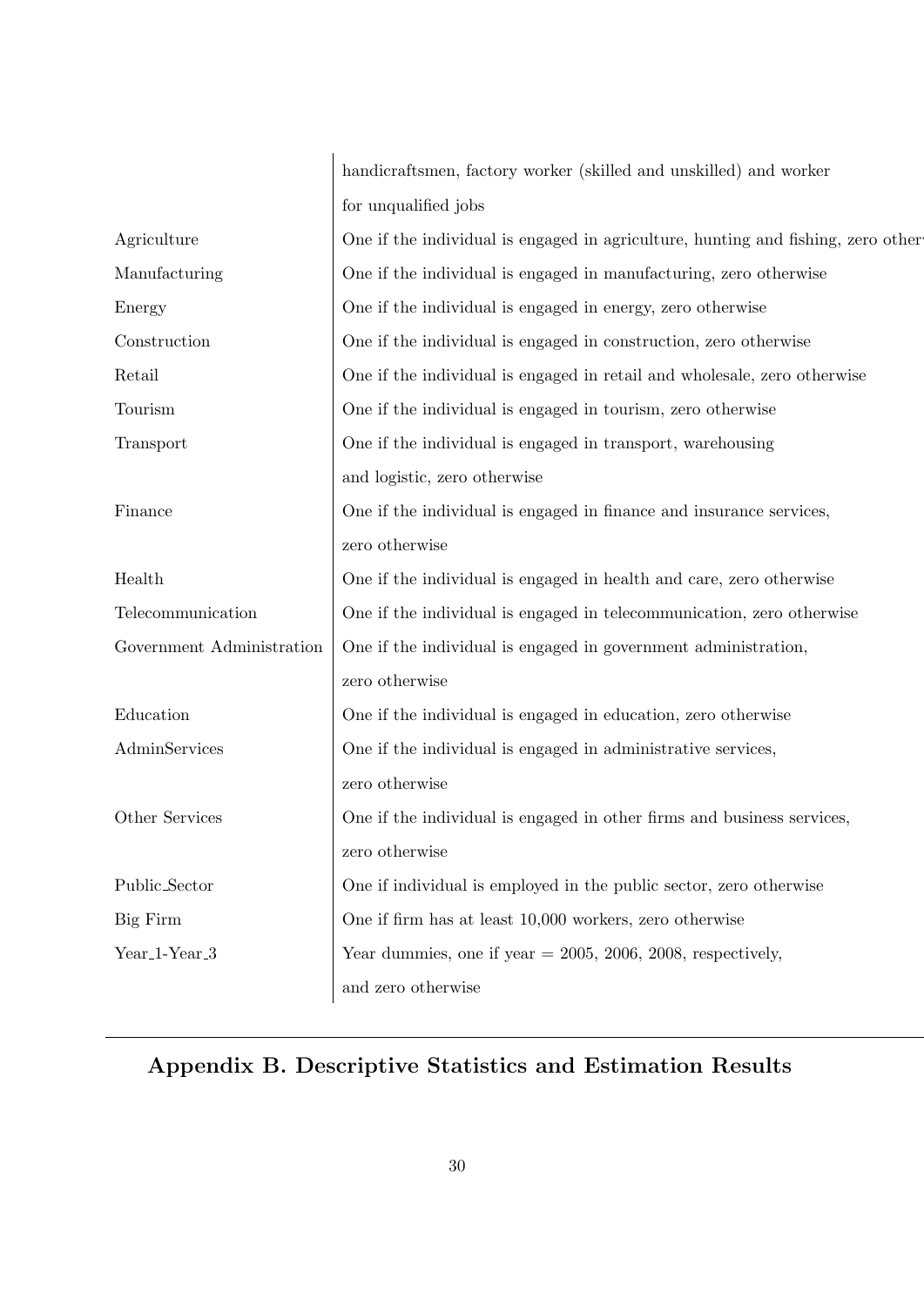| | |
|---|---|
| | handicraftsmen, factory worker (skilled and unskilled) and worker for unqualified jobs |
| Agriculture | One if the individual is engaged in agriculture, hunting and fishing, zero otherw |
| Manufacturing | One if the individual is engaged in manufacturing, zero otherwise |
| Energy | One if the individual is engaged in energy, zero otherwise |
| Construction | One if the individual is engaged in construction, zero otherwise |
| Retail | One if the individual is engaged in retail and wholesale, zero otherwise |
| Tourism | One if the individual is engaged in tourism, zero otherwise |
| Transport | One if the individual is engaged in transport, warehousing and logistic, zero otherwise |
| Finance | One if the individual is engaged in finance and insurance services, zero otherwise |
| Health | One if the individual is engaged in health and care, zero otherwise |
| Telecommunication | One if the individual is engaged in telecommunication, zero otherwise |
| Government Administration | One if the individual is engaged in government administration, zero otherwise |
| Education | One if the individual is engaged in education, zero otherwise |
| AdminServices | One if the individual is engaged in administrative services, zero otherwise |
| Other Services | One if the individual is engaged in other firms and business services, zero otherwise |
| Public_Sector | One if individual is employed in the public sector, zero otherwise |
| Big Firm | One if firm has at least 10,000 workers, zero otherwise |
| Year_1-Year_3 | Year dummies, one if year = 2005, 2006, 2008, respectively, and zero otherwise |

## Appendix B. Descriptive Statistics and Estimation Results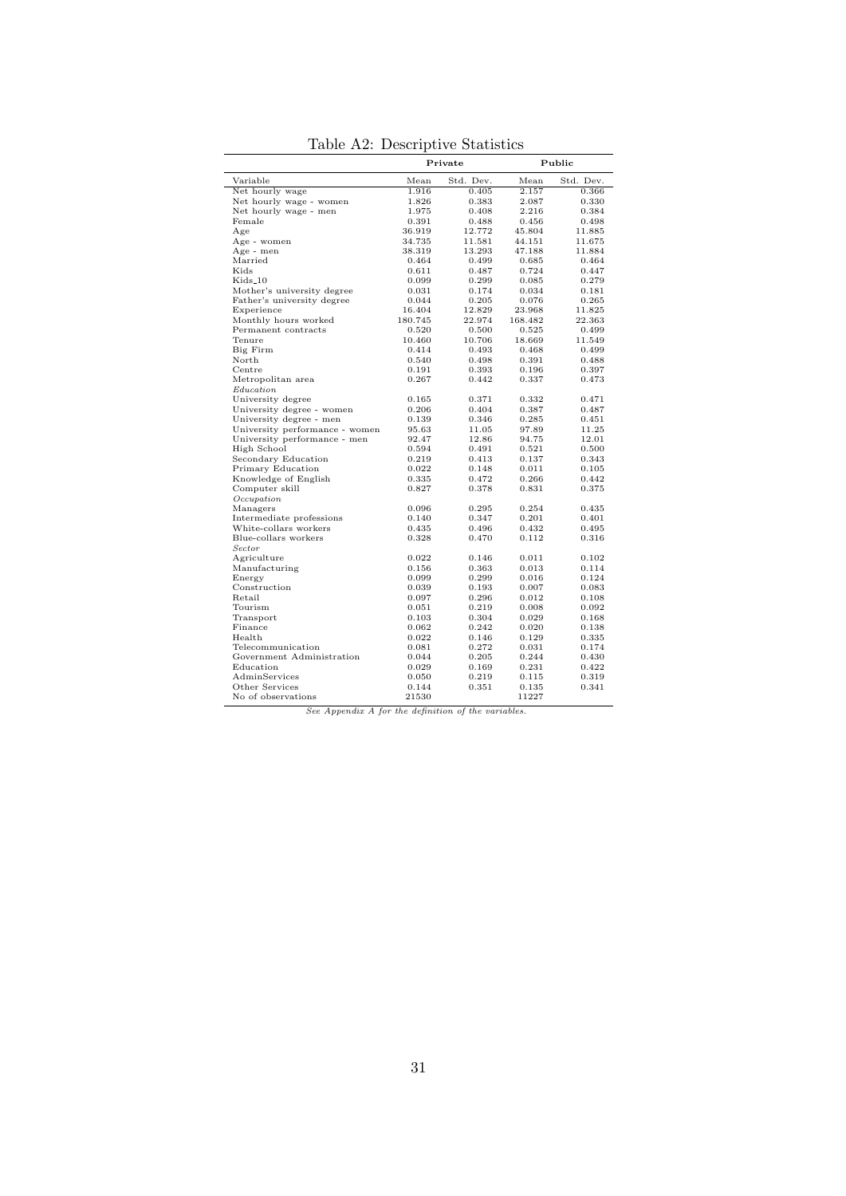Table A2: Descriptive Statistics

| | **Private** | | **Public** | |
|---|---|---|---|---|
| Variable | Mean | Std. Dev. | Mean | Std. Dev. |
| Net hourly wage | 1.916 | 0.405 | 2.157 | 0.366 |
| Net hourly wage - women | 1.826 | 0.383 | 2.087 | 0.330 |
| Net hourly wage - men | 1.975 | 0.408 | 2.216 | 0.384 |
| Female | 0.391 | 0.488 | 0.456 | 0.498 |
| Age | 36.919 | 12.772 | 45.804 | 11.885 |
| Age - women | 34.735 | 11.581 | 44.151 | 11.675 |
| Age - men | 38.319 | 13.293 | 47.188 | 11.884 |
| Married | 0.464 | 0.499 | 0.685 | 0.464 |
| Kids | 0.611 | 0.487 | 0.724 | 0.447 |
| Kids_10 | 0.099 | 0.299 | 0.085 | 0.279 |
| Mother's university degree | 0.031 | 0.174 | 0.034 | 0.181 |
| Father's university degree | 0.044 | 0.205 | 0.076 | 0.265 |
| Experience | 16.404 | 12.829 | 23.968 | 11.825 |
| Monthly hours worked | 180.745 | 22.974 | 168.482 | 22.363 |
| Permanent contracts | 0.520 | 0.500 | 0.525 | 0.499 |
| Tenure | 10.460 | 10.706 | 18.669 | 11.549 |
| Big Firm | 0.414 | 0.493 | 0.468 | 0.499 |
| North | 0.540 | 0.498 | 0.391 | 0.488 |
| Centre | 0.191 | 0.393 | 0.196 | 0.397 |
| Metropolitan area | 0.267 | 0.442 | 0.337 | 0.473 |
| *Education* | | | | |
| University degree | 0.165 | 0.371 | 0.332 | 0.471 |
| University degree - women | 0.206 | 0.404 | 0.387 | 0.487 |
| University degree - men | 0.139 | 0.346 | 0.285 | 0.451 |
| University performance - women | 95.63 | 11.05 | 97.89 | 11.25 |
| University performance - men | 92.47 | 12.86 | 94.75 | 12.01 |
| High School | 0.594 | 0.491 | 0.521 | 0.500 |
| Secondary Education | 0.219 | 0.413 | 0.137 | 0.343 |
| Primary Education | 0.022 | 0.148 | 0.011 | 0.105 |
| Knowledge of English | 0.335 | 0.472 | 0.266 | 0.442 |
| Computer skill | 0.827 | 0.378 | 0.831 | 0.375 |
| *Occupation* | | | | |
| Managers | 0.096 | 0.295 | 0.254 | 0.435 |
| Intermediate professions | 0.140 | 0.347 | 0.201 | 0.401 |
| White-collars workers | 0.435 | 0.496 | 0.432 | 0.495 |
| Blue-collars workers | 0.328 | 0.470 | 0.112 | 0.316 |
| *Sector* | | | | |
| Agriculture | 0.022 | 0.146 | 0.011 | 0.102 |
| Manufacturing | 0.156 | 0.363 | 0.013 | 0.114 |
| Energy | 0.099 | 0.299 | 0.016 | 0.124 |
| Construction | 0.039 | 0.193 | 0.007 | 0.083 |
| Retail | 0.097 | 0.296 | 0.012 | 0.108 |
| Tourism | 0.051 | 0.219 | 0.008 | 0.092 |
| Transport | 0.103 | 0.304 | 0.029 | 0.168 |
| Finance | 0.062 | 0.242 | 0.020 | 0.138 |
| Health | 0.022 | 0.146 | 0.129 | 0.335 |
| Telecommunication | 0.081 | 0.272 | 0.031 | 0.174 |
| Government Administration | 0.044 | 0.205 | 0.244 | 0.430 |
| Education | 0.029 | 0.169 | 0.231 | 0.422 |
| AdminServices | 0.050 | 0.219 | 0.115 | 0.319 |
| Other Services | 0.144 | 0.351 | 0.135 | 0.341 |
| No of observations | 21530 | | 11227 | |

*See Appendix A for the definition of the variables.*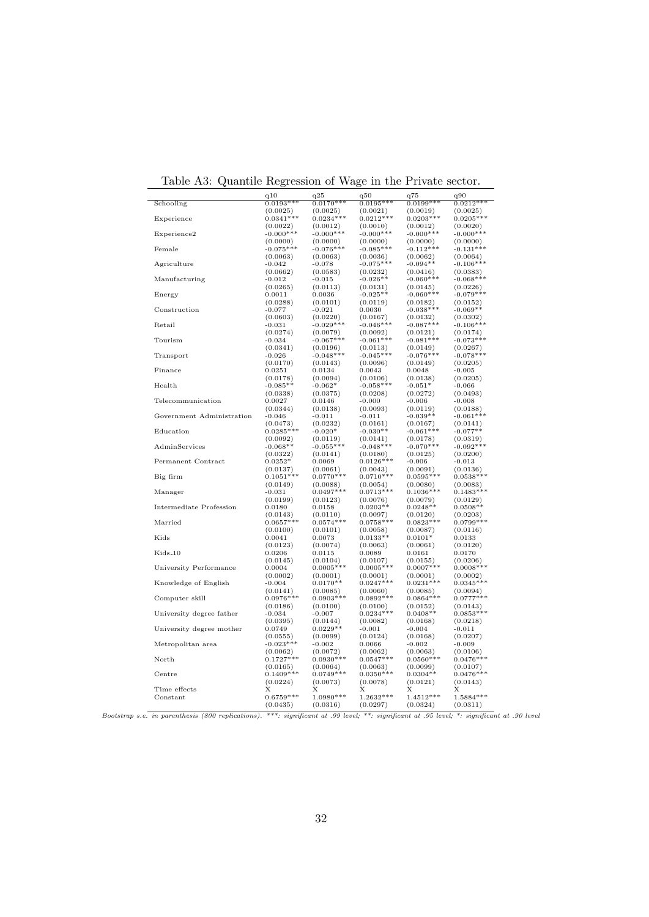Table A3: Quantile Regression of Wage in the Private sector.

| | q10 | q25 | q50 | q75 | q90 |
|---|---|---|---|---|---|
| Schooling | 0.0193*** | 0.0170*** | 0.0195*** | 0.0199*** | 0.0212*** |
| | (0.0025) | (0.0025) | (0.0021) | (0.0019) | (0.0025) |
| Experience | 0.0341*** | 0.0234*** | 0.0212*** | 0.0203*** | 0.0205*** |
| | (0.0022) | (0.0012) | (0.0010) | (0.0012) | (0.0020) |
| Experience2 | -0.000*** | -0.000*** | -0.000*** | -0.000*** | -0.000*** |
| | (0.0000) | (0.0000) | (0.0000) | (0.0000) | (0.0000) |
| Female | -0.075*** | -0.076*** | -0.085*** | -0.112*** | -0.131*** |
| | (0.0063) | (0.0063) | (0.0036) | (0.0062) | (0.0064) |
| Agriculture | -0.042 | -0.078 | -0.075*** | -0.094** | -0.106*** |
| | (0.0662) | (0.0583) | (0.0232) | (0.0416) | (0.0383) |
| Manufacturing | -0.012 | -0.015 | -0.026** | -0.060*** | -0.068*** |
| | (0.0265) | (0.0113) | (0.0131) | (0.0145) | (0.0226) |
| Energy | 0.0011 | 0.0036 | -0.025** | -0.060*** | -0.079*** |
| | (0.0288) | (0.0101) | (0.0119) | (0.0182) | (0.0152) |
| Construction | -0.077 | -0.021 | 0.0030 | -0.038*** | -0.069** |
| | (0.0603) | (0.0220) | (0.0167) | (0.0132) | (0.0302) |
| Retail | -0.031 | -0.029*** | -0.046*** | -0.087*** | -0.106*** |
| | (0.0274) | (0.0079) | (0.0092) | (0.0121) | (0.0174) |
| Tourism | -0.034 | -0.067*** | -0.061*** | -0.081*** | -0.073*** |
| | (0.0341) | (0.0196) | (0.0113) | (0.0149) | (0.0267) |
| Transport | -0.026 | -0.048*** | -0.045*** | -0.076*** | -0.078*** |
| | (0.0170) | (0.0143) | (0.0096) | (0.0149) | (0.0205) |
| Finance | 0.0251 | 0.0134 | 0.0043 | 0.0048 | -0.005 |
| | (0.0178) | (0.0094) | (0.0106) | (0.0138) | (0.0205) |
| Health | -0.085** | -0.062* | -0.058*** | -0.051* | -0.066 |
| | (0.0338) | (0.0375) | (0.0208) | (0.0272) | (0.0493) |
| Telecommunication | 0.0027 | 0.0146 | -0.000 | -0.006 | -0.008 |
| | (0.0344) | (0.0138) | (0.0093) | (0.0119) | (0.0188) |
| Government Administration | -0.046 | -0.011 | -0.011 | -0.039** | -0.061*** |
| | (0.0473) | (0.0232) | (0.0161) | (0.0167) | (0.0141) |
| Education | 0.0285*** | -0.020* | -0.030** | -0.061*** | -0.077** |
| | (0.0092) | (0.0119) | (0.0141) | (0.0178) | (0.0319) |
| AdminServices | -0.068** | -0.055*** | -0.048*** | -0.070*** | -0.092*** |
| | (0.0322) | (0.0141) | (0.0180) | (0.0125) | (0.0200) |
| Permanent Contract | 0.0252* | 0.0069 | 0.0126*** | -0.006 | -0.013 |
| | (0.0137) | (0.0061) | (0.0043) | (0.0091) | (0.0136) |
| Big firm | 0.1051*** | 0.0770*** | 0.0710*** | 0.0595*** | 0.0538*** |
| | (0.0149) | (0.0088) | (0.0054) | (0.0080) | (0.0083) |
| Manager | -0.031 | 0.0497*** | 0.0713*** | 0.1036*** | 0.1483*** |
| | (0.0199) | (0.0123) | (0.0076) | (0.0079) | (0.0129) |
| Intermediate Profession | 0.0180 | 0.0158 | 0.0203** | 0.0248** | 0.0508** |
| | (0.0143) | (0.0110) | (0.0097) | (0.0120) | (0.0203) |
| Married | 0.0657*** | 0.0574*** | 0.0758*** | 0.0823*** | 0.0799*** |
| | (0.0100) | (0.0101) | (0.0058) | (0.0087) | (0.0116) |
| Kids | 0.0041 | 0.0073 | 0.0133** | 0.0101* | 0.0133 |
| | (0.0123) | (0.0074) | (0.0063) | (0.0061) | (0.0120) |
| Kids_10 | 0.0206 | 0.0115 | 0.0089 | 0.0161 | 0.0170 |
| | (0.0145) | (0.0104) | (0.0107) | (0.0155) | (0.0206) |
| University Performance | 0.0004 | 0.0005*** | 0.0005*** | 0.0007*** | 0.0008*** |
| | (0.0002) | (0.0001) | (0.0001) | (0.0001) | (0.0002) |
| Knowledge of English | -0.004 | 0.0170** | 0.0247*** | 0.0231*** | 0.0345*** |
| | (0.0141) | (0.0085) | (0.0060) | (0.0085) | (0.0094) |
| Computer skill | 0.0976*** | 0.0903*** | 0.0892*** | 0.0864*** | 0.0777*** |
| | (0.0186) | (0.0100) | (0.0100) | (0.0152) | (0.0143) |
| University degree father | -0.034 | -0.007 | 0.0234*** | 0.0408** | 0.0853*** |
| | (0.0395) | (0.0144) | (0.0082) | (0.0168) | (0.0218) |
| University degree mother | 0.0749 | 0.0229** | -0.001 | -0.004 | -0.011 |
| | (0.0555) | (0.0099) | (0.0124) | (0.0168) | (0.0207) |
| Metropolitan area | -0.023*** | -0.002 | 0.0066 | -0.002 | -0.009 |
| | (0.0062) | (0.0072) | (0.0062) | (0.0063) | (0.0106) |
| North | 0.1727*** | 0.0930*** | 0.0547*** | 0.0560*** | 0.0476*** |
| | (0.0165) | (0.0064) | (0.0063) | (0.0099) | (0.0107) |
| Centre | 0.1409*** | 0.0749*** | 0.0350*** | 0.0304** | 0.0476*** |
| | (0.0224) | (0.0073) | (0.0078) | (0.0121) | (0.0143) |
| Time effects | X | X | X | X | X |
| Constant | 0.6759*** | 1.0980*** | 1.2632*** | 1.4512*** | 1.5884*** |
| | (0.0435) | (0.0316) | (0.0297) | (0.0324) | (0.0311) |

*Bootstrap s.e. in parenthesis (800 replications). ***: significant at .99 level; **: significant at .95 level; *: significant at .90 level*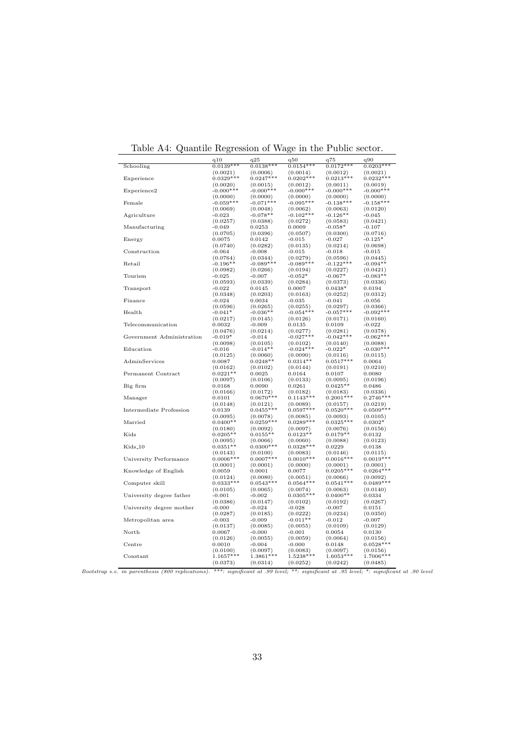Table A4: Quantile Regression of Wage in the Public sector.

| | q10 | q25 | q50 | q75 | q90 |
|---|---|---|---|---|---|
| Schooling | 0.0139*** | 0.0138*** | 0.0154*** | 0.0172*** | 0.0203*** |
| | (0.0021) | (0.0006) | (0.0014) | (0.0012) | (0.0021) |
| Experience | 0.0329*** | 0.0247*** | 0.0202*** | 0.0213*** | 0.0232*** |
| | (0.0020) | (0.0015) | (0.0012) | (0.0011) | (0.0019) |
| Experience2 | -0.000*** | -0.000*** | -0.000*** | -0.000*** | -0.000*** |
| | (0.0000) | (0.0000) | (0.0000) | (0.0000) | (0.0000) |
| Female | -0.059*** | -0.071*** | -0.095*** | -0.138*** | -0.158*** |
| | (0.0069) | (0.0048) | (0.0062) | (0.0063) | (0.0120) |
| Agriculture | -0.023 | -0.078** | -0.102*** | -0.126** | -0.045 |
| | (0.0257) | (0.0388) | (0.0272) | (0.0583) | (0.0421) |
| Manufacturing | -0.049 | 0.0253 | 0.0009 | -0.058* | -0.107 |
| | (0.0705) | (0.0396) | (0.0507) | (0.0300) | (0.0716) |
| Energy | 0.0075 | 0.0142 | -0.015 | -0.027 | -0.125* |
| | (0.0740) | (0.0282) | (0.0135) | (0.0214) | (0.0698) |
| Construction | -0.064 | -0.008 | -0.015 | -0.018 | -0.015 |
| | (0.0764) | (0.0344) | (0.0279) | (0.0596) | (0.0445) |
| Retail | -0.196** | -0.089*** | -0.089*** | -0.122*** | -0.094** |
| | (0.0982) | (0.0266) | (0.0194) | (0.0227) | (0.0421) |
| Tourism | -0.025 | -0.007 | -0.052* | -0.067* | -0.083** |
| | (0.0593) | (0.0339) | (0.0284) | (0.0373) | (0.0336) |
| Transport | -0.022 | 0.0145 | 0.0007 | 0.0438* | 0.0194 |
| | (0.0348) | (0.0203) | (0.0163) | (0.0252) | (0.0312) |
| Finance | -0.024 | 0.0034 | -0.035 | -0.041 | -0.056 |
| | (0.0596) | (0.0265) | (0.0255) | (0.0297) | (0.0366) |
| Health | -0.041* | -0.036** | -0.054*** | -0.057*** | -0.092*** |
| | (0.0217) | (0.0145) | (0.0126) | (0.0171) | (0.0160) |
| Telecommunication | 0.0032 | -0.009 | 0.0135 | 0.0109 | -0.022 |
| | (0.0476) | (0.0214) | (0.0277) | (0.0281) | (0.0378) |
| Government Administration | -0.019* | -0.014 | -0.027*** | -0.042*** | -0.062*** |
| | (0.0098) | (0.0105) | (0.0102) | (0.0140) | (0.0088) |
| Education | -0.016 | -0.014** | -0.024*** | -0.022* | -0.030*** |
| | (0.0125) | (0.0060) | (0.0090) | (0.0116) | (0.0115) |
| AdminServices | 0.0087 | 0.0248** | 0.0314** | 0.0517*** | 0.0064 |
| | (0.0162) | (0.0102) | (0.0144) | (0.0191) | (0.0210) |
| Permanent Contract | 0.0221** | 0.0025 | 0.0164 | 0.0107 | 0.0080 |
| | (0.0097) | (0.0106) | (0.0133) | (0.0095) | (0.0196) |
| Big firm | 0.0168 | 0.0090 | 0.0261 | 0.0425** | 0.0486 |
| | (0.0166) | (0.0172) | (0.0182) | (0.0183) | (0.0336) |
| Manager | 0.0101 | 0.0670*** | 0.1143*** | 0.2001*** | 0.2746*** |
| | (0.0148) | (0.0121) | (0.0089) | (0.0157) | (0.0219) |
| Intermediate Profession | 0.0139 | 0.0455*** | 0.0597*** | 0.0520*** | 0.0509*** |
| | (0.0095) | (0.0078) | (0.0085) | (0.0093) | (0.0105) |
| Married | 0.0400** | 0.0259*** | 0.0289*** | 0.0325*** | 0.0302* |
| | (0.0180) | (0.0092) | (0.0097) | (0.0076) | (0.0156) |
| Kids | 0.0205** | 0.0155** | 0.0123** | 0.0179** | 0.0132 |
| | (0.0095) | (0.0066) | (0.0060) | (0.0088) | (0.0123) |
| Kids_10 | 0.0351** | 0.0300*** | 0.0328*** | 0.0229 | 0.0138 |
| | (0.0143) | (0.0100) | (0.0083) | (0.0146) | (0.0115) |
| University Performance | 0.0006*** | 0.0007*** | 0.0010*** | 0.0016*** | 0.0019*** |
| | (0.0001) | (0.0001) | (0.0000) | (0.0001) | (0.0001) |
| Knowledge of English | 0.0059 | 0.0001 | 0.0077 | 0.0205*** | 0.0264*** |
| | (0.0124) | (0.0080) | (0.0051) | (0.0066) | (0.0092) |
| Computer skill | 0.0333*** | 0.0543*** | 0.0564*** | 0.0541*** | 0.0489*** |
| | (0.0105) | (0.0065) | (0.0074) | (0.0063) | (0.0140) |
| University degree father | -0.001 | -0.002 | 0.0305*** | 0.0400** | 0.0334 |
| | (0.0386) | (0.0147) | (0.0102) | (0.0192) | (0.0267) |
| University degree mother | -0.000 | -0.024 | -0.028 | -0.007 | 0.0151 |
| | (0.0287) | (0.0185) | (0.0222) | (0.0234) | (0.0350) |
| Metropolitan area | -0.003 | -0.009 | -0.011** | -0.012 | -0.007 |
| | (0.0137) | (0.0085) | (0.0055) | (0.0109) | (0.0129) |
| North | 0.0067 | -0.000 | -0.001 | 0.0054 | 0.0130 |
| | (0.0126) | (0.0055) | (0.0059) | (0.0064) | (0.0156) |
| Centre | 0.0010 | -0.004 | -0.000 | 0.0148 | 0.0528*** |
| | (0.0100) | (0.0097) | (0.0083) | (0.0097) | (0.0156) |
| Constant | 1.1657*** | 1.3861*** | 1.5238*** | 1.6053*** | 1.7006*** |
| | (0.0373) | (0.0314) | (0.0252) | (0.0242) | (0.0485) |

*Bootstrap s.e. in parenthesis (800 replications). ***: significant at .99 level; **: significant at .95 level; *: significant at .90 level*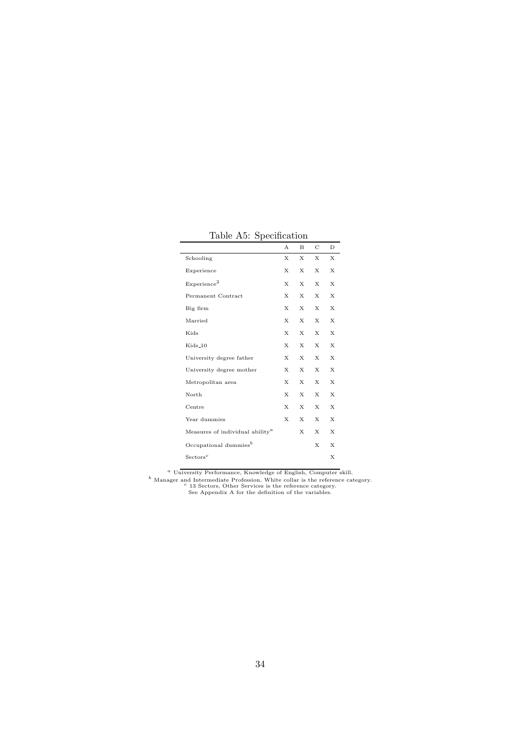Table A5: Specification

| | A | B | C | D |
|---|---|---|---|---|
| Schooling | X | X | X | X |
| Experience | X | X | X | X |
| $\text{Experience}^2$ | X | X | X | X |
| Permanent Contract | X | X | X | X |
| Big firm | X | X | X | X |
| Married | X | X | X | X |
| Kids | X | X | X | X |
| Kids_10 | X | X | X | X |
| University degree father | X | X | X | X |
| University degree mother | X | X | X | X |
| Metropolitan area | X | X | X | X |
| North | X | X | X | X |
| Centre | X | X | X | X |
| Year dummies | X | X | X | X |
| Measures of individual ability[a] | | X | X | X |
| Occupational dummies[b] | | | X | X |
| Sectors[c] | | | | X |

[a] University Performance, Knowledge of English, Computer skill.
[b] Manager and Intermediate Profession, White collar is the reference category.
[c] 13 Sectors, Other Services is the reference category.
See Appendix A for the definition of the variables.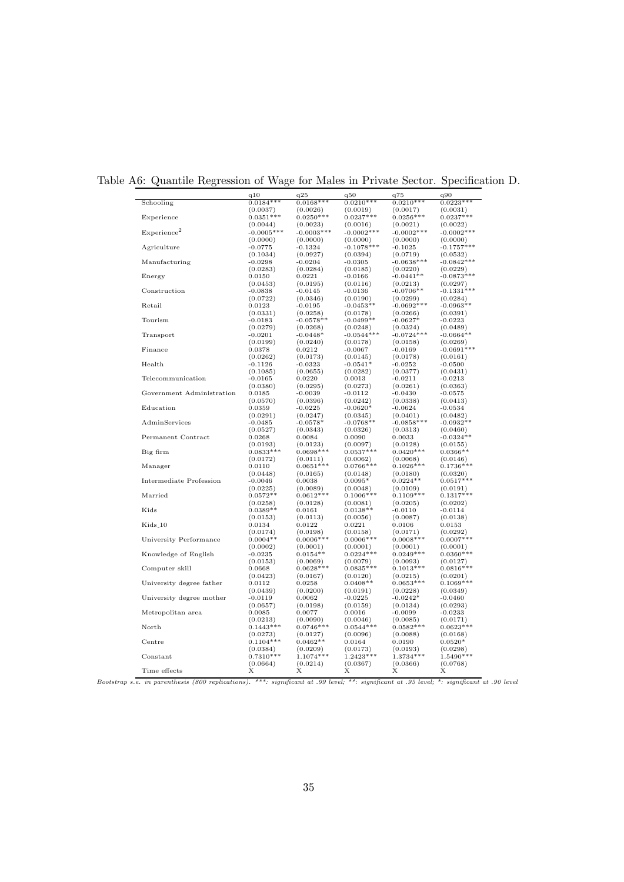Table A6: Quantile Regression of Wage for Males in Private Sector. Specification D.

| | q10 | q25 | q50 | q75 | q90 |
|---|---|---|---|---|---|
| Schooling | 0.0184*** | 0.0168*** | 0.0210*** | 0.0210*** | 0.0223*** |
| | (0.0037) | (0.0026) | (0.0019) | (0.0017) | (0.0031) |
| Experience | 0.0351*** | 0.0250*** | 0.0237*** | 0.0256*** | 0.0237*** |
| | (0.0044) | (0.0023) | (0.0016) | (0.0021) | (0.0022) |
| Experience$^2$ | -0.0005*** | -0.0003*** | -0.0002*** | -0.0002*** | -0.0002*** |
| | (0.0000) | (0.0000) | (0.0000) | (0.0000) | (0.0000) |
| Agriculture | -0.0775 | -0.1324 | -0.1078*** | -0.1025 | -0.1757*** |
| | (0.1034) | (0.0927) | (0.0394) | (0.0719) | (0.0532) |
| Manufacturing | -0.0298 | -0.0204 | -0.0305 | -0.0638*** | -0.0842*** |
| | (0.0283) | (0.0284) | (0.0185) | (0.0220) | (0.0229) |
| Energy | 0.0150 | 0.0221 | -0.0166 | -0.0441** | -0.0873*** |
| | (0.0453) | (0.0195) | (0.0116) | (0.0213) | (0.0297) |
| Construction | -0.0838 | -0.0145 | -0.0136 | -0.0706** | -0.1331*** |
| | (0.0722) | (0.0346) | (0.0190) | (0.0299) | (0.0284) |
| Retail | 0.0123 | -0.0195 | -0.0453** | -0.0692*** | -0.0963** |
| | (0.0331) | (0.0258) | (0.0178) | (0.0266) | (0.0391) |
| Tourism | -0.0183 | -0.0578** | -0.0499** | -0.0627* | -0.0223 |
| | (0.0279) | (0.0268) | (0.0248) | (0.0324) | (0.0489) |
| Transport | -0.0201 | -0.0448* | -0.0544*** | -0.0724*** | -0.0664** |
| | (0.0199) | (0.0240) | (0.0178) | (0.0158) | (0.0269) |
| Finance | 0.0378 | 0.0212 | -0.0067 | -0.0169 | -0.0691*** |
| | (0.0262) | (0.0173) | (0.0145) | (0.0178) | (0.0161) |
| Health | -0.1126 | -0.0323 | -0.0541* | -0.0252 | -0.0500 |
| | (0.1085) | (0.0655) | (0.0282) | (0.0377) | (0.0431) |
| Telecommunication | -0.0165 | 0.0220 | 0.0013 | -0.0211 | -0.0213 |
| | (0.0380) | (0.0295) | (0.0273) | (0.0261) | (0.0363) |
| Government Administration | 0.0185 | -0.0039 | -0.0112 | -0.0430 | -0.0575 |
| | (0.0570) | (0.0396) | (0.0242) | (0.0338) | (0.0413) |
| Education | 0.0359 | -0.0225 | -0.0620* | -0.0624 | -0.0534 |
| | (0.0291) | (0.0247) | (0.0345) | (0.0401) | (0.0482) |
| AdminServices | -0.0485 | -0.0578* | -0.0768** | -0.0858*** | -0.0932** |
| | (0.0527) | (0.0343) | (0.0326) | (0.0313) | (0.0460) |
| Permanent Contract | 0.0268 | 0.0084 | 0.0090 | 0.0033 | -0.0324** |
| | (0.0193) | (0.0123) | (0.0097) | (0.0128) | (0.0155) |
| Big firm | 0.0833*** | 0.0698*** | 0.0537*** | 0.0420*** | 0.0366** |
| | (0.0172) | (0.0111) | (0.0062) | (0.0068) | (0.0146) |
| Manager | 0.0110 | 0.0651*** | 0.0766*** | 0.1026*** | 0.1736*** |
| | (0.0448) | (0.0165) | (0.0148) | (0.0180) | (0.0320) |
| Intermediate Profession | -0.0046 | 0.0038 | 0.0095* | 0.0224** | 0.0517*** |
| | (0.0225) | (0.0089) | (0.0048) | (0.0109) | (0.0191) |
| Married | 0.0572** | 0.0612*** | 0.1006*** | 0.1109*** | 0.1317*** |
| | (0.0258) | (0.0128) | (0.0081) | (0.0205) | (0.0202) |
| Kids | 0.0389** | 0.0161 | 0.0138** | -0.0110 | -0.0114 |
| | (0.0153) | (0.0113) | (0.0056) | (0.0087) | (0.0138) |
| Kids_10 | 0.0134 | 0.0122 | 0.0221 | 0.0106 | 0.0153 |
| | (0.0174) | (0.0198) | (0.0158) | (0.0171) | (0.0292) |
| University Performance | 0.0004** | 0.0006*** | 0.0006*** | 0.0008*** | 0.0007*** |
| | (0.0002) | (0.0001) | (0.0001) | (0.0001) | (0.0001) |
| Knowledge of English | -0.0235 | 0.0154** | 0.0224*** | 0.0249*** | 0.0360*** |
| | (0.0153) | (0.0069) | (0.0079) | (0.0093) | (0.0127) |
| Computer skill | 0.0668 | 0.0628*** | 0.0835*** | 0.1013*** | 0.0816*** |
| | (0.0423) | (0.0167) | (0.0120) | (0.0215) | (0.0201) |
| University degree father | 0.0112 | 0.0258 | 0.0408** | 0.0653*** | 0.1069*** |
| | (0.0439) | (0.0200) | (0.0191) | (0.0228) | (0.0349) |
| University degree mother | -0.0119 | 0.0062 | -0.0225 | -0.0242* | -0.0460 |
| | (0.0657) | (0.0198) | (0.0159) | (0.0134) | (0.0293) |
| Metropolitan area | 0.0085 | 0.0077 | 0.0016 | -0.0099 | -0.0233 |
| | (0.0213) | (0.0090) | (0.0046) | (0.0085) | (0.0171) |
| North | 0.1443*** | 0.0746*** | 0.0544*** | 0.0582*** | 0.0623*** |
| | (0.0273) | (0.0127) | (0.0096) | (0.0088) | (0.0168) |
| Centre | 0.1104*** | 0.0462** | 0.0164 | 0.0190 | 0.0520* |
| | (0.0384) | (0.0209) | (0.0173) | (0.0193) | (0.0298) |
| Constant | 0.7310*** | 1.1074*** | 1.2423*** | 1.3734*** | 1.5490*** |
| | (0.0664) | (0.0214) | (0.0367) | (0.0366) | (0.0768) |
| Time effects | X | X | X | X | X |

*Bootstrap s.e. in parenthesis (800 replications). ***: significant at .99 level; **: significant at .95 level; *: significant at .90 level*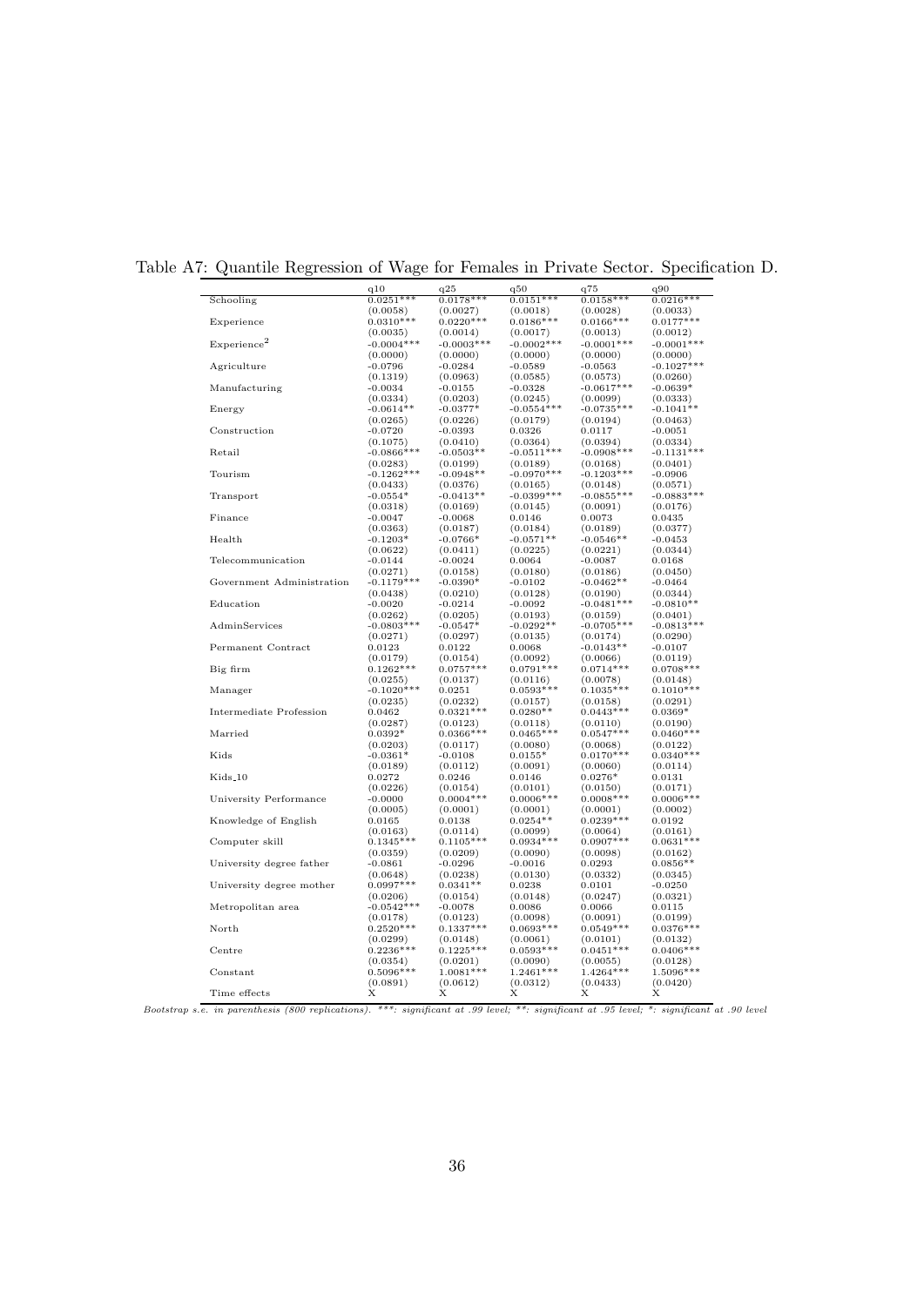Table A7: Quantile Regression of Wage for Females in Private Sector. Specification D.

| | q10 | q25 | q50 | q75 | q90 |
|---|---|---|---|---|---|
| Schooling | 0.0251*** | 0.0178*** | 0.0151*** | 0.0158*** | 0.0216*** |
| | (0.0058) | (0.0027) | (0.0018) | (0.0028) | (0.0033) |
| Experience | 0.0310*** | 0.0220*** | 0.0186*** | 0.0166*** | 0.0177*** |
| | (0.0035) | (0.0014) | (0.0017) | (0.0013) | (0.0012) |
| Experience$^2$ | -0.0004*** | -0.0003*** | -0.0002*** | -0.0001*** | -0.0001*** |
| | (0.0000) | (0.0000) | (0.0000) | (0.0000) | (0.0000) |
| Agriculture | -0.0796 | -0.0284 | -0.0589 | -0.0563 | -0.1027*** |
| | (0.1319) | (0.0963) | (0.0585) | (0.0573) | (0.0260) |
| Manufacturing | -0.0034 | -0.0155 | -0.0328 | -0.0617*** | -0.0639* |
| | (0.0334) | (0.0203) | (0.0245) | (0.0099) | (0.0333) |
| Energy | -0.0614** | -0.0377* | -0.0554*** | -0.0735*** | -0.1041** |
| | (0.0265) | (0.0226) | (0.0179) | (0.0194) | (0.0463) |
| Construction | -0.0720 | -0.0393 | 0.0326 | 0.0117 | -0.0051 |
| | (0.1075) | (0.0410) | (0.0364) | (0.0394) | (0.0334) |
| Retail | -0.0866*** | -0.0503** | -0.0511*** | -0.0908*** | -0.1131*** |
| | (0.0283) | (0.0199) | (0.0189) | (0.0168) | (0.0401) |
| Tourism | -0.1262*** | -0.0948** | -0.0970*** | -0.1203*** | -0.0906 |
| | (0.0433) | (0.0376) | (0.0165) | (0.0148) | (0.0571) |
| Transport | -0.0554* | -0.0413** | -0.0399*** | -0.0855*** | -0.0883*** |
| | (0.0318) | (0.0169) | (0.0145) | (0.0091) | (0.0176) |
| Finance | -0.0047 | -0.0068 | 0.0146 | 0.0073 | 0.0435 |
| | (0.0363) | (0.0187) | (0.0184) | (0.0189) | (0.0377) |
| Health | -0.1203* | -0.0766* | -0.0571** | -0.0546** | -0.0453 |
| | (0.0622) | (0.0411) | (0.0225) | (0.0221) | (0.0344) |
| Telecommunication | -0.0144 | -0.0024 | 0.0064 | -0.0087 | 0.0168 |
| | (0.0271) | (0.0158) | (0.0180) | (0.0186) | (0.0450) |
| Government Administration | -0.1179*** | -0.0390* | -0.0102 | -0.0462** | -0.0464 |
| | (0.0438) | (0.0210) | (0.0128) | (0.0190) | (0.0344) |
| Education | -0.0020 | -0.0214 | -0.0092 | -0.0481*** | -0.0810** |
| | (0.0262) | (0.0205) | (0.0193) | (0.0159) | (0.0401) |
| AdminServices | -0.0803*** | -0.0547* | -0.0292** | -0.0705*** | -0.0813*** |
| | (0.0271) | (0.0297) | (0.0135) | (0.0174) | (0.0290) |
| Permanent Contract | 0.0123 | 0.0122 | 0.0068 | -0.0143** | -0.0107 |
| | (0.0179) | (0.0154) | (0.0092) | (0.0066) | (0.0119) |
| Big firm | 0.1262*** | 0.0757*** | 0.0791*** | 0.0714*** | 0.0708*** |
| | (0.0255) | (0.0137) | (0.0116) | (0.0078) | (0.0148) |
| Manager | -0.1020*** | 0.0251 | 0.0593*** | 0.1035*** | 0.1010*** |
| | (0.0235) | (0.0232) | (0.0157) | (0.0158) | (0.0291) |
| Intermediate Profession | 0.0462 | 0.0321*** | 0.0280** | 0.0443*** | 0.0369* |
| | (0.0287) | (0.0123) | (0.0118) | (0.0110) | (0.0190) |
| Married | 0.0392* | 0.0366*** | 0.0465*** | 0.0547*** | 0.0460*** |
| | (0.0203) | (0.0117) | (0.0080) | (0.0068) | (0.0122) |
| Kids | -0.0361* | -0.0108 | 0.0155* | 0.0170*** | 0.0340*** |
| | (0.0189) | (0.0112) | (0.0091) | (0.0060) | (0.0114) |
| Kids_10 | 0.0272 | 0.0246 | 0.0146 | 0.0276* | 0.0131 |
| | (0.0226) | (0.0154) | (0.0101) | (0.0150) | (0.0171) |
| University Performance | -0.0000 | 0.0004*** | 0.0006*** | 0.0008*** | 0.0006*** |
| | (0.0005) | (0.0001) | (0.0001) | (0.0001) | (0.0002) |
| Knowledge of English | 0.0165 | 0.0138 | 0.0254** | 0.0239*** | 0.0192 |
| | (0.0163) | (0.0114) | (0.0099) | (0.0064) | (0.0161) |
| Computer skill | 0.1345*** | 0.1105*** | 0.0934*** | 0.0907*** | 0.0631*** |
| | (0.0359) | (0.0209) | (0.0090) | (0.0098) | (0.0162) |
| University degree father | -0.0861 | -0.0296 | -0.0016 | 0.0293 | 0.0856** |
| | (0.0648) | (0.0238) | (0.0130) | (0.0332) | (0.0345) |
| University degree mother | 0.0997*** | 0.0341** | 0.0238 | 0.0101 | -0.0250 |
| | (0.0206) | (0.0154) | (0.0148) | (0.0247) | (0.0321) |
| Metropolitan area | -0.0542*** | -0.0078 | 0.0086 | 0.0066 | 0.0115 |
| | (0.0178) | (0.0123) | (0.0098) | (0.0091) | (0.0199) |
| North | 0.2520*** | 0.1337*** | 0.0693*** | 0.0549*** | 0.0376*** |
| | (0.0299) | (0.0148) | (0.0061) | (0.0101) | (0.0132) |
| Centre | 0.2236*** | 0.1225*** | 0.0593*** | 0.0451*** | 0.0406*** |
| | (0.0354) | (0.0201) | (0.0090) | (0.0055) | (0.0128) |
| Constant | 0.5096*** | 1.0081*** | 1.2461*** | 1.4264*** | 1.5096*** |
| | (0.0891) | (0.0612) | (0.0312) | (0.0433) | (0.0420) |
| Time effects | X | X | X | X | X |

*Bootstrap s.e. in parenthesis (800 replications). ***: significant at .99 level; **: significant at .95 level; *: significant at .90 level*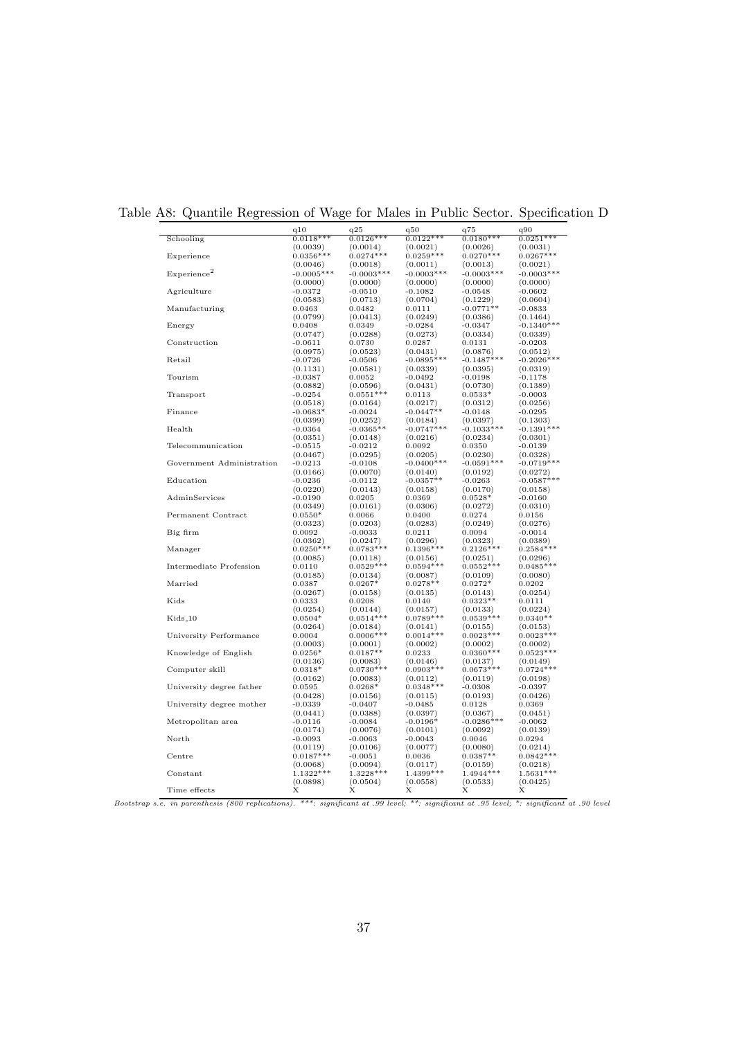Table A8: Quantile Regression of Wage for Males in Public Sector. Specification D

| | q10 | q25 | q50 | q75 | q90 |
|---|---|---|---|---|---|
| Schooling | 0.0118*** | 0.0126*** | 0.0122*** | 0.0180*** | 0.0251*** |
| | (0.0039) | (0.0014) | (0.0021) | (0.0026) | (0.0031) |
| Experience | 0.0356*** | 0.0274*** | 0.0259*** | 0.0270*** | 0.0267*** |
| | (0.0046) | (0.0018) | (0.0011) | (0.0013) | (0.0021) |
| Experience$^2$ | -0.0005*** | -0.0003*** | -0.0003*** | -0.0003*** | -0.0003*** |
| | (0.0000) | (0.0000) | (0.0000) | (0.0000) | (0.0000) |
| Agriculture | -0.0372 | -0.0510 | -0.1082 | -0.0548 | -0.0602 |
| | (0.0583) | (0.0713) | (0.0704) | (0.1229) | (0.0604) |
| Manufacturing | 0.0463 | 0.0482 | 0.0111 | -0.0771** | -0.0833 |
| | (0.0799) | (0.0413) | (0.0249) | (0.0386) | (0.1464) |
| Energy | 0.0408 | 0.0349 | -0.0284 | -0.0347 | -0.1340*** |
| | (0.0747) | (0.0288) | (0.0273) | (0.0334) | (0.0339) |
| Construction | -0.0611 | 0.0730 | 0.0287 | 0.0131 | -0.0203 |
| | (0.0975) | (0.0523) | (0.0431) | (0.0876) | (0.0512) |
| Retail | -0.0726 | -0.0506 | -0.0895*** | -0.1487*** | -0.2026*** |
| | (0.1131) | (0.0581) | (0.0339) | (0.0395) | (0.0319) |
| Tourism | -0.0387 | 0.0052 | -0.0492 | -0.0198 | -0.1178 |
| | (0.0882) | (0.0596) | (0.0431) | (0.0730) | (0.1389) |
| Transport | -0.0254 | 0.0551*** | 0.0113 | 0.0533* | -0.0003 |
| | (0.0518) | (0.0164) | (0.0217) | (0.0312) | (0.0256) |
| Finance | -0.0683* | -0.0024 | -0.0447** | -0.0148 | -0.0295 |
| | (0.0399) | (0.0252) | (0.0184) | (0.0397) | (0.1303) |
| Health | -0.0364 | -0.0365** | -0.0747*** | -0.1033*** | -0.1391*** |
| | (0.0351) | (0.0148) | (0.0216) | (0.0234) | (0.0301) |
| Telecommunication | -0.0515 | -0.0212 | 0.0092 | 0.0350 | -0.0139 |
| | (0.0467) | (0.0295) | (0.0205) | (0.0230) | (0.0328) |
| Government Administration | -0.0213 | -0.0108 | -0.0400*** | -0.0591*** | -0.0719*** |
| | (0.0166) | (0.0070) | (0.0140) | (0.0192) | (0.0272) |
| Education | -0.0236 | -0.0112 | -0.0357** | -0.0263 | -0.0587*** |
| | (0.0220) | (0.0143) | (0.0158) | (0.0170) | (0.0158) |
| AdminServices | -0.0190 | 0.0205 | 0.0369 | 0.0528* | -0.0160 |
| | (0.0349) | (0.0161) | (0.0306) | (0.0272) | (0.0310) |
| Permanent Contract | 0.0550* | 0.0066 | 0.0400 | 0.0274 | 0.0156 |
| | (0.0323) | (0.0203) | (0.0283) | (0.0249) | (0.0276) |
| Big firm | 0.0092 | -0.0033 | 0.0211 | 0.0094 | -0.0014 |
| | (0.0362) | (0.0247) | (0.0296) | (0.0323) | (0.0389) |
| Manager | 0.0250*** | 0.0783*** | 0.1396*** | 0.2126*** | 0.2584*** |
| | (0.0085) | (0.0118) | (0.0156) | (0.0251) | (0.0296) |
| Intermediate Profession | 0.0110 | 0.0529*** | 0.0594*** | 0.0552*** | 0.0485*** |
| | (0.0185) | (0.0134) | (0.0087) | (0.0109) | (0.0080) |
| Married | 0.0387 | 0.0267* | 0.0278** | 0.0272* | 0.0202 |
| | (0.0267) | (0.0158) | (0.0135) | (0.0143) | (0.0254) |
| Kids | 0.0333 | 0.0208 | 0.0140 | 0.0323** | 0.0111 |
| | (0.0254) | (0.0144) | (0.0157) | (0.0133) | (0.0224) |
| Kids_10 | 0.0504* | 0.0514*** | 0.0789*** | 0.0539*** | 0.0340** |
| | (0.0264) | (0.0184) | (0.0141) | (0.0155) | (0.0153) |
| University Performance | 0.0004 | 0.0006*** | 0.0014*** | 0.0023*** | 0.0023*** |
| | (0.0003) | (0.0001) | (0.0002) | (0.0002) | (0.0002) |
| Knowledge of English | 0.0256* | 0.0187** | 0.0233 | 0.0360*** | 0.0523*** |
| | (0.0136) | (0.0083) | (0.0146) | (0.0137) | (0.0149) |
| Computer skill | 0.0318* | 0.0730*** | 0.0903*** | 0.0673*** | 0.0724*** |
| | (0.0162) | (0.0083) | (0.0112) | (0.0119) | (0.0198) |
| University degree father | 0.0595 | 0.0268* | 0.0348*** | -0.0308 | -0.0397 |
| | (0.0428) | (0.0156) | (0.0115) | (0.0193) | (0.0426) |
| University degree mother | -0.0339 | -0.0407 | -0.0485 | 0.0128 | 0.0369 |
| | (0.0441) | (0.0388) | (0.0397) | (0.0367) | (0.0451) |
| Metropolitan area | -0.0116 | -0.0084 | -0.0196* | -0.0286*** | -0.0062 |
| | (0.0174) | (0.0076) | (0.0101) | (0.0092) | (0.0139) |
| North | -0.0093 | -0.0063 | -0.0043 | 0.0046 | 0.0294 |
| | (0.0119) | (0.0106) | (0.0077) | (0.0080) | (0.0214) |
| Centre | 0.0187*** | -0.0051 | 0.0036 | 0.0387** | 0.0842*** |
| | (0.0068) | (0.0094) | (0.0117) | (0.0159) | (0.0218) |
| Constant | 1.1322*** | 1.3228*** | 1.4399*** | 1.4944*** | 1.5631*** |
| | (0.0898) | (0.0504) | (0.0558) | (0.0533) | (0.0425) |
| Time effects | X | X | X | X | X |

*Bootstrap s.e. in parenthesis (800 replications). ***: significant at .99 level; **: significant at .95 level; *: significant at .90 level*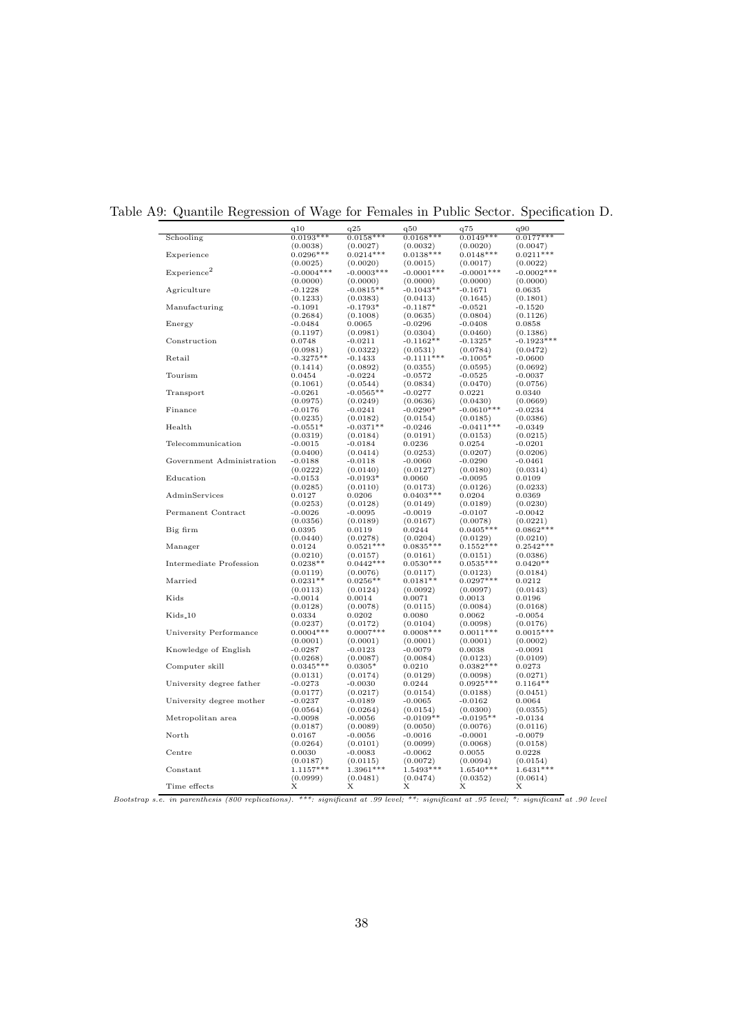Table A9: Quantile Regression of Wage for Females in Public Sector. Specification D.

| | q10 | q25 | q50 | q75 | q90 |
|---|---|---|---|---|---|
| Schooling | 0.0193*** | 0.0158*** | 0.0168*** | 0.0149*** | 0.0177*** |
| | (0.0038) | (0.0027) | (0.0032) | (0.0020) | (0.0047) |
| Experience | 0.0296*** | 0.0214*** | 0.0138*** | 0.0148*** | 0.0211*** |
| | (0.0025) | (0.0020) | (0.0015) | (0.0017) | (0.0022) |
| Experience$^2$ | -0.0004*** | -0.0003*** | -0.0001*** | -0.0001*** | -0.0002*** |
| | (0.0000) | (0.0000) | (0.0000) | (0.0000) | (0.0000) |
| Agriculture | -0.1228 | -0.0815** | -0.1043** | -0.1671 | 0.0635 |
| | (0.1233) | (0.0383) | (0.0413) | (0.1645) | (0.1801) |
| Manufacturing | -0.1091 | -0.1793* | -0.1187* | -0.0521 | -0.1520 |
| | (0.2684) | (0.1008) | (0.0635) | (0.0804) | (0.1126) |
| Energy | -0.0484 | 0.0065 | -0.0296 | -0.0408 | 0.0858 |
| | (0.1197) | (0.0981) | (0.0304) | (0.0460) | (0.1386) |
| Construction | 0.0748 | -0.0211 | -0.1162** | -0.1325* | -0.1923*** |
| | (0.0981) | (0.0322) | (0.0531) | (0.0784) | (0.0472) |
| Retail | -0.3275** | -0.1433 | -0.1111*** | -0.1005* | -0.0600 |
| | (0.1414) | (0.0892) | (0.0355) | (0.0595) | (0.0692) |
| Tourism | 0.0454 | -0.0224 | -0.0572 | -0.0525 | -0.0037 |
| | (0.1061) | (0.0544) | (0.0834) | (0.0470) | (0.0756) |
| Transport | -0.0261 | -0.0565** | -0.0277 | 0.0221 | 0.0340 |
| | (0.0975) | (0.0249) | (0.0636) | (0.0430) | (0.0669) |
| Finance | -0.0176 | -0.0241 | -0.0290* | -0.0610*** | -0.0234 |
| | (0.0235) | (0.0182) | (0.0154) | (0.0185) | (0.0386) |
| Health | -0.0551* | -0.0371** | -0.0246 | -0.0411*** | -0.0349 |
| | (0.0319) | (0.0184) | (0.0191) | (0.0153) | (0.0215) |
| Telecommunication | -0.0015 | -0.0184 | 0.0236 | 0.0254 | -0.0201 |
| | (0.0400) | (0.0414) | (0.0253) | (0.0207) | (0.0206) |
| Government Administration | -0.0188 | -0.0118 | -0.0060 | -0.0290 | -0.0461 |
| | (0.0222) | (0.0140) | (0.0127) | (0.0180) | (0.0314) |
| Education | -0.0153 | -0.0193* | 0.0060 | -0.0095 | 0.0109 |
| | (0.0285) | (0.0110) | (0.0173) | (0.0126) | (0.0233) |
| AdminServices | 0.0127 | 0.0206 | 0.0403*** | 0.0204 | 0.0369 |
| | (0.0253) | (0.0128) | (0.0149) | (0.0189) | (0.0230) |
| Permanent Contract | -0.0026 | -0.0095 | -0.0019 | -0.0107 | -0.0042 |
| | (0.0356) | (0.0189) | (0.0167) | (0.0078) | (0.0221) |
| Big firm | 0.0395 | 0.0119 | 0.0244 | 0.0405*** | 0.0862*** |
| | (0.0440) | (0.0278) | (0.0204) | (0.0129) | (0.0210) |
| Manager | 0.0124 | 0.0521*** | 0.0835*** | 0.1552*** | 0.2542*** |
| | (0.0210) | (0.0157) | (0.0161) | (0.0151) | (0.0386) |
| Intermediate Profession | 0.0238** | 0.0442*** | 0.0530*** | 0.0535*** | 0.0420** |
| | (0.0119) | (0.0076) | (0.0117) | (0.0123) | (0.0184) |
| Married | 0.0231** | 0.0256** | 0.0181** | 0.0297*** | 0.0212 |
| | (0.0113) | (0.0124) | (0.0092) | (0.0097) | (0.0143) |
| Kids | -0.0014 | 0.0014 | 0.0071 | 0.0013 | 0.0196 |
| | (0.0128) | (0.0078) | (0.0115) | (0.0084) | (0.0168) |
| Kids_10 | 0.0334 | 0.0202 | 0.0080 | 0.0062 | -0.0054 |
| | (0.0237) | (0.0172) | (0.0104) | (0.0098) | (0.0176) |
| University Performance | 0.0004*** | 0.0007*** | 0.0008*** | 0.0011*** | 0.0015*** |
| | (0.0001) | (0.0001) | (0.0001) | (0.0001) | (0.0002) |
| Knowledge of English | -0.0287 | -0.0123 | -0.0079 | 0.0038 | -0.0091 |
| | (0.0268) | (0.0087) | (0.0084) | (0.0123) | (0.0109) |
| Computer skill | 0.0345*** | 0.0305* | 0.0210 | 0.0382*** | 0.0273 |
| | (0.0131) | (0.0174) | (0.0129) | (0.0098) | (0.0271) |
| University degree father | -0.0273 | -0.0030 | 0.0244 | 0.0925*** | 0.1164** |
| | (0.0177) | (0.0217) | (0.0154) | (0.0188) | (0.0451) |
| University degree mother | -0.0237 | -0.0189 | -0.0065 | -0.0162 | 0.0064 |
| | (0.0564) | (0.0264) | (0.0154) | (0.0300) | (0.0355) |
| Metropolitan area | -0.0098 | -0.0056 | -0.0109** | -0.0195** | -0.0134 |
| | (0.0187) | (0.0089) | (0.0050) | (0.0076) | (0.0116) |
| North | 0.0167 | -0.0056 | -0.0016 | -0.0001 | -0.0079 |
| | (0.0264) | (0.0101) | (0.0099) | (0.0068) | (0.0158) |
| Centre | 0.0030 | -0.0083 | -0.0062 | 0.0055 | 0.0228 |
| | (0.0187) | (0.0115) | (0.0072) | (0.0094) | (0.0154) |
| Constant | 1.1157*** | 1.3961*** | 1.5493*** | 1.6540*** | 1.6431*** |
| | (0.0999) | (0.0481) | (0.0474) | (0.0352) | (0.0614) |
| Time effects | X | X | X | X | X |

*Bootstrap s.e. in parenthesis (800 replications). ***: significant at .99 level; **: significant at .95 level; *: significant at .90 level*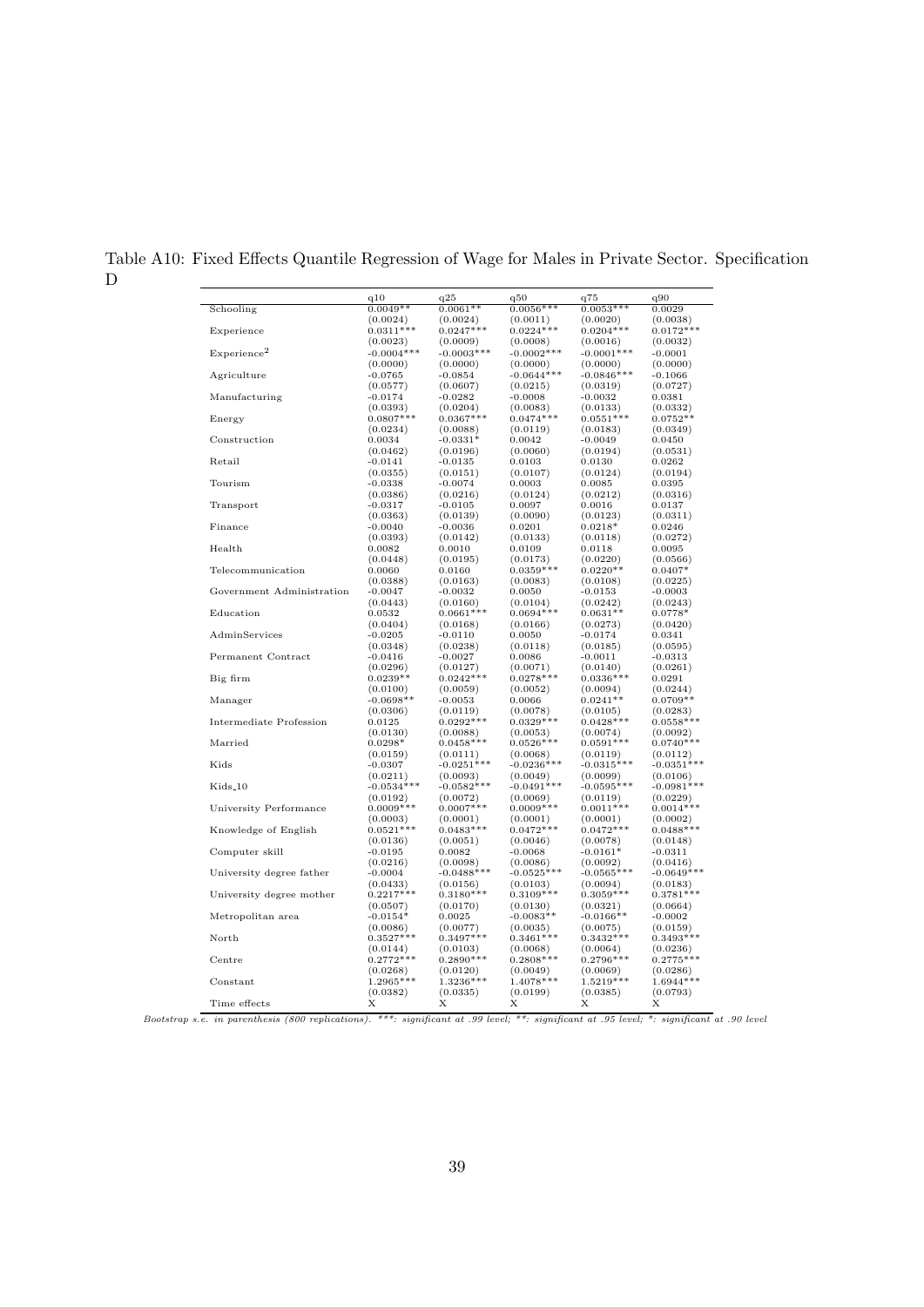Table A10: Fixed Effects Quantile Regression of Wage for Males in Private Sector. Specification D

| | q10 | q25 | q50 | q75 | q90 |
|---|---|---|---|---|---|
| Schooling | 0.0049** | 0.0061** | 0.0056*** | 0.0053*** | 0.0029 |
| | (0.0024) | (0.0024) | (0.0011) | (0.0020) | (0.0038) |
| Experience | 0.0311*** | 0.0247*** | 0.0224*** | 0.0204*** | 0.0172*** |
| | (0.0023) | (0.0009) | (0.0008) | (0.0016) | (0.0032) |
| Experience$^2$ | -0.0004*** | -0.0003*** | -0.0002*** | -0.0001*** | -0.0001 |
| | (0.0000) | (0.0000) | (0.0000) | (0.0000) | (0.0000) |
| Agriculture | -0.0765 | -0.0854 | -0.0644*** | -0.0846*** | -0.1066 |
| | (0.0577) | (0.0607) | (0.0215) | (0.0319) | (0.0727) |
| Manufacturing | -0.0174 | -0.0282 | -0.0008 | -0.0032 | 0.0381 |
| | (0.0393) | (0.0204) | (0.0083) | (0.0133) | (0.0332) |
| Energy | 0.0807*** | 0.0367*** | 0.0474*** | 0.0551*** | 0.0752** |
| | (0.0234) | (0.0088) | (0.0119) | (0.0183) | (0.0349) |
| Construction | 0.0034 | -0.0331* | 0.0042 | -0.0049 | 0.0450 |
| | (0.0462) | (0.0196) | (0.0060) | (0.0194) | (0.0531) |
| Retail | -0.0141 | -0.0135 | 0.0103 | 0.0130 | 0.0262 |
| | (0.0355) | (0.0151) | (0.0107) | (0.0124) | (0.0194) |
| Tourism | -0.0338 | -0.0074 | 0.0003 | 0.0085 | 0.0395 |
| | (0.0386) | (0.0216) | (0.0124) | (0.0212) | (0.0316) |
| Transport | -0.0317 | -0.0105 | 0.0097 | 0.0016 | 0.0137 |
| | (0.0363) | (0.0139) | (0.0090) | (0.0123) | (0.0311) |
| Finance | -0.0040 | -0.0036 | 0.0201 | 0.0218* | 0.0246 |
| | (0.0393) | (0.0142) | (0.0133) | (0.0118) | (0.0272) |
| Health | 0.0082 | 0.0010 | 0.0109 | 0.0118 | 0.0095 |
| | (0.0448) | (0.0195) | (0.0173) | (0.0220) | (0.0566) |
| Telecommunication | 0.0060 | 0.0160 | 0.0359*** | 0.0220** | 0.0407* |
| | (0.0388) | (0.0163) | (0.0083) | (0.0108) | (0.0225) |
| Government Administration | -0.0047 | -0.0032 | 0.0050 | -0.0153 | -0.0003 |
| | (0.0443) | (0.0160) | (0.0104) | (0.0242) | (0.0243) |
| Education | 0.0532 | 0.0661*** | 0.0694*** | 0.0631** | 0.0778* |
| | (0.0404) | (0.0168) | (0.0166) | (0.0273) | (0.0420) |
| AdminServices | -0.0205 | -0.0110 | 0.0050 | -0.0174 | 0.0341 |
| | (0.0348) | (0.0238) | (0.0118) | (0.0185) | (0.0595) |
| Permanent Contract | -0.0416 | -0.0027 | 0.0086 | -0.0011 | -0.0313 |
| | (0.0296) | (0.0127) | (0.0071) | (0.0140) | (0.0261) |
| Big firm | 0.0239** | 0.0242*** | 0.0278*** | 0.0336*** | 0.0291 |
| | (0.0100) | (0.0059) | (0.0052) | (0.0094) | (0.0244) |
| Manager | -0.0698** | -0.0053 | 0.0066 | 0.0241** | 0.0709** |
| | (0.0306) | (0.0119) | (0.0078) | (0.0105) | (0.0283) |
| Intermediate Profession | 0.0125 | 0.0292*** | 0.0329*** | 0.0428*** | 0.0558*** |
| | (0.0130) | (0.0088) | (0.0053) | (0.0074) | (0.0092) |
| Married | 0.0298* | 0.0458*** | 0.0526*** | 0.0591*** | 0.0740*** |
| | (0.0159) | (0.0111) | (0.0068) | (0.0119) | (0.0112) |
| Kids | -0.0307 | -0.0251*** | -0.0236*** | -0.0315*** | -0.0351*** |
| | (0.0211) | (0.0093) | (0.0049) | (0.0099) | (0.0106) |
| Kids_10 | -0.0534*** | -0.0582*** | -0.0491*** | -0.0595*** | -0.0981*** |
| | (0.0192) | (0.0072) | (0.0069) | (0.0119) | (0.0229) |
| University Performance | 0.0009*** | 0.0007*** | 0.0009*** | 0.0011*** | 0.0014*** |
| | (0.0003) | (0.0001) | (0.0001) | (0.0001) | (0.0002) |
| Knowledge of English | 0.0521*** | 0.0483*** | 0.0472*** | 0.0472*** | 0.0488*** |
| | (0.0136) | (0.0051) | (0.0046) | (0.0078) | (0.0148) |
| Computer skill | -0.0195 | 0.0082 | -0.0068 | -0.0161* | -0.0311 |
| | (0.0216) | (0.0098) | (0.0086) | (0.0092) | (0.0416) |
| University degree father | -0.0004 | -0.0488*** | -0.0525*** | -0.0565*** | -0.0649*** |
| | (0.0433) | (0.0156) | (0.0103) | (0.0094) | (0.0183) |
| University degree mother | 0.2217*** | 0.3180*** | 0.3109*** | 0.3059*** | 0.3781*** |
| | (0.0507) | (0.0170) | (0.0130) | (0.0321) | (0.0664) |
| Metropolitan area | -0.0154* | 0.0025 | -0.0083** | -0.0166** | -0.0002 |
| | (0.0086) | (0.0077) | (0.0035) | (0.0075) | (0.0159) |
| North | 0.3527*** | 0.3497*** | 0.3461*** | 0.3432*** | 0.3493*** |
| | (0.0144) | (0.0103) | (0.0068) | (0.0064) | (0.0236) |
| Centre | 0.2772*** | 0.2890*** | 0.2808*** | 0.2796*** | 0.2775*** |
| | (0.0268) | (0.0120) | (0.0049) | (0.0069) | (0.0286) |
| Constant | 1.2965*** | 1.3236*** | 1.4078*** | 1.5219*** | 1.6944*** |
| | (0.0382) | (0.0335) | (0.0199) | (0.0385) | (0.0793) |
| Time effects | X | X | X | X | X |

*Bootstrap s.e. in parenthesis (800 replications). \*\*\*: significant at .99 level; \*\*: significant at .95 level; \*: significant at .90 level*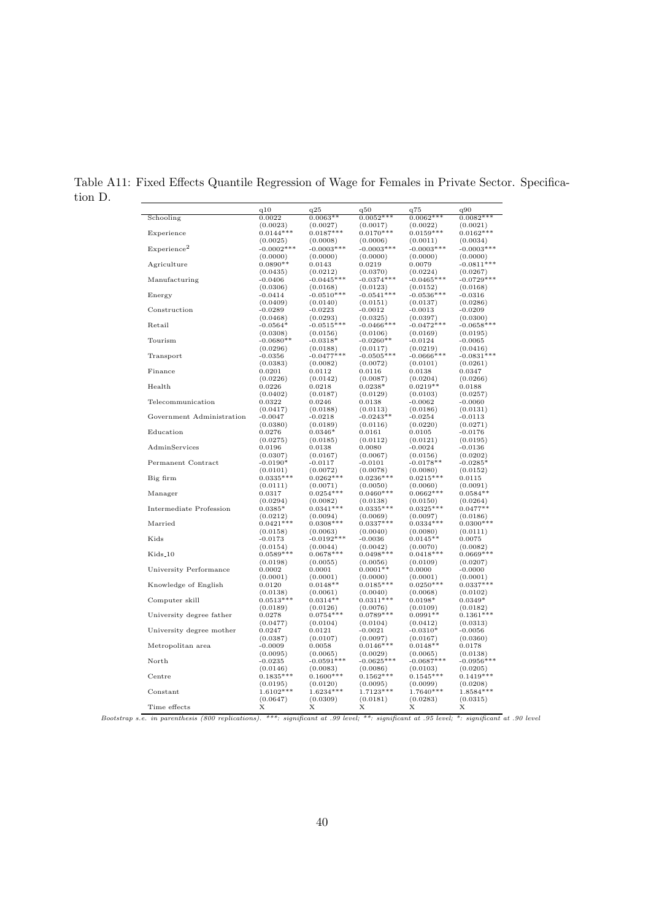Table A11: Fixed Effects Quantile Regression of Wage for Females in Private Sector. Specification D.

| | q10 | q25 | q50 | q75 | q90 |
|---|---|---|---|---|---|
| Schooling | 0.0022 | 0.0063** | 0.0052*** | 0.0062*** | 0.0082*** |
| | (0.0023) | (0.0027) | (0.0017) | (0.0022) | (0.0021) |
| Experience | 0.0144*** | 0.0187*** | 0.0170*** | 0.0159*** | 0.0162*** |
| | (0.0025) | (0.0008) | (0.0006) | (0.0011) | (0.0034) |
| Experience$^2$ | -0.0002*** | -0.0003*** | -0.0003*** | -0.0003*** | -0.0003*** |
| | (0.0000) | (0.0000) | (0.0000) | (0.0000) | (0.0000) |
| Agriculture | 0.0890** | 0.0143 | 0.0219 | 0.0079 | -0.0811*** |
| | (0.0435) | (0.0212) | (0.0370) | (0.0224) | (0.0267) |
| Manufacturing | -0.0406 | -0.0445*** | -0.0374*** | -0.0465*** | -0.0729*** |
| | (0.0306) | (0.0168) | (0.0123) | (0.0152) | (0.0168) |
| Energy | -0.0414 | -0.0510*** | -0.0541*** | -0.0536*** | -0.0316 |
| | (0.0409) | (0.0140) | (0.0151) | (0.0137) | (0.0286) |
| Construction | -0.0289 | -0.0223 | -0.0012 | -0.0013 | -0.0209 |
| | (0.0468) | (0.0293) | (0.0325) | (0.0397) | (0.0300) |
| Retail | -0.0564* | -0.0515*** | -0.0466*** | -0.0472*** | -0.0658*** |
| | (0.0308) | (0.0156) | (0.0106) | (0.0169) | (0.0195) |
| Tourism | -0.0680** | -0.0318* | -0.0260** | -0.0124 | -0.0065 |
| | (0.0296) | (0.0188) | (0.0117) | (0.0219) | (0.0416) |
| Transport | -0.0356 | -0.0477*** | -0.0505*** | -0.0666*** | -0.0831*** |
| | (0.0383) | (0.0082) | (0.0072) | (0.0101) | (0.0261) |
| Finance | 0.0201 | 0.0112 | 0.0116 | 0.0138 | 0.0347 |
| | (0.0226) | (0.0142) | (0.0087) | (0.0204) | (0.0266) |
| Health | 0.0226 | 0.0218 | 0.0238* | 0.0219** | 0.0188 |
| | (0.0402) | (0.0187) | (0.0129) | (0.0103) | (0.0257) |
| Telecommunication | 0.0322 | 0.0246 | 0.0138 | -0.0062 | -0.0060 |
| | (0.0417) | (0.0188) | (0.0113) | (0.0186) | (0.0131) |
| Government Administration | -0.0047 | -0.0218 | -0.0243** | -0.0254 | -0.0113 |
| | (0.0380) | (0.0189) | (0.0116) | (0.0220) | (0.0271) |
| Education | 0.0276 | 0.0346* | 0.0161 | 0.0105 | -0.0176 |
| | (0.0275) | (0.0185) | (0.0112) | (0.0121) | (0.0195) |
| AdminServices | 0.0196 | 0.0138 | 0.0080 | -0.0024 | -0.0136 |
| | (0.0307) | (0.0167) | (0.0067) | (0.0156) | (0.0202) |
| Permanent Contract | -0.0190* | -0.0117 | -0.0101 | -0.0178** | -0.0285* |
| | (0.0101) | (0.0072) | (0.0078) | (0.0080) | (0.0152) |
| Big firm | 0.0335*** | 0.0262*** | 0.0236*** | 0.0215*** | 0.0115 |
| | (0.0111) | (0.0071) | (0.0050) | (0.0060) | (0.0091) |
| Manager | 0.0317 | 0.0254*** | 0.0460*** | 0.0662*** | 0.0584** |
| | (0.0294) | (0.0082) | (0.0138) | (0.0150) | (0.0264) |
| Intermediate Profession | 0.0385* | 0.0341*** | 0.0335*** | 0.0325*** | 0.0477** |
| | (0.0212) | (0.0094) | (0.0069) | (0.0097) | (0.0186) |
| Married | 0.0421*** | 0.0308*** | 0.0337*** | 0.0334*** | 0.0300*** |
| | (0.0158) | (0.0063) | (0.0040) | (0.0080) | (0.0111) |
| Kids | -0.0173 | -0.0192*** | -0.0036 | 0.0145** | 0.0075 |
| | (0.0154) | (0.0044) | (0.0042) | (0.0070) | (0.0082) |
| Kids_10 | 0.0589*** | 0.0678*** | 0.0498*** | 0.0418*** | 0.0669*** |
| | (0.0198) | (0.0055) | (0.0056) | (0.0109) | (0.0207) |
| University Performance | 0.0002 | 0.0001 | 0.0001** | 0.0000 | -0.0000 |
| | (0.0001) | (0.0001) | (0.0000) | (0.0001) | (0.0001) |
| Knowledge of English | 0.0120 | 0.0148** | 0.0185*** | 0.0250*** | 0.0337*** |
| | (0.0138) | (0.0061) | (0.0040) | (0.0068) | (0.0102) |
| Computer skill | 0.0513*** | 0.0314** | 0.0311*** | 0.0198* | 0.0349* |
| | (0.0189) | (0.0126) | (0.0076) | (0.0109) | (0.0182) |
| University degree father | 0.0278 | 0.0754*** | 0.0789*** | 0.0991** | 0.1361*** |
| | (0.0477) | (0.0104) | (0.0104) | (0.0412) | (0.0313) |
| University degree mother | 0.0247 | 0.0121 | -0.0021 | -0.0310* | -0.0056 |
| | (0.0387) | (0.0107) | (0.0097) | (0.0167) | (0.0360) |
| Metropolitan area | -0.0009 | 0.0058 | 0.0146*** | 0.0148** | 0.0178 |
| | (0.0095) | (0.0065) | (0.0029) | (0.0065) | (0.0138) |
| North | -0.0235 | -0.0591*** | -0.0625*** | -0.0687*** | -0.0956*** |
| | (0.0146) | (0.0083) | (0.0086) | (0.0103) | (0.0205) |
| Centre | 0.1835*** | 0.1600*** | 0.1562*** | 0.1545*** | 0.1419*** |
| | (0.0195) | (0.0120) | (0.0095) | (0.0099) | (0.0208) |
| Constant | 1.6102*** | 1.6234*** | 1.7123*** | 1.7640*** | 1.8584*** |
| | (0.0647) | (0.0309) | (0.0181) | (0.0283) | (0.0315) |
| Time effects | X | X | X | X | X |

*Bootstrap s.e. in parenthesis (800 replications). ***: significant at .99 level; **: significant at .95 level; *: significant at .90 level*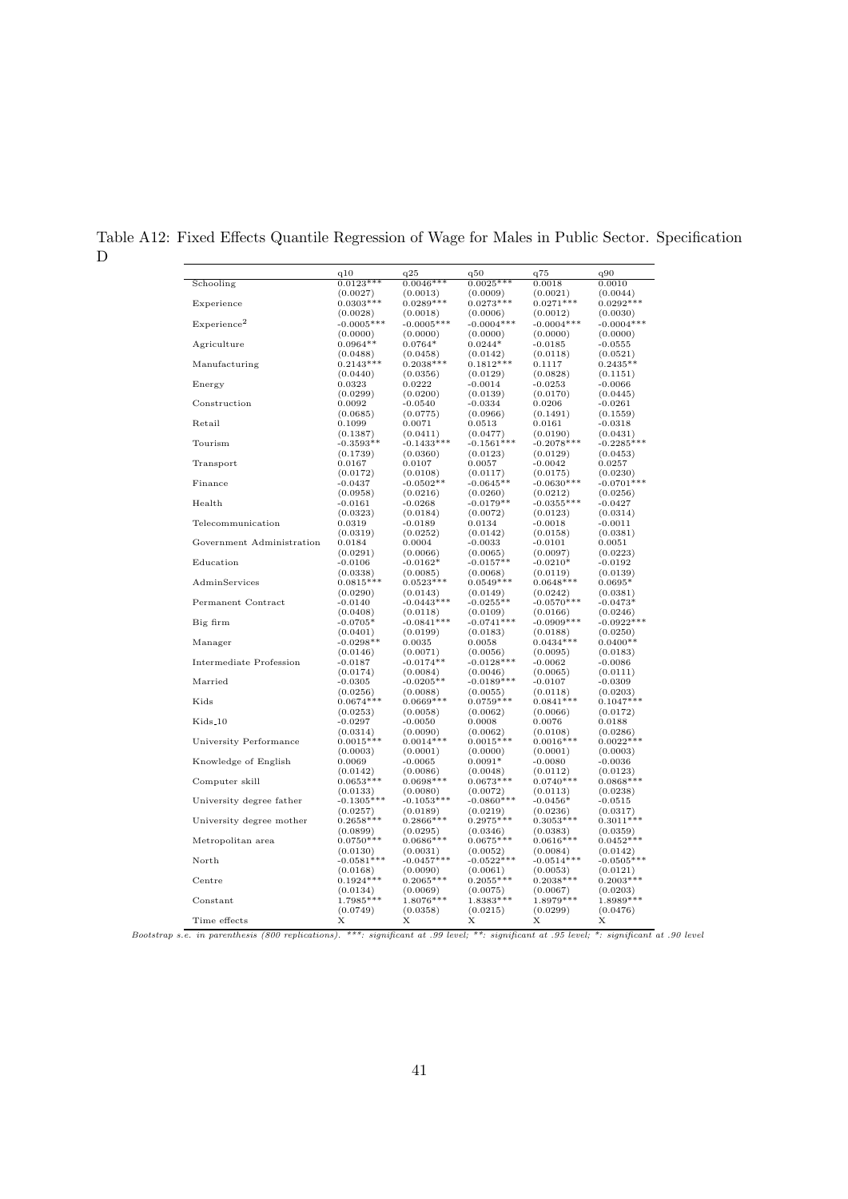Table A12: Fixed Effects Quantile Regression of Wage for Males in Public Sector. Specification D

| | q10 | q25 | q50 | q75 | q90 |
|---|---|---|---|---|---|
| Schooling | 0.0123*** | 0.0046*** | 0.0025*** | 0.0018 | 0.0010 |
| | (0.0027) | (0.0013) | (0.0009) | (0.0021) | (0.0044) |
| Experience | 0.0303*** | 0.0289*** | 0.0273*** | 0.0271*** | 0.0292*** |
| | (0.0028) | (0.0018) | (0.0006) | (0.0012) | (0.0030) |
| Experience$^2$ | -0.0005*** | -0.0005*** | -0.0004*** | -0.0004*** | -0.0004*** |
| | (0.0000) | (0.0000) | (0.0000) | (0.0000) | (0.0000) |
| Agriculture | 0.0964** | 0.0764* | 0.0244* | -0.0185 | -0.0555 |
| | (0.0488) | (0.0458) | (0.0142) | (0.0118) | (0.0521) |
| Manufacturing | 0.2143*** | 0.2038*** | 0.1812*** | 0.1117 | 0.2435** |
| | (0.0440) | (0.0356) | (0.0129) | (0.0828) | (0.1151) |
| Energy | 0.0323 | 0.0222 | -0.0014 | -0.0253 | -0.0066 |
| | (0.0299) | (0.0200) | (0.0139) | (0.0170) | (0.0445) |
| Construction | 0.0092 | -0.0540 | -0.0334 | 0.0206 | -0.0261 |
| | (0.0685) | (0.0775) | (0.0966) | (0.1491) | (0.1559) |
| Retail | 0.1099 | 0.0071 | 0.0513 | 0.0161 | -0.0318 |
| | (0.1387) | (0.0411) | (0.0477) | (0.0190) | (0.0431) |
| Tourism | -0.3593** | -0.1433*** | -0.1561*** | -0.2078*** | -0.2285*** |
| | (0.1739) | (0.0360) | (0.0123) | (0.0129) | (0.0453) |
| Transport | 0.0167 | 0.0107 | 0.0057 | -0.0042 | 0.0257 |
| | (0.0172) | (0.0108) | (0.0117) | (0.0175) | (0.0230) |
| Finance | -0.0437 | -0.0502** | -0.0645** | -0.0630*** | -0.0701*** |
| | (0.0958) | (0.0216) | (0.0260) | (0.0212) | (0.0256) |
| Health | -0.0161 | -0.0268 | -0.0179** | -0.0355*** | -0.0427 |
| | (0.0323) | (0.0184) | (0.0072) | (0.0123) | (0.0314) |
| Telecommunication | 0.0319 | -0.0189 | 0.0134 | -0.0018 | -0.0011 |
| | (0.0319) | (0.0252) | (0.0142) | (0.0158) | (0.0381) |
| Government Administration | 0.0184 | 0.0004 | -0.0033 | -0.0101 | 0.0051 |
| | (0.0291) | (0.0066) | (0.0065) | (0.0097) | (0.0223) |
| Education | -0.0106 | -0.0162* | -0.0157** | -0.0210* | -0.0192 |
| | (0.0338) | (0.0085) | (0.0068) | (0.0119) | (0.0139) |
| AdminServices | 0.0815*** | 0.0523*** | 0.0549*** | 0.0648*** | 0.0695* |
| | (0.0290) | (0.0143) | (0.0149) | (0.0242) | (0.0381) |
| Permanent Contract | -0.0140 | -0.0443*** | -0.0255** | -0.0570*** | -0.0473* |
| | (0.0408) | (0.0118) | (0.0109) | (0.0166) | (0.0246) |
| Big firm | -0.0705* | -0.0841*** | -0.0741*** | -0.0909*** | -0.0922*** |
| | (0.0401) | (0.0199) | (0.0183) | (0.0188) | (0.0250) |
| Manager | -0.0298** | 0.0035 | 0.0058 | 0.0434*** | 0.0400** |
| | (0.0146) | (0.0071) | (0.0056) | (0.0095) | (0.0183) |
| Intermediate Profession | -0.0187 | -0.0174** | -0.0128*** | -0.0062 | -0.0086 |
| | (0.0174) | (0.0084) | (0.0046) | (0.0065) | (0.0111) |
| Married | -0.0305 | -0.0205** | -0.0189*** | -0.0107 | -0.0309 |
| | (0.0256) | (0.0088) | (0.0055) | (0.0118) | (0.0203) |
| Kids | 0.0674*** | 0.0669*** | 0.0759*** | 0.0841*** | 0.1047*** |
| | (0.0253) | (0.0058) | (0.0062) | (0.0066) | (0.0172) |
| Kids_10 | -0.0297 | -0.0050 | 0.0008 | 0.0076 | 0.0188 |
| | (0.0314) | (0.0090) | (0.0062) | (0.0108) | (0.0286) |
| University Performance | 0.0015*** | 0.0014*** | 0.0015*** | 0.0016*** | 0.0022*** |
| | (0.0003) | (0.0001) | (0.0000) | (0.0001) | (0.0003) |
| Knowledge of English | 0.0069 | -0.0065 | 0.0091* | -0.0080 | -0.0036 |
| | (0.0142) | (0.0086) | (0.0048) | (0.0112) | (0.0123) |
| Computer skill | 0.0653*** | 0.0698*** | 0.0673*** | 0.0740*** | 0.0868*** |
| | (0.0133) | (0.0080) | (0.0072) | (0.0113) | (0.0238) |
| University degree father | -0.1305*** | -0.1053*** | -0.0860*** | -0.0456* | -0.0515 |
| | (0.0257) | (0.0189) | (0.0219) | (0.0236) | (0.0317) |
| University degree mother | 0.2658*** | 0.2866*** | 0.2975*** | 0.3053*** | 0.3011*** |
| | (0.0899) | (0.0295) | (0.0346) | (0.0383) | (0.0359) |
| Metropolitan area | 0.0750*** | 0.0686*** | 0.0675*** | 0.0616*** | 0.0452*** |
| | (0.0130) | (0.0031) | (0.0052) | (0.0084) | (0.0142) |
| North | -0.0581*** | -0.0457*** | -0.0522*** | -0.0514*** | -0.0505*** |
| | (0.0168) | (0.0090) | (0.0061) | (0.0053) | (0.0121) |
| Centre | 0.1924*** | 0.2065*** | 0.2055*** | 0.2038*** | 0.2003*** |
| | (0.0134) | (0.0069) | (0.0075) | (0.0067) | (0.0203) |
| Constant | 1.7985*** | 1.8076*** | 1.8383*** | 1.8979*** | 1.8989*** |
| | (0.0749) | (0.0358) | (0.0215) | (0.0299) | (0.0476) |
| Time effects | X | X | X | X | X |

*Bootstrap s.e. in parenthesis (800 replications). \*\*\*: significant at .99 level; \*\*: significant at .95 level; \*: significant at .90 level*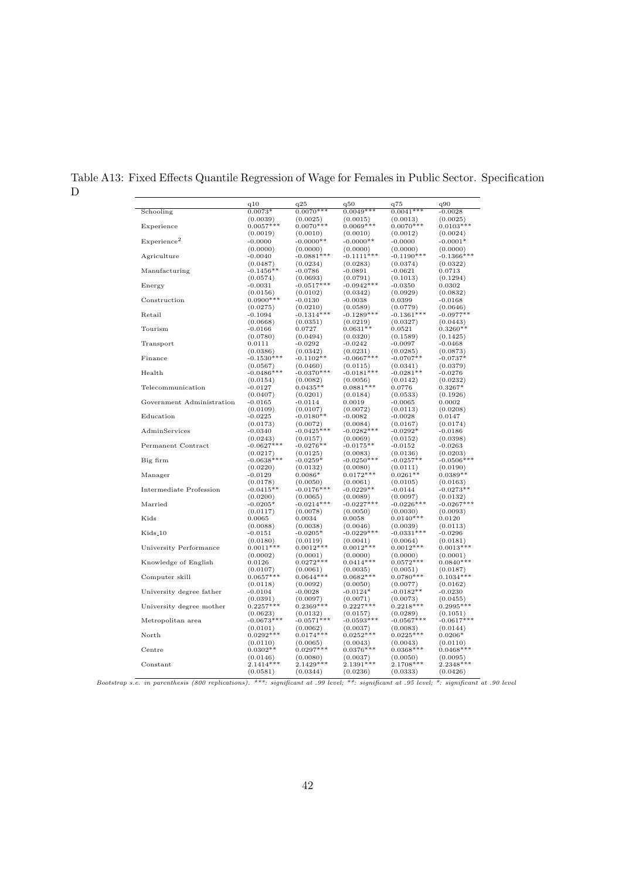Table A13: Fixed Effects Quantile Regression of Wage for Females in Public Sector. Specification D

| | q10 | q25 | q50 | q75 | q90 |
|---|---|---|---|---|---|
| Schooling | 0.0073* | 0.0070*** | 0.0049*** | 0.0041*** | -0.0028 |
| | (0.0039) | (0.0025) | (0.0015) | (0.0013) | (0.0025) |
| Experience | 0.0057*** | 0.0070*** | 0.0069*** | 0.0070*** | 0.0103*** |
| | (0.0019) | (0.0010) | (0.0010) | (0.0012) | (0.0024) |
| Experience$^2$ | -0.0000 | -0.0000** | -0.0000** | -0.0000 | -0.0001* |
| | (0.0000) | (0.0000) | (0.0000) | (0.0000) | (0.0000) |
| Agriculture | -0.0040 | -0.0881*** | -0.1111*** | -0.1190*** | -0.1366*** |
| | (0.0487) | (0.0234) | (0.0283) | (0.0374) | (0.0322) |
| Manufacturing | -0.1456** | -0.0786 | -0.0891 | -0.0621 | 0.0713 |
| | (0.0574) | (0.0693) | (0.0791) | (0.1013) | (0.1294) |
| Energy | -0.0031 | -0.0517*** | -0.0942*** | -0.0350 | 0.0302 |
| | (0.0156) | (0.0102) | (0.0342) | (0.0929) | (0.0832) |
| Construction | 0.0900*** | -0.0130 | -0.0038 | 0.0399 | -0.0168 |
| | (0.0275) | (0.0210) | (0.0589) | (0.0779) | (0.0646) |
| Retail | -0.1094 | -0.1314*** | -0.1289*** | -0.1361*** | -0.0977** |
| | (0.0668) | (0.0351) | (0.0219) | (0.0327) | (0.0443) |
| Tourism | -0.0166 | 0.0727 | 0.0631** | 0.0521 | 0.3260** |
| | (0.0780) | (0.0494) | (0.0320) | (0.1589) | (0.1425) |
| Transport | 0.0111 | -0.0292 | -0.0242 | -0.0097 | -0.0468 |
| | (0.0386) | (0.0342) | (0.0231) | (0.0285) | (0.0873) |
| Finance | -0.1530*** | -0.1102** | -0.0667*** | -0.0707** | -0.0737* |
| | (0.0567) | (0.0460) | (0.0115) | (0.0341) | (0.0379) |
| Health | -0.0486*** | -0.0370*** | -0.0181*** | -0.0281** | -0.0276 |
| | (0.0154) | (0.0082) | (0.0056) | (0.0142) | (0.0232) |
| Telecommunication | -0.0127 | 0.0435** | 0.0881*** | 0.0776 | 0.3267* |
| | (0.0407) | (0.0201) | (0.0184) | (0.0533) | (0.1926) |
| Government Administration | -0.0165 | -0.0114 | 0.0019 | -0.0065 | 0.0002 |
| | (0.0109) | (0.0107) | (0.0072) | (0.0113) | (0.0208) |
| Education | -0.0225 | -0.0180** | -0.0082 | -0.0028 | 0.0147 |
| | (0.0173) | (0.0072) | (0.0084) | (0.0167) | (0.0174) |
| AdminServices | -0.0340 | -0.0425*** | -0.0282*** | -0.0292* | -0.0186 |
| | (0.0243) | (0.0157) | (0.0069) | (0.0152) | (0.0398) |
| Permanent Contract | -0.0627*** | -0.0276** | -0.0175** | -0.0152 | -0.0263 |
| | (0.0217) | (0.0125) | (0.0083) | (0.0136) | (0.0203) |
| Big firm | -0.0638*** | -0.0259* | -0.0250*** | -0.0257** | -0.0506*** |
| | (0.0220) | (0.0132) | (0.0080) | (0.0111) | (0.0190) |
| Manager | -0.0129 | 0.0086* | 0.0172*** | 0.0261** | 0.0389** |
| | (0.0178) | (0.0050) | (0.0061) | (0.0105) | (0.0163) |
| Intermediate Profession | -0.0415** | -0.0176*** | -0.0229** | -0.0144 | -0.0273** |
| | (0.0200) | (0.0065) | (0.0089) | (0.0097) | (0.0132) |
| Married | -0.0205* | -0.0214*** | -0.0227*** | -0.0226*** | -0.0267*** |
| | (0.0117) | (0.0078) | (0.0050) | (0.0030) | (0.0093) |
| Kids | 0.0065 | 0.0034 | 0.0058 | 0.0140*** | 0.0120 |
| | (0.0088) | (0.0038) | (0.0046) | (0.0039) | (0.0113) |
| Kids_10 | -0.0151 | -0.0205* | -0.0229*** | -0.0331*** | -0.0296 |
| | (0.0180) | (0.0119) | (0.0041) | (0.0064) | (0.0181) |
| University Performance | 0.0011*** | 0.0012*** | 0.0012*** | 0.0012*** | 0.0013*** |
| | (0.0002) | (0.0001) | (0.0000) | (0.0000) | (0.0001) |
| Knowledge of English | 0.0126 | 0.0272*** | 0.0414*** | 0.0572*** | 0.0840*** |
| | (0.0107) | (0.0061) | (0.0035) | (0.0051) | (0.0187) |
| Computer skill | 0.0657*** | 0.0644*** | 0.0682*** | 0.0780*** | 0.1034*** |
| | (0.0118) | (0.0092) | (0.0050) | (0.0077) | (0.0162) |
| University degree father | -0.0104 | -0.0028 | -0.0124* | -0.0182** | -0.0230 |
| | (0.0391) | (0.0097) | (0.0071) | (0.0073) | (0.0455) |
| University degree mother | 0.2257*** | 0.2369*** | 0.2227*** | 0.2218*** | 0.2995*** |
| | (0.0623) | (0.0132) | (0.0157) | (0.0289) | (0.1051) |
| Metropolitan area | -0.0673*** | -0.0571*** | -0.0593*** | -0.0567*** | -0.0617*** |
| | (0.0101) | (0.0062) | (0.0037) | (0.0083) | (0.0144) |
| North | 0.0292*** | 0.0174*** | 0.0252*** | 0.0225*** | 0.0206* |
| | (0.0110) | (0.0065) | (0.0043) | (0.0043) | (0.0110) |
| Centre | 0.0302** | 0.0297*** | 0.0376*** | 0.0368*** | 0.0468*** |
| | (0.0146) | (0.0080) | (0.0037) | (0.0050) | (0.0095) |
| Constant | 2.1414*** | 2.1429*** | 2.1391*** | 2.1708*** | 2.2348*** |
| | (0.0581) | (0.0344) | (0.0236) | (0.0333) | (0.0426) |

*Bootstrap s.e. in parenthesis (800 replications). \*\*\*: significant at .99 level; \*\*: significant at .95 level; \*: significant at .90 level*